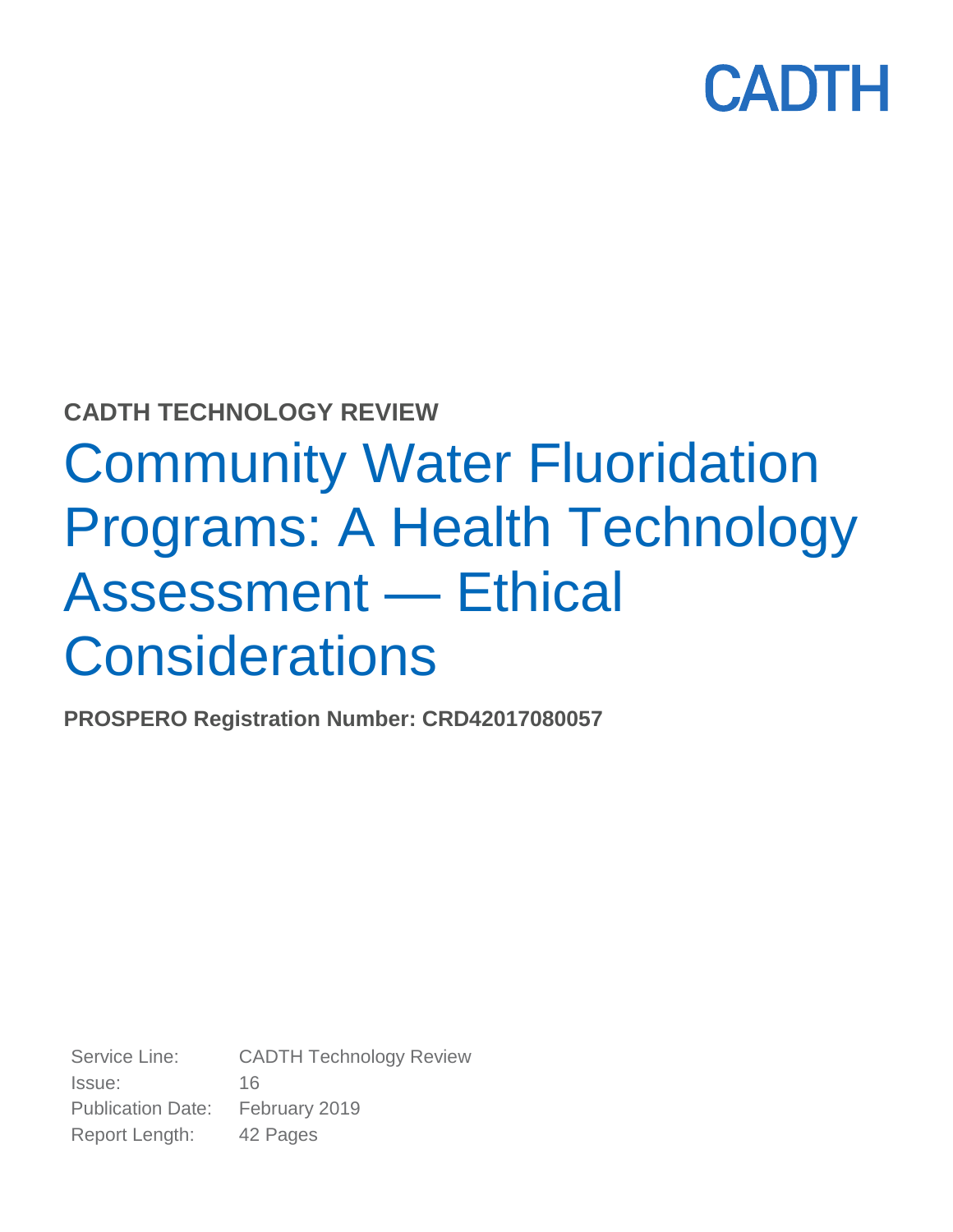CADTH

**CADTH TECHNOLOGY REVIEW**

# Community Water Fluoridation Programs: A Health Technology Assessment — Ethical Considerations

**PROSPERO Registration Number: CRD42017080057**

| | |
|---|---|
| Service Line: | CADTH Technology Review |
| Issue: | 16 |
| Publication Date: | February 2019 |
| Report Length: | 42 Pages |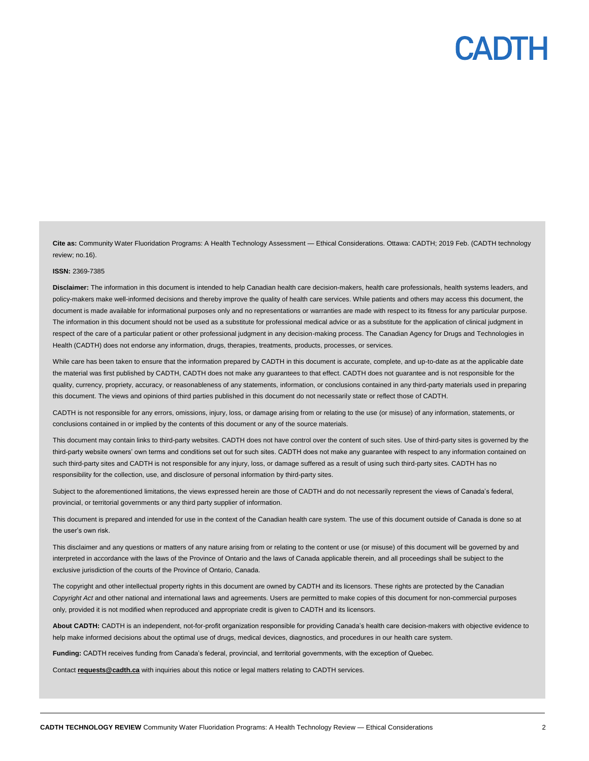**Cite as:** Community Water Fluoridation Programs: A Health Technology Assessment — Ethical Considerations. Ottawa: CADTH; 2019 Feb. (CADTH technology review; no.16).

**ISSN:** 2369-7385

**Disclaimer:** The information in this document is intended to help Canadian health care decision-makers, health care professionals, health systems leaders, and policy-makers make well-informed decisions and thereby improve the quality of health care services. While patients and others may access this document, the document is made available for informational purposes only and no representations or warranties are made with respect to its fitness for any particular purpose. The information in this document should not be used as a substitute for professional medical advice or as a substitute for the application of clinical judgment in respect of the care of a particular patient or other professional judgment in any decision-making process. The Canadian Agency for Drugs and Technologies in Health (CADTH) does not endorse any information, drugs, therapies, treatments, products, processes, or services.

While care has been taken to ensure that the information prepared by CADTH in this document is accurate, complete, and up-to-date as at the applicable date the material was first published by CADTH, CADTH does not make any guarantees to that effect. CADTH does not guarantee and is not responsible for the quality, currency, propriety, accuracy, or reasonableness of any statements, information, or conclusions contained in any third-party materials used in preparing this document. The views and opinions of third parties published in this document do not necessarily state or reflect those of CADTH.

CADTH is not responsible for any errors, omissions, injury, loss, or damage arising from or relating to the use (or misuse) of any information, statements, or conclusions contained in or implied by the contents of this document or any of the source materials.

This document may contain links to third-party websites. CADTH does not have control over the content of such sites. Use of third-party sites is governed by the third-party website owners' own terms and conditions set out for such sites. CADTH does not make any guarantee with respect to any information contained on such third-party sites and CADTH is not responsible for any injury, loss, or damage suffered as a result of using such third-party sites. CADTH has no responsibility for the collection, use, and disclosure of personal information by third-party sites.

Subject to the aforementioned limitations, the views expressed herein are those of CADTH and do not necessarily represent the views of Canada's federal, provincial, or territorial governments or any third party supplier of information.

This document is prepared and intended for use in the context of the Canadian health care system. The use of this document outside of Canada is done so at the user's own risk.

This disclaimer and any questions or matters of any nature arising from or relating to the content or use (or misuse) of this document will be governed by and interpreted in accordance with the laws of the Province of Ontario and the laws of Canada applicable therein, and all proceedings shall be subject to the exclusive jurisdiction of the courts of the Province of Ontario, Canada.

The copyright and other intellectual property rights in this document are owned by CADTH and its licensors. These rights are protected by the Canadian *Copyright Act* and other national and international laws and agreements. Users are permitted to make copies of this document for non-commercial purposes only, provided it is not modified when reproduced and appropriate credit is given to CADTH and its licensors.

**About CADTH:** CADTH is an independent, not-for-profit organization responsible for providing Canada's health care decision-makers with objective evidence to help make informed decisions about the optimal use of drugs, medical devices, diagnostics, and procedures in our health care system.

**Funding:** CADTH receives funding from Canada's federal, provincial, and territorial governments, with the exception of Quebec.

Contact **requests@cadth.ca** with inquiries about this notice or legal matters relating to CADTH services.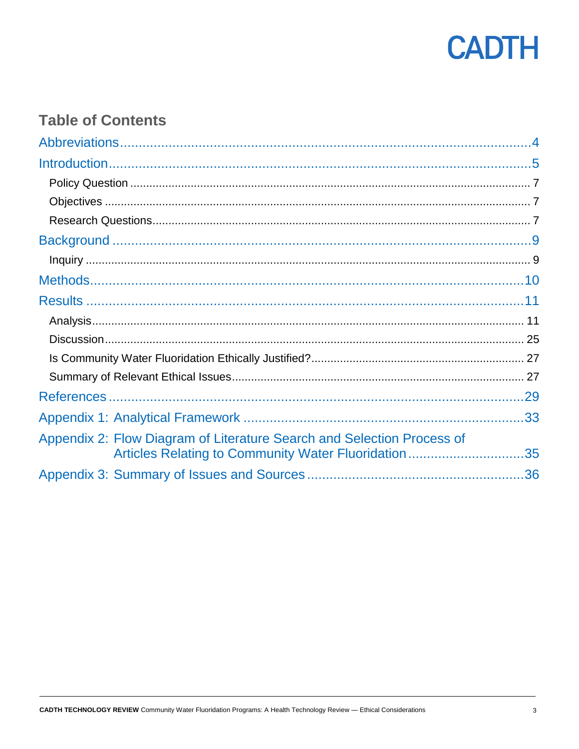## Table of Contents

Abbreviations ..... 4

Introduction ..... 5

- Policy Question ..... 7
- Objectives ..... 7
- Research Questions ..... 7

Background ..... 9

- Inquiry ..... 9

Methods ..... 10

Results ..... 11

- Analysis ..... 11
- Discussion ..... 25
- Is Community Water Fluoridation Ethically Justified? ..... 27
- Summary of Relevant Ethical Issues ..... 27

References ..... 29

Appendix 1: Analytical Framework ..... 33

Appendix 2: Flow Diagram of Literature Search and Selection Process of Articles Relating to Community Water Fluoridation ..... 35

Appendix 3: Summary of Issues and Sources ..... 36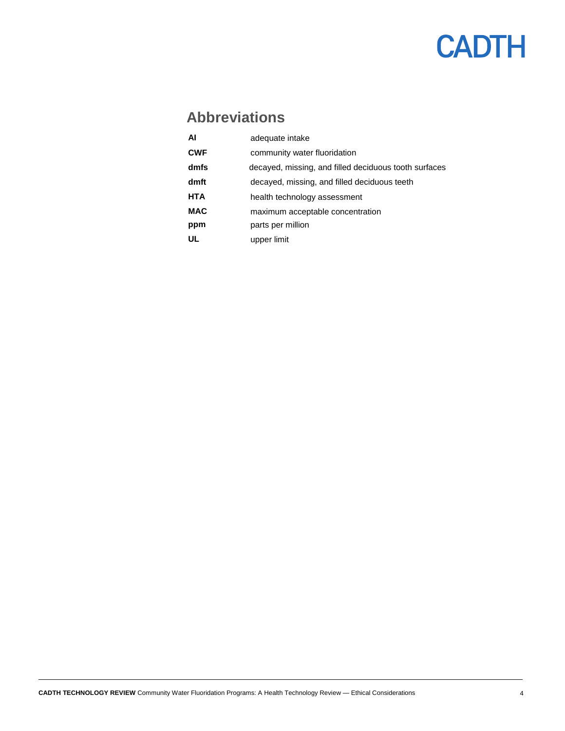## Abbreviations

| | |
|---|---|
| **AI** | adequate intake |
| **CWF** | community water fluoridation |
| **dmfs** | decayed, missing, and filled deciduous tooth surfaces |
| **dmft** | decayed, missing, and filled deciduous teeth |
| **HTA** | health technology assessment |
| **MAC** | maximum acceptable concentration |
| **ppm** | parts per million |
| **UL** | upper limit |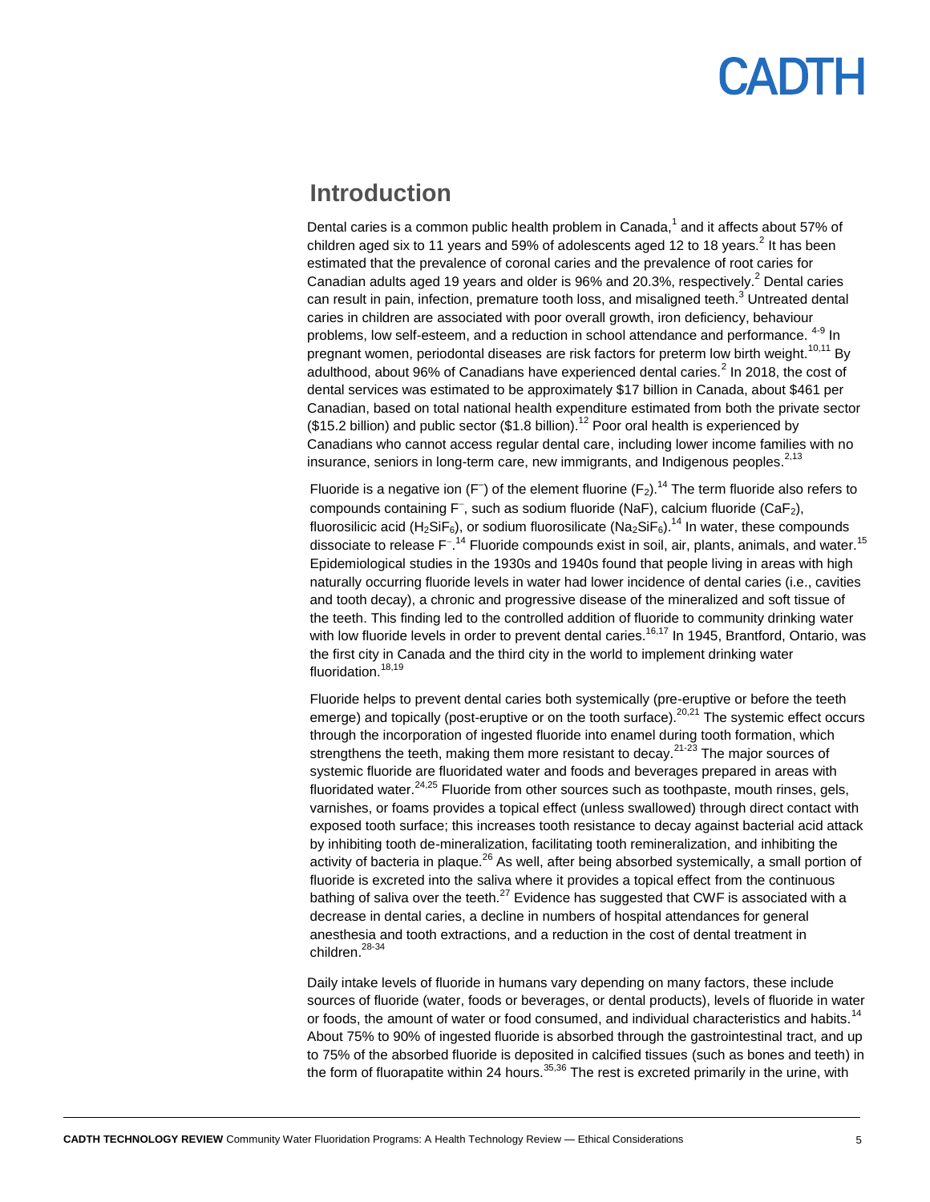## Introduction

Dental caries is a common public health problem in Canada,[1] and it affects about 57% of children aged six to 11 years and 59% of adolescents aged 12 to 18 years.[2] It has been estimated that the prevalence of coronal caries and the prevalence of root caries for Canadian adults aged 19 years and older is 96% and 20.3%, respectively.[2] Dental caries can result in pain, infection, premature tooth loss, and misaligned teeth.[3] Untreated dental caries in children are associated with poor overall growth, iron deficiency, behaviour problems, low self-esteem, and a reduction in school attendance and performance. [4-9] In pregnant women, periodontal diseases are risk factors for preterm low birth weight.[10,11] By adulthood, about 96% of Canadians have experienced dental caries.[2] In 2018, the cost of dental services was estimated to be approximately $17 billion in Canada, about $461 per Canadian, based on total national health expenditure estimated from both the private sector ($15.2 billion) and public sector ($1.8 billion).[12] Poor oral health is experienced by Canadians who cannot access regular dental care, including lower income families with no insurance, seniors in long-term care, new immigrants, and Indigenous peoples.[2,13]

Fluoride is a negative ion ($F^-$) of the element fluorine ($F_2$).[14] The term fluoride also refers to compounds containing $F^-$, such as sodium fluoride (NaF), calcium fluoride ($CaF_2$), fluorosilicic acid ($H_2SiF_6$), or sodium fluorosilicate ($Na_2SiF_6$).[14] In water, these compounds dissociate to release $F^-$.[14] Fluoride compounds exist in soil, air, plants, animals, and water.[15] Epidemiological studies in the 1930s and 1940s found that people living in areas with high naturally occurring fluoride levels in water had lower incidence of dental caries (i.e., cavities and tooth decay), a chronic and progressive disease of the mineralized and soft tissue of the teeth. This finding led to the controlled addition of fluoride to community drinking water with low fluoride levels in order to prevent dental caries.[16,17] In 1945, Brantford, Ontario, was the first city in Canada and the third city in the world to implement drinking water fluoridation.[18,19]

Fluoride helps to prevent dental caries both systemically (pre-eruptive or before the teeth emerge) and topically (post-eruptive or on the tooth surface).[20,21] The systemic effect occurs through the incorporation of ingested fluoride into enamel during tooth formation, which strengthens the teeth, making them more resistant to decay.[21-23] The major sources of systemic fluoride are fluoridated water and foods and beverages prepared in areas with fluoridated water.[24,25] Fluoride from other sources such as toothpaste, mouth rinses, gels, varnishes, or foams provides a topical effect (unless swallowed) through direct contact with exposed tooth surface; this increases tooth resistance to decay against bacterial acid attack by inhibiting tooth de-mineralization, facilitating tooth remineralization, and inhibiting the activity of bacteria in plaque.[26] As well, after being absorbed systemically, a small portion of fluoride is excreted into the saliva where it provides a topical effect from the continuous bathing of saliva over the teeth.[27] Evidence has suggested that CWF is associated with a decrease in dental caries, a decline in numbers of hospital attendances for general anesthesia and tooth extractions, and a reduction in the cost of dental treatment in children.[28-34]

Daily intake levels of fluoride in humans vary depending on many factors, these include sources of fluoride (water, foods or beverages, or dental products), levels of fluoride in water or foods, the amount of water or food consumed, and individual characteristics and habits.[14] About 75% to 90% of ingested fluoride is absorbed through the gastrointestinal tract, and up to 75% of the absorbed fluoride is deposited in calcified tissues (such as bones and teeth) in the form of fluorapatite within 24 hours.[35,36] The rest is excreted primarily in the urine, with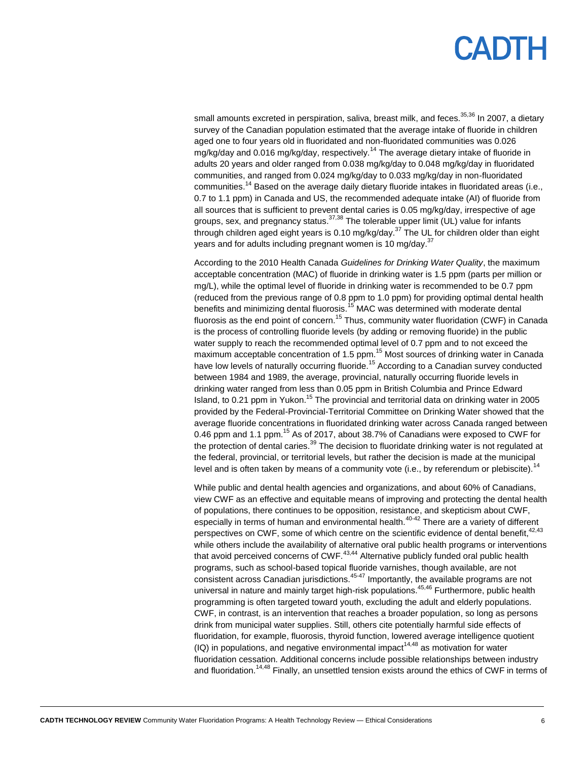small amounts excreted in perspiration, saliva, breast milk, and feces.[35,36] In 2007, a dietary survey of the Canadian population estimated that the average intake of fluoride in children aged one to four years old in fluoridated and non-fluoridated communities was 0.026 mg/kg/day and 0.016 mg/kg/day, respectively.[14] The average dietary intake of fluoride in adults 20 years and older ranged from 0.038 mg/kg/day to 0.048 mg/kg/day in fluoridated communities, and ranged from 0.024 mg/kg/day to 0.033 mg/kg/day in non-fluoridated communities.[14] Based on the average daily dietary fluoride intakes in fluoridated areas (i.e., 0.7 to 1.1 ppm) in Canada and US, the recommended adequate intake (AI) of fluoride from all sources that is sufficient to prevent dental caries is 0.05 mg/kg/day, irrespective of age groups, sex, and pregnancy status.[37,38] The tolerable upper limit (UL) value for infants through children aged eight years is 0.10 mg/kg/day.[37] The UL for children older than eight years and for adults including pregnant women is 10 mg/day.[37]

According to the 2010 Health Canada *Guidelines for Drinking Water Quality*, the maximum acceptable concentration (MAC) of fluoride in drinking water is 1.5 ppm (parts per million or mg/L), while the optimal level of fluoride in drinking water is recommended to be 0.7 ppm (reduced from the previous range of 0.8 ppm to 1.0 ppm) for providing optimal dental health benefits and minimizing dental fluorosis.[15] MAC was determined with moderate dental fluorosis as the end point of concern.[15] Thus, community water fluoridation (CWF) in Canada is the process of controlling fluoride levels (by adding or removing fluoride) in the public water supply to reach the recommended optimal level of 0.7 ppm and to not exceed the maximum acceptable concentration of 1.5 ppm.[15] Most sources of drinking water in Canada have low levels of naturally occurring fluoride.[15] According to a Canadian survey conducted between 1984 and 1989, the average, provincial, naturally occurring fluoride levels in drinking water ranged from less than 0.05 ppm in British Columbia and Prince Edward Island, to 0.21 ppm in Yukon.[15] The provincial and territorial data on drinking water in 2005 provided by the Federal-Provincial-Territorial Committee on Drinking Water showed that the average fluoride concentrations in fluoridated drinking water across Canada ranged between 0.46 ppm and 1.1 ppm.[15] As of 2017, about 38.7% of Canadians were exposed to CWF for the protection of dental caries.[39] The decision to fluoridate drinking water is not regulated at the federal, provincial, or territorial levels, but rather the decision is made at the municipal level and is often taken by means of a community vote (i.e., by referendum or plebiscite).[14]

While public and dental health agencies and organizations, and about 60% of Canadians, view CWF as an effective and equitable means of improving and protecting the dental health of populations, there continues to be opposition, resistance, and skepticism about CWF, especially in terms of human and environmental health.[40-42] There are a variety of different perspectives on CWF, some of which centre on the scientific evidence of dental benefit,[42,43] while others include the availability of alternative oral public health programs or interventions that avoid perceived concerns of CWF.[43,44] Alternative publicly funded oral public health programs, such as school-based topical fluoride varnishes, though available, are not consistent across Canadian jurisdictions.[45-47] Importantly, the available programs are not universal in nature and mainly target high-risk populations.[45,46] Furthermore, public health programming is often targeted toward youth, excluding the adult and elderly populations. CWF, in contrast, is an intervention that reaches a broader population, so long as persons drink from municipal water supplies. Still, others cite potentially harmful side effects of fluoridation, for example, fluorosis, thyroid function, lowered average intelligence quotient (IQ) in populations, and negative environmental impact[14,48] as motivation for water fluoridation cessation. Additional concerns include possible relationships between industry and fluoridation.[14,48] Finally, an unsettled tension exists around the ethics of CWF in terms of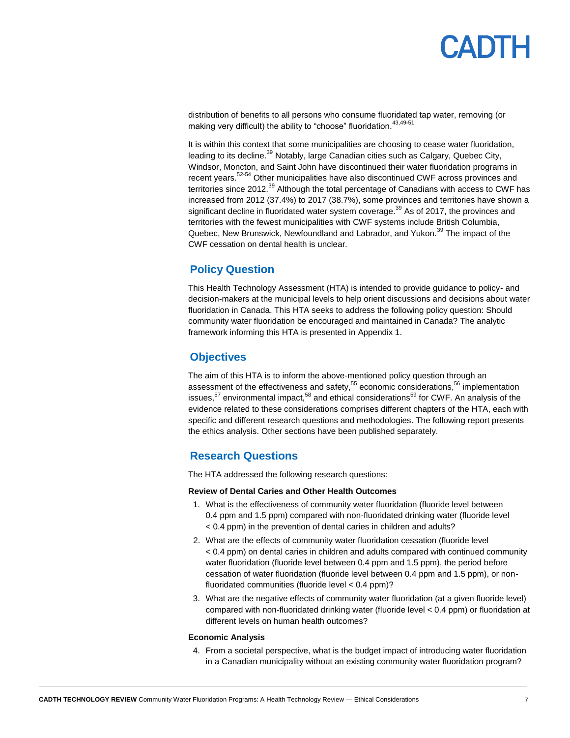distribution of benefits to all persons who consume fluoridated tap water, removing (or making very difficult) the ability to "choose" fluoridation.[43,49-51]

It is within this context that some municipalities are choosing to cease water fluoridation, leading to its decline.[39] Notably, large Canadian cities such as Calgary, Quebec City, Windsor, Moncton, and Saint John have discontinued their water fluoridation programs in recent years.[52-54] Other municipalities have also discontinued CWF across provinces and territories since 2012.[39] Although the total percentage of Canadians with access to CWF has increased from 2012 (37.4%) to 2017 (38.7%), some provinces and territories have shown a significant decline in fluoridated water system coverage.[39] As of 2017, the provinces and territories with the fewest municipalities with CWF systems include British Columbia, Quebec, New Brunswick, Newfoundland and Labrador, and Yukon.[39] The impact of the CWF cessation on dental health is unclear.

## Policy Question

This Health Technology Assessment (HTA) is intended to provide guidance to policy- and decision-makers at the municipal levels to help orient discussions and decisions about water fluoridation in Canada. This HTA seeks to address the following policy question: Should community water fluoridation be encouraged and maintained in Canada? The analytic framework informing this HTA is presented in Appendix 1.

## Objectives

The aim of this HTA is to inform the above-mentioned policy question through an assessment of the effectiveness and safety,[55] economic considerations,[56] implementation issues,[57] environmental impact,[58] and ethical considerations[59] for CWF. An analysis of the evidence related to these considerations comprises different chapters of the HTA, each with specific and different research questions and methodologies. The following report presents the ethics analysis. Other sections have been published separately.

## Research Questions

The HTA addressed the following research questions:

**Review of Dental Caries and Other Health Outcomes**

1. What is the effectiveness of community water fluoridation (fluoride level between 0.4 ppm and 1.5 ppm) compared with non-fluoridated drinking water (fluoride level < 0.4 ppm) in the prevention of dental caries in children and adults?
2. What are the effects of community water fluoridation cessation (fluoride level < 0.4 ppm) on dental caries in children and adults compared with continued community water fluoridation (fluoride level between 0.4 ppm and 1.5 ppm), the period before cessation of water fluoridation (fluoride level between 0.4 ppm and 1.5 ppm), or non-fluoridated communities (fluoride level < 0.4 ppm)?
3. What are the negative effects of community water fluoridation (at a given fluoride level) compared with non-fluoridated drinking water (fluoride level < 0.4 ppm) or fluoridation at different levels on human health outcomes?

**Economic Analysis**

4. From a societal perspective, what is the budget impact of introducing water fluoridation in a Canadian municipality without an existing community water fluoridation program?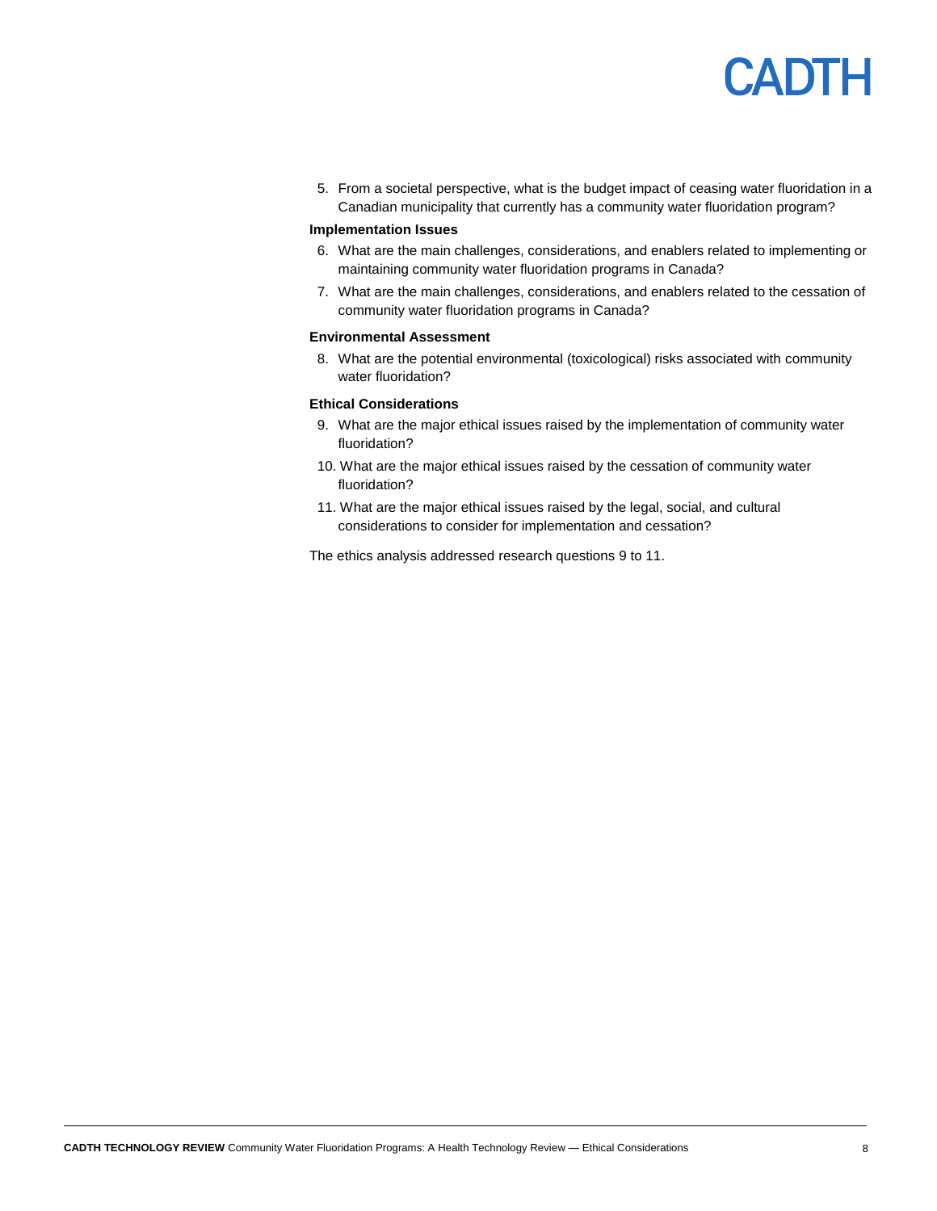5. From a societal perspective, what is the budget impact of ceasing water fluoridation in a Canadian municipality that currently has a community water fluoridation program?

**Implementation Issues**

6. What are the main challenges, considerations, and enablers related to implementing or maintaining community water fluoridation programs in Canada?
7. What are the main challenges, considerations, and enablers related to the cessation of community water fluoridation programs in Canada?

**Environmental Assessment**

8. What are the potential environmental (toxicological) risks associated with community water fluoridation?

**Ethical Considerations**

9. What are the major ethical issues raised by the implementation of community water fluoridation?
10. What are the major ethical issues raised by the cessation of community water fluoridation?
11. What are the major ethical issues raised by the legal, social, and cultural considerations to consider for implementation and cessation?

The ethics analysis addressed research questions 9 to 11.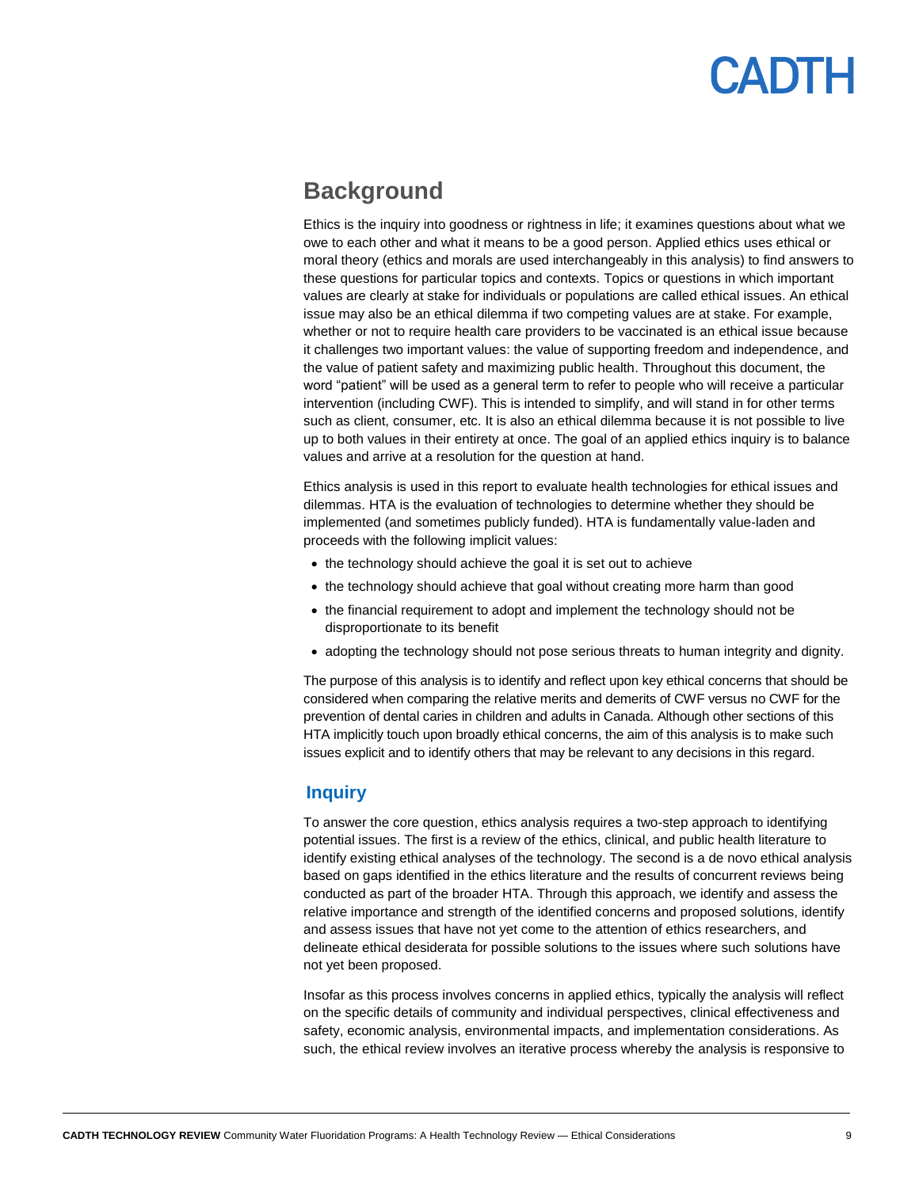## Background

Ethics is the inquiry into goodness or rightness in life; it examines questions about what we owe to each other and what it means to be a good person. Applied ethics uses ethical or moral theory (ethics and morals are used interchangeably in this analysis) to find answers to these questions for particular topics and contexts. Topics or questions in which important values are clearly at stake for individuals or populations are called ethical issues. An ethical issue may also be an ethical dilemma if two competing values are at stake. For example, whether or not to require health care providers to be vaccinated is an ethical issue because it challenges two important values: the value of supporting freedom and independence, and the value of patient safety and maximizing public health. Throughout this document, the word "patient" will be used as a general term to refer to people who will receive a particular intervention (including CWF). This is intended to simplify, and will stand in for other terms such as client, consumer, etc. It is also an ethical dilemma because it is not possible to live up to both values in their entirety at once. The goal of an applied ethics inquiry is to balance values and arrive at a resolution for the question at hand.

Ethics analysis is used in this report to evaluate health technologies for ethical issues and dilemmas. HTA is the evaluation of technologies to determine whether they should be implemented (and sometimes publicly funded). HTA is fundamentally value-laden and proceeds with the following implicit values:

- the technology should achieve the goal it is set out to achieve
- the technology should achieve that goal without creating more harm than good
- the financial requirement to adopt and implement the technology should not be disproportionate to its benefit
- adopting the technology should not pose serious threats to human integrity and dignity.

The purpose of this analysis is to identify and reflect upon key ethical concerns that should be considered when comparing the relative merits and demerits of CWF versus no CWF for the prevention of dental caries in children and adults in Canada. Although other sections of this HTA implicitly touch upon broadly ethical concerns, the aim of this analysis is to make such issues explicit and to identify others that may be relevant to any decisions in this regard.

### Inquiry

To answer the core question, ethics analysis requires a two-step approach to identifying potential issues. The first is a review of the ethics, clinical, and public health literature to identify existing ethical analyses of the technology. The second is a de novo ethical analysis based on gaps identified in the ethics literature and the results of concurrent reviews being conducted as part of the broader HTA. Through this approach, we identify and assess the relative importance and strength of the identified concerns and proposed solutions, identify and assess issues that have not yet come to the attention of ethics researchers, and delineate ethical desiderata for possible solutions to the issues where such solutions have not yet been proposed.

Insofar as this process involves concerns in applied ethics, typically the analysis will reflect on the specific details of community and individual perspectives, clinical effectiveness and safety, economic analysis, environmental impacts, and implementation considerations. As such, the ethical review involves an iterative process whereby the analysis is responsive to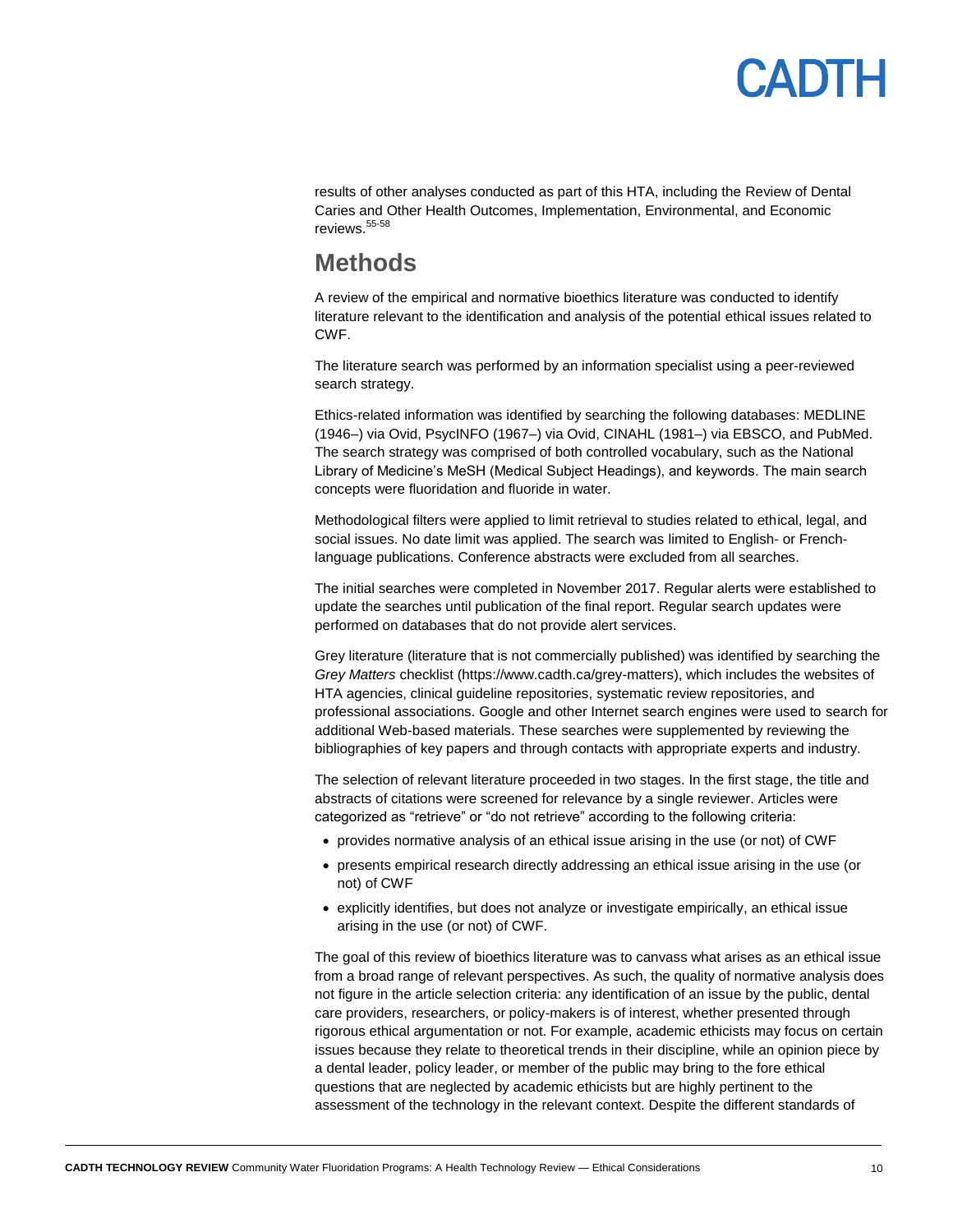results of other analyses conducted as part of this HTA, including the Review of Dental Caries and Other Health Outcomes, Implementation, Environmental, and Economic reviews.[55-58]

## Methods

A review of the empirical and normative bioethics literature was conducted to identify literature relevant to the identification and analysis of the potential ethical issues related to CWF.

The literature search was performed by an information specialist using a peer-reviewed search strategy.

Ethics-related information was identified by searching the following databases: MEDLINE (1946–) via Ovid, PsycINFO (1967–) via Ovid, CINAHL (1981–) via EBSCO, and PubMed. The search strategy was comprised of both controlled vocabulary, such as the National Library of Medicine's MeSH (Medical Subject Headings), and keywords. The main search concepts were fluoridation and fluoride in water.

Methodological filters were applied to limit retrieval to studies related to ethical, legal, and social issues. No date limit was applied. The search was limited to English- or French-language publications. Conference abstracts were excluded from all searches.

The initial searches were completed in November 2017. Regular alerts were established to update the searches until publication of the final report. Regular search updates were performed on databases that do not provide alert services.

Grey literature (literature that is not commercially published) was identified by searching the *Grey Matters* checklist (https://www.cadth.ca/grey-matters), which includes the websites of HTA agencies, clinical guideline repositories, systematic review repositories, and professional associations. Google and other Internet search engines were used to search for additional Web-based materials. These searches were supplemented by reviewing the bibliographies of key papers and through contacts with appropriate experts and industry.

The selection of relevant literature proceeded in two stages. In the first stage, the title and abstracts of citations were screened for relevance by a single reviewer. Articles were categorized as "retrieve" or "do not retrieve" according to the following criteria:

- provides normative analysis of an ethical issue arising in the use (or not) of CWF
- presents empirical research directly addressing an ethical issue arising in the use (or not) of CWF
- explicitly identifies, but does not analyze or investigate empirically, an ethical issue arising in the use (or not) of CWF.

The goal of this review of bioethics literature was to canvass what arises as an ethical issue from a broad range of relevant perspectives. As such, the quality of normative analysis does not figure in the article selection criteria: any identification of an issue by the public, dental care providers, researchers, or policy-makers is of interest, whether presented through rigorous ethical argumentation or not. For example, academic ethicists may focus on certain issues because they relate to theoretical trends in their discipline, while an opinion piece by a dental leader, policy leader, or member of the public may bring to the fore ethical questions that are neglected by academic ethicists but are highly pertinent to the assessment of the technology in the relevant context. Despite the different standards of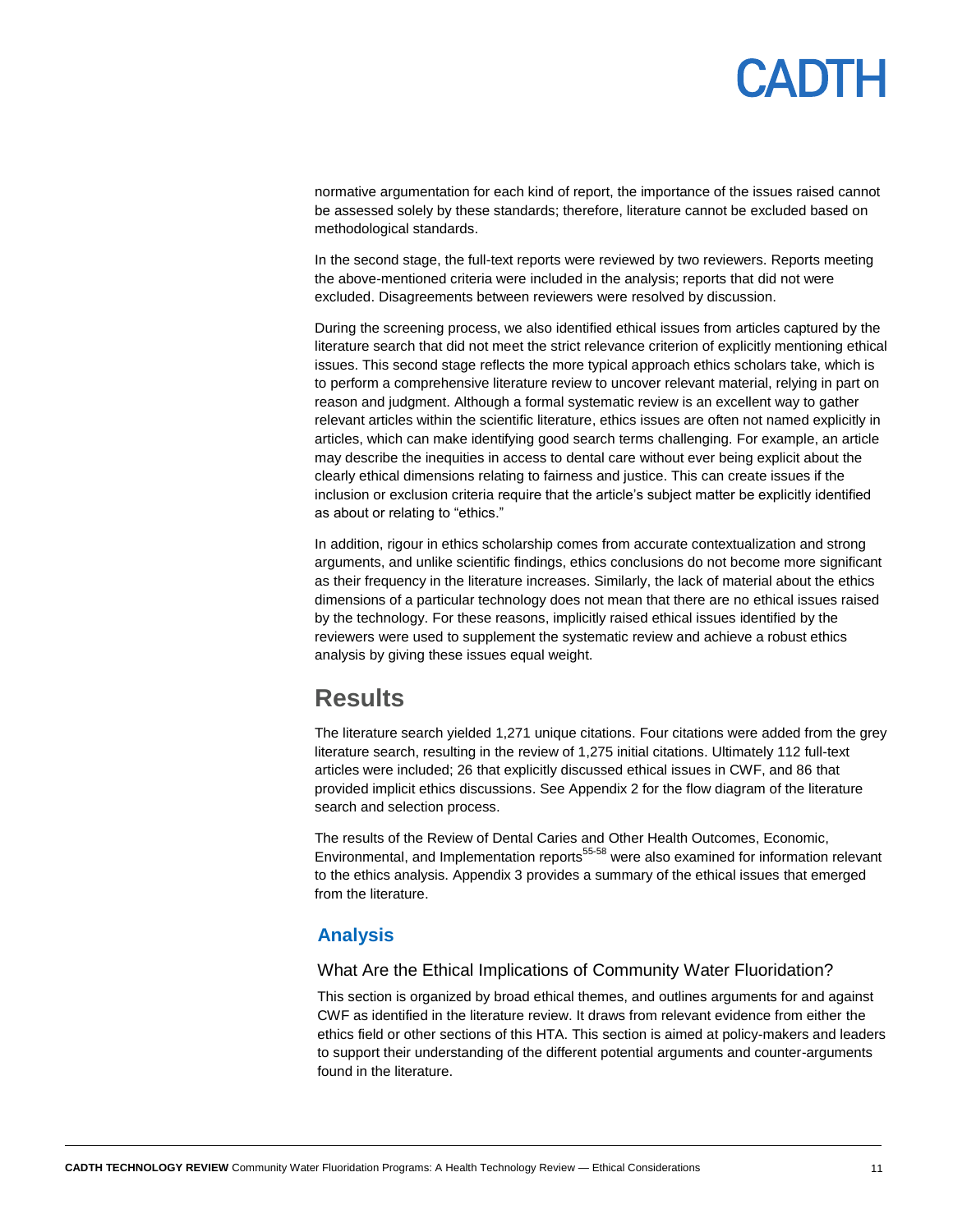normative argumentation for each kind of report, the importance of the issues raised cannot be assessed solely by these standards; therefore, literature cannot be excluded based on methodological standards.

In the second stage, the full-text reports were reviewed by two reviewers. Reports meeting the above-mentioned criteria were included in the analysis; reports that did not were excluded. Disagreements between reviewers were resolved by discussion.

During the screening process, we also identified ethical issues from articles captured by the literature search that did not meet the strict relevance criterion of explicitly mentioning ethical issues. This second stage reflects the more typical approach ethics scholars take, which is to perform a comprehensive literature review to uncover relevant material, relying in part on reason and judgment. Although a formal systematic review is an excellent way to gather relevant articles within the scientific literature, ethics issues are often not named explicitly in articles, which can make identifying good search terms challenging. For example, an article may describe the inequities in access to dental care without ever being explicit about the clearly ethical dimensions relating to fairness and justice. This can create issues if the inclusion or exclusion criteria require that the article's subject matter be explicitly identified as about or relating to "ethics."

In addition, rigour in ethics scholarship comes from accurate contextualization and strong arguments, and unlike scientific findings, ethics conclusions do not become more significant as their frequency in the literature increases. Similarly, the lack of material about the ethics dimensions of a particular technology does not mean that there are no ethical issues raised by the technology. For these reasons, implicitly raised ethical issues identified by the reviewers were used to supplement the systematic review and achieve a robust ethics analysis by giving these issues equal weight.

# Results

The literature search yielded 1,271 unique citations. Four citations were added from the grey literature search, resulting in the review of 1,275 initial citations. Ultimately 112 full-text articles were included; 26 that explicitly discussed ethical issues in CWF, and 86 that provided implicit ethics discussions. See Appendix 2 for the flow diagram of the literature search and selection process.

The results of the Review of Dental Caries and Other Health Outcomes, Economic, Environmental, and Implementation reports[55-58] were also examined for information relevant to the ethics analysis. Appendix 3 provides a summary of the ethical issues that emerged from the literature.

## Analysis

### What Are the Ethical Implications of Community Water Fluoridation?

This section is organized by broad ethical themes, and outlines arguments for and against CWF as identified in the literature review. It draws from relevant evidence from either the ethics field or other sections of this HTA. This section is aimed at policy-makers and leaders to support their understanding of the different potential arguments and counter-arguments found in the literature.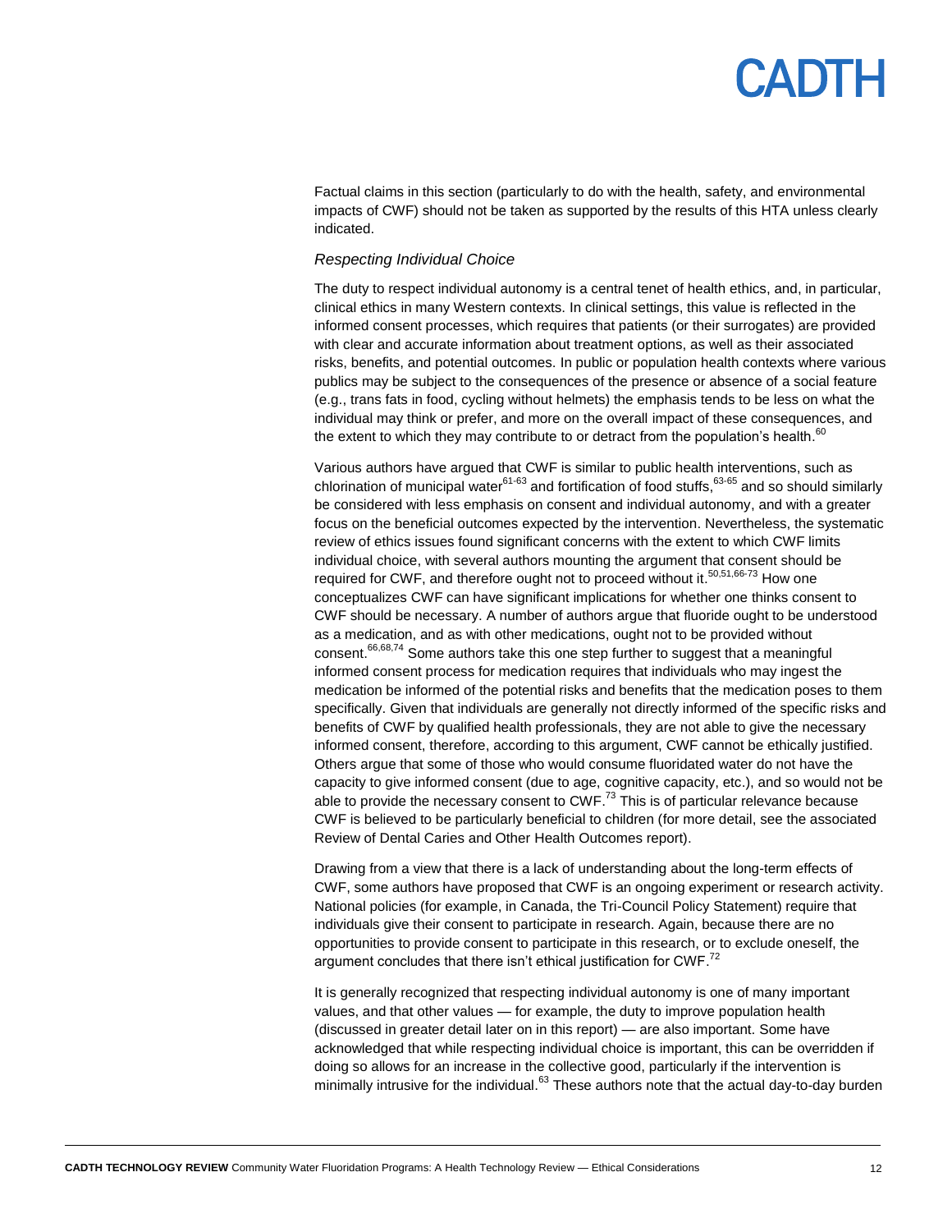Factual claims in this section (particularly to do with the health, safety, and environmental impacts of CWF) should not be taken as supported by the results of this HTA unless clearly indicated.

*Respecting Individual Choice*

The duty to respect individual autonomy is a central tenet of health ethics, and, in particular, clinical ethics in many Western contexts. In clinical settings, this value is reflected in the informed consent processes, which requires that patients (or their surrogates) are provided with clear and accurate information about treatment options, as well as their associated risks, benefits, and potential outcomes. In public or population health contexts where various publics may be subject to the consequences of the presence or absence of a social feature (e.g., trans fats in food, cycling without helmets) the emphasis tends to be less on what the individual may think or prefer, and more on the overall impact of these consequences, and the extent to which they may contribute to or detract from the population's health.[60]

Various authors have argued that CWF is similar to public health interventions, such as chlorination of municipal water[61-63] and fortification of food stuffs,[63-65] and so should similarly be considered with less emphasis on consent and individual autonomy, and with a greater focus on the beneficial outcomes expected by the intervention. Nevertheless, the systematic review of ethics issues found significant concerns with the extent to which CWF limits individual choice, with several authors mounting the argument that consent should be required for CWF, and therefore ought not to proceed without it.[50,51,66-73] How one conceptualizes CWF can have significant implications for whether one thinks consent to CWF should be necessary. A number of authors argue that fluoride ought to be understood as a medication, and as with other medications, ought not to be provided without consent.[66,68,74] Some authors take this one step further to suggest that a meaningful informed consent process for medication requires that individuals who may ingest the medication be informed of the potential risks and benefits that the medication poses to them specifically. Given that individuals are generally not directly informed of the specific risks and benefits of CWF by qualified health professionals, they are not able to give the necessary informed consent, therefore, according to this argument, CWF cannot be ethically justified. Others argue that some of those who would consume fluoridated water do not have the capacity to give informed consent (due to age, cognitive capacity, etc.), and so would not be able to provide the necessary consent to CWF.[73] This is of particular relevance because CWF is believed to be particularly beneficial to children (for more detail, see the associated Review of Dental Caries and Other Health Outcomes report).

Drawing from a view that there is a lack of understanding about the long-term effects of CWF, some authors have proposed that CWF is an ongoing experiment or research activity. National policies (for example, in Canada, the Tri-Council Policy Statement) require that individuals give their consent to participate in research. Again, because there are no opportunities to provide consent to participate in this research, or to exclude oneself, the argument concludes that there isn't ethical justification for CWF.[72]

It is generally recognized that respecting individual autonomy is one of many important values, and that other values — for example, the duty to improve population health (discussed in greater detail later on in this report) — are also important. Some have acknowledged that while respecting individual choice is important, this can be overridden if doing so allows for an increase in the collective good, particularly if the intervention is minimally intrusive for the individual.[63] These authors note that the actual day-to-day burden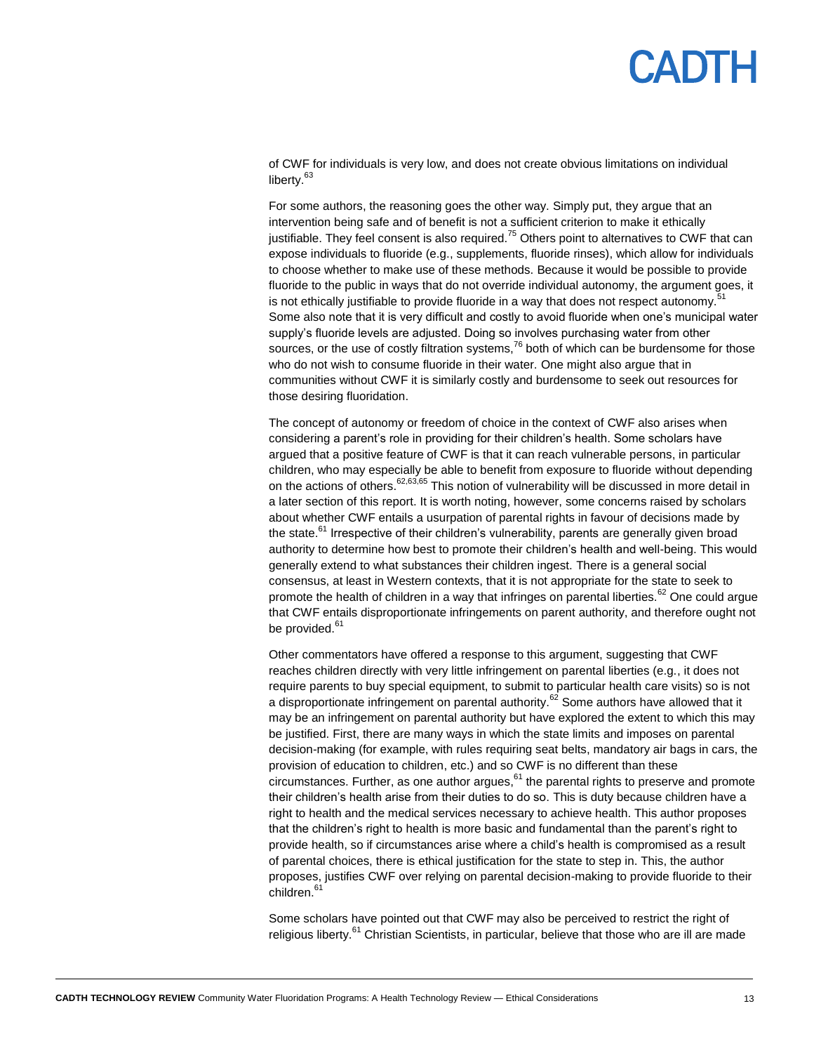of CWF for individuals is very low, and does not create obvious limitations on individual liberty.[63]

For some authors, the reasoning goes the other way. Simply put, they argue that an intervention being safe and of benefit is not a sufficient criterion to make it ethically justifiable. They feel consent is also required.[75] Others point to alternatives to CWF that can expose individuals to fluoride (e.g., supplements, fluoride rinses), which allow for individuals to choose whether to make use of these methods. Because it would be possible to provide fluoride to the public in ways that do not override individual autonomy, the argument goes, it is not ethically justifiable to provide fluoride in a way that does not respect autonomy.[51] Some also note that it is very difficult and costly to avoid fluoride when one's municipal water supply's fluoride levels are adjusted. Doing so involves purchasing water from other sources, or the use of costly filtration systems,[76] both of which can be burdensome for those who do not wish to consume fluoride in their water. One might also argue that in communities without CWF it is similarly costly and burdensome to seek out resources for those desiring fluoridation.

The concept of autonomy or freedom of choice in the context of CWF also arises when considering a parent's role in providing for their children's health. Some scholars have argued that a positive feature of CWF is that it can reach vulnerable persons, in particular children, who may especially be able to benefit from exposure to fluoride without depending on the actions of others.[62,63,65] This notion of vulnerability will be discussed in more detail in a later section of this report. It is worth noting, however, some concerns raised by scholars about whether CWF entails a usurpation of parental rights in favour of decisions made by the state.[61] Irrespective of their children's vulnerability, parents are generally given broad authority to determine how best to promote their children's health and well-being. This would generally extend to what substances their children ingest. There is a general social consensus, at least in Western contexts, that it is not appropriate for the state to seek to promote the health of children in a way that infringes on parental liberties.[62] One could argue that CWF entails disproportionate infringements on parent authority, and therefore ought not be provided.[61]

Other commentators have offered a response to this argument, suggesting that CWF reaches children directly with very little infringement on parental liberties (e.g., it does not require parents to buy special equipment, to submit to particular health care visits) so is not a disproportionate infringement on parental authority.[62] Some authors have allowed that it may be an infringement on parental authority but have explored the extent to which this may be justified. First, there are many ways in which the state limits and imposes on parental decision-making (for example, with rules requiring seat belts, mandatory air bags in cars, the provision of education to children, etc.) and so CWF is no different than these circumstances. Further, as one author argues,[61] the parental rights to preserve and promote their children's health arise from their duties to do so. This is duty because children have a right to health and the medical services necessary to achieve health. This author proposes that the children's right to health is more basic and fundamental than the parent's right to provide health, so if circumstances arise where a child's health is compromised as a result of parental choices, there is ethical justification for the state to step in. This, the author proposes, justifies CWF over relying on parental decision-making to provide fluoride to their children.[61]

Some scholars have pointed out that CWF may also be perceived to restrict the right of religious liberty.[61] Christian Scientists, in particular, believe that those who are ill are made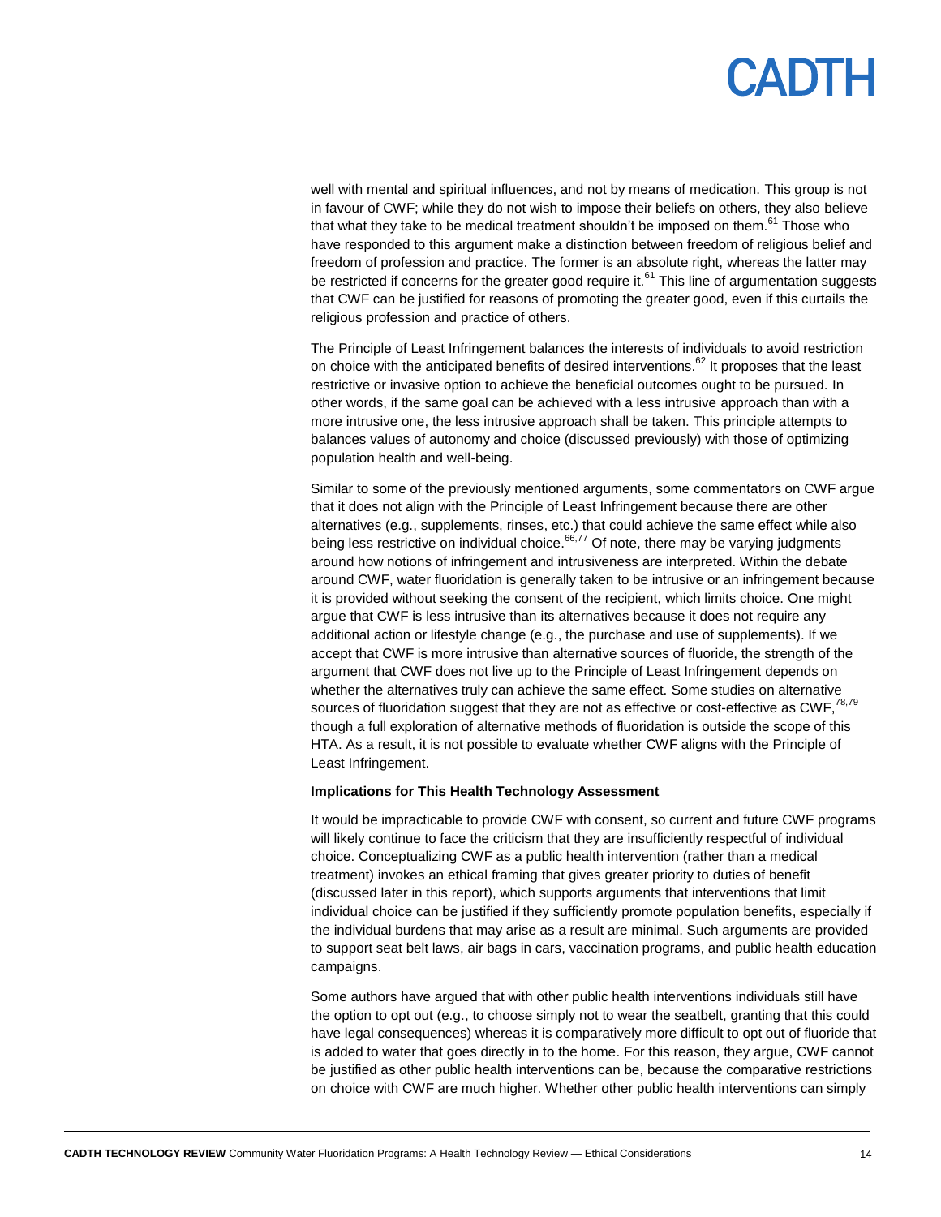well with mental and spiritual influences, and not by means of medication. This group is not in favour of CWF; while they do not wish to impose their beliefs on others, they also believe that what they take to be medical treatment shouldn't be imposed on them.[61] Those who have responded to this argument make a distinction between freedom of religious belief and freedom of profession and practice. The former is an absolute right, whereas the latter may be restricted if concerns for the greater good require it.[61] This line of argumentation suggests that CWF can be justified for reasons of promoting the greater good, even if this curtails the religious profession and practice of others.

The Principle of Least Infringement balances the interests of individuals to avoid restriction on choice with the anticipated benefits of desired interventions.[62] It proposes that the least restrictive or invasive option to achieve the beneficial outcomes ought to be pursued. In other words, if the same goal can be achieved with a less intrusive approach than with a more intrusive one, the less intrusive approach shall be taken. This principle attempts to balances values of autonomy and choice (discussed previously) with those of optimizing population health and well-being.

Similar to some of the previously mentioned arguments, some commentators on CWF argue that it does not align with the Principle of Least Infringement because there are other alternatives (e.g., supplements, rinses, etc.) that could achieve the same effect while also being less restrictive on individual choice.[66,77] Of note, there may be varying judgments around how notions of infringement and intrusiveness are interpreted. Within the debate around CWF, water fluoridation is generally taken to be intrusive or an infringement because it is provided without seeking the consent of the recipient, which limits choice. One might argue that CWF is less intrusive than its alternatives because it does not require any additional action or lifestyle change (e.g., the purchase and use of supplements). If we accept that CWF is more intrusive than alternative sources of fluoride, the strength of the argument that CWF does not live up to the Principle of Least Infringement depends on whether the alternatives truly can achieve the same effect. Some studies on alternative sources of fluoridation suggest that they are not as effective or cost-effective as CWF,[78,79] though a full exploration of alternative methods of fluoridation is outside the scope of this HTA. As a result, it is not possible to evaluate whether CWF aligns with the Principle of Least Infringement.

**Implications for This Health Technology Assessment**

It would be impracticable to provide CWF with consent, so current and future CWF programs will likely continue to face the criticism that they are insufficiently respectful of individual choice. Conceptualizing CWF as a public health intervention (rather than a medical treatment) invokes an ethical framing that gives greater priority to duties of benefit (discussed later in this report), which supports arguments that interventions that limit individual choice can be justified if they sufficiently promote population benefits, especially if the individual burdens that may arise as a result are minimal. Such arguments are provided to support seat belt laws, air bags in cars, vaccination programs, and public health education campaigns.

Some authors have argued that with other public health interventions individuals still have the option to opt out (e.g., to choose simply not to wear the seatbelt, granting that this could have legal consequences) whereas it is comparatively more difficult to opt out of fluoride that is added to water that goes directly in to the home. For this reason, they argue, CWF cannot be justified as other public health interventions can be, because the comparative restrictions on choice with CWF are much higher. Whether other public health interventions can simply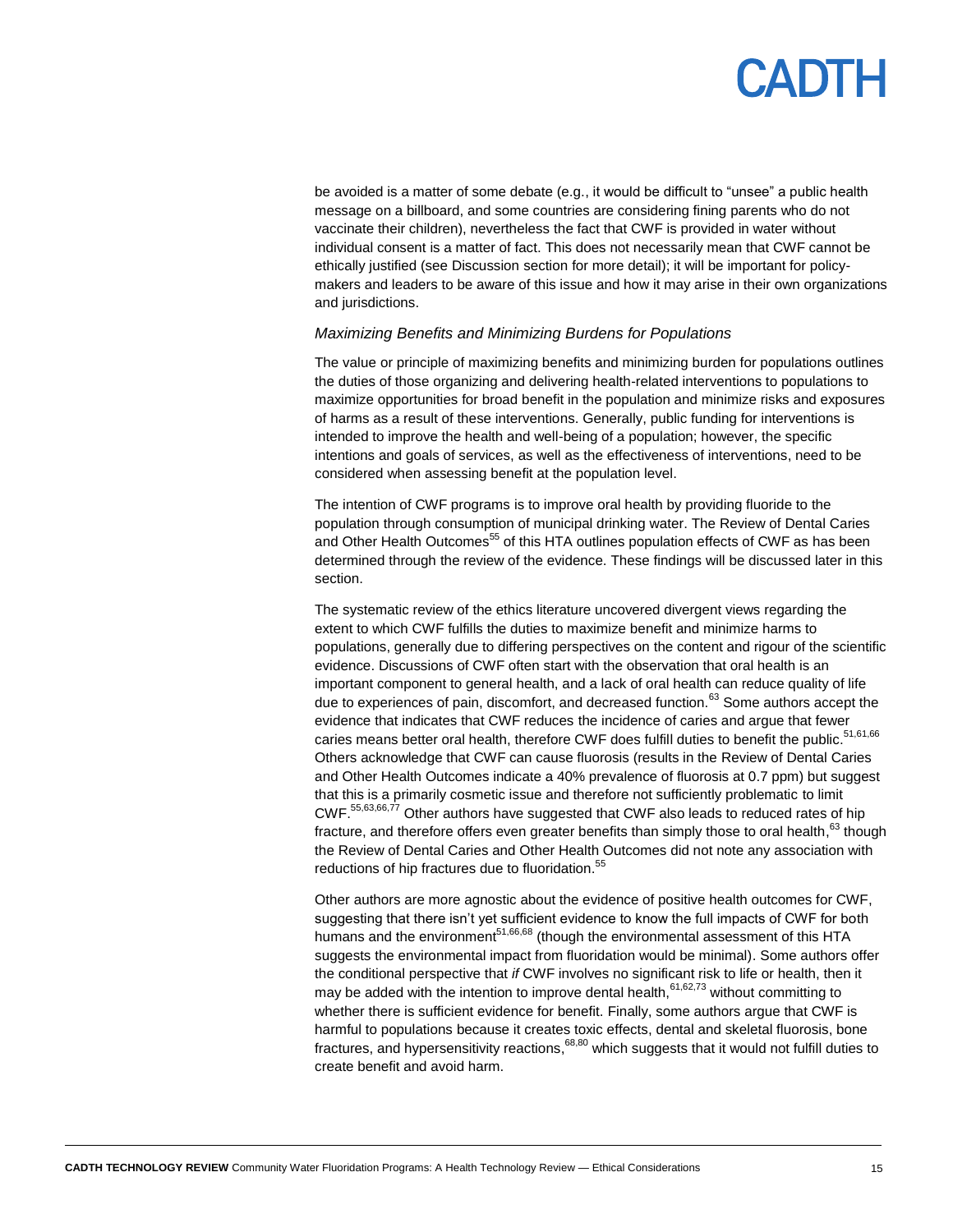be avoided is a matter of some debate (e.g., it would be difficult to "unsee" a public health message on a billboard, and some countries are considering fining parents who do not vaccinate their children), nevertheless the fact that CWF is provided in water without individual consent is a matter of fact. This does not necessarily mean that CWF cannot be ethically justified (see Discussion section for more detail); it will be important for policy-makers and leaders to be aware of this issue and how it may arise in their own organizations and jurisdictions.

### *Maximizing Benefits and Minimizing Burdens for Populations*

The value or principle of maximizing benefits and minimizing burden for populations outlines the duties of those organizing and delivering health-related interventions to populations to maximize opportunities for broad benefit in the population and minimize risks and exposures of harms as a result of these interventions. Generally, public funding for interventions is intended to improve the health and well-being of a population; however, the specific intentions and goals of services, as well as the effectiveness of interventions, need to be considered when assessing benefit at the population level.

The intention of CWF programs is to improve oral health by providing fluoride to the population through consumption of municipal drinking water. The Review of Dental Caries and Other Health Outcomes[55] of this HTA outlines population effects of CWF as has been determined through the review of the evidence. These findings will be discussed later in this section.

The systematic review of the ethics literature uncovered divergent views regarding the extent to which CWF fulfills the duties to maximize benefit and minimize harms to populations, generally due to differing perspectives on the content and rigour of the scientific evidence. Discussions of CWF often start with the observation that oral health is an important component to general health, and a lack of oral health can reduce quality of life due to experiences of pain, discomfort, and decreased function.[63] Some authors accept the evidence that indicates that CWF reduces the incidence of caries and argue that fewer caries means better oral health, therefore CWF does fulfill duties to benefit the public.[51,61,66] Others acknowledge that CWF can cause fluorosis (results in the Review of Dental Caries and Other Health Outcomes indicate a 40% prevalence of fluorosis at 0.7 ppm) but suggest that this is a primarily cosmetic issue and therefore not sufficiently problematic to limit CWF.[55,63,66,77] Other authors have suggested that CWF also leads to reduced rates of hip fracture, and therefore offers even greater benefits than simply those to oral health,[63] though the Review of Dental Caries and Other Health Outcomes did not note any association with reductions of hip fractures due to fluoridation.[55]

Other authors are more agnostic about the evidence of positive health outcomes for CWF, suggesting that there isn't yet sufficient evidence to know the full impacts of CWF for both humans and the environment[51,66,68] (though the environmental assessment of this HTA suggests the environmental impact from fluoridation would be minimal). Some authors offer the conditional perspective that *if* CWF involves no significant risk to life or health, then it may be added with the intention to improve dental health,[61,62,73] without committing to whether there is sufficient evidence for benefit. Finally, some authors argue that CWF is harmful to populations because it creates toxic effects, dental and skeletal fluorosis, bone fractures, and hypersensitivity reactions,[68,80] which suggests that it would not fulfill duties to create benefit and avoid harm.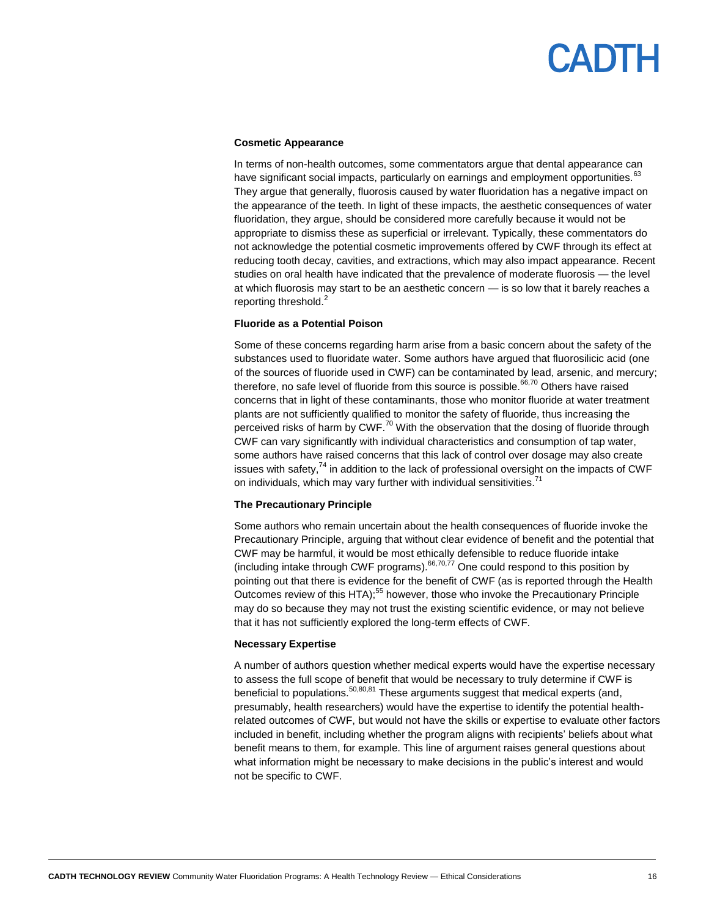### Cosmetic Appearance

In terms of non-health outcomes, some commentators argue that dental appearance can have significant social impacts, particularly on earnings and employment opportunities.[63] They argue that generally, fluorosis caused by water fluoridation has a negative impact on the appearance of the teeth. In light of these impacts, the aesthetic consequences of water fluoridation, they argue, should be considered more carefully because it would not be appropriate to dismiss these as superficial or irrelevant. Typically, these commentators do not acknowledge the potential cosmetic improvements offered by CWF through its effect at reducing tooth decay, cavities, and extractions, which may also impact appearance. Recent studies on oral health have indicated that the prevalence of moderate fluorosis — the level at which fluorosis may start to be an aesthetic concern — is so low that it barely reaches a reporting threshold.[2]

### Fluoride as a Potential Poison

Some of these concerns regarding harm arise from a basic concern about the safety of the substances used to fluoridate water. Some authors have argued that fluorosilicic acid (one of the sources of fluoride used in CWF) can be contaminated by lead, arsenic, and mercury; therefore, no safe level of fluoride from this source is possible.[66,70] Others have raised concerns that in light of these contaminants, those who monitor fluoride at water treatment plants are not sufficiently qualified to monitor the safety of fluoride, thus increasing the perceived risks of harm by CWF.[70] With the observation that the dosing of fluoride through CWF can vary significantly with individual characteristics and consumption of tap water, some authors have raised concerns that this lack of control over dosage may also create issues with safety,[74] in addition to the lack of professional oversight on the impacts of CWF on individuals, which may vary further with individual sensitivities.[71]

### The Precautionary Principle

Some authors who remain uncertain about the health consequences of fluoride invoke the Precautionary Principle, arguing that without clear evidence of benefit and the potential that CWF may be harmful, it would be most ethically defensible to reduce fluoride intake (including intake through CWF programs).[66,70,77] One could respond to this position by pointing out that there is evidence for the benefit of CWF (as is reported through the Health Outcomes review of this HTA);[55] however, those who invoke the Precautionary Principle may do so because they may not trust the existing scientific evidence, or may not believe that it has not sufficiently explored the long-term effects of CWF.

### Necessary Expertise

A number of authors question whether medical experts would have the expertise necessary to assess the full scope of benefit that would be necessary to truly determine if CWF is beneficial to populations.[50,80,81] These arguments suggest that medical experts (and, presumably, health researchers) would have the expertise to identify the potential health-related outcomes of CWF, but would not have the skills or expertise to evaluate other factors included in benefit, including whether the program aligns with recipients' beliefs about what benefit means to them, for example. This line of argument raises general questions about what information might be necessary to make decisions in the public's interest and would not be specific to CWF.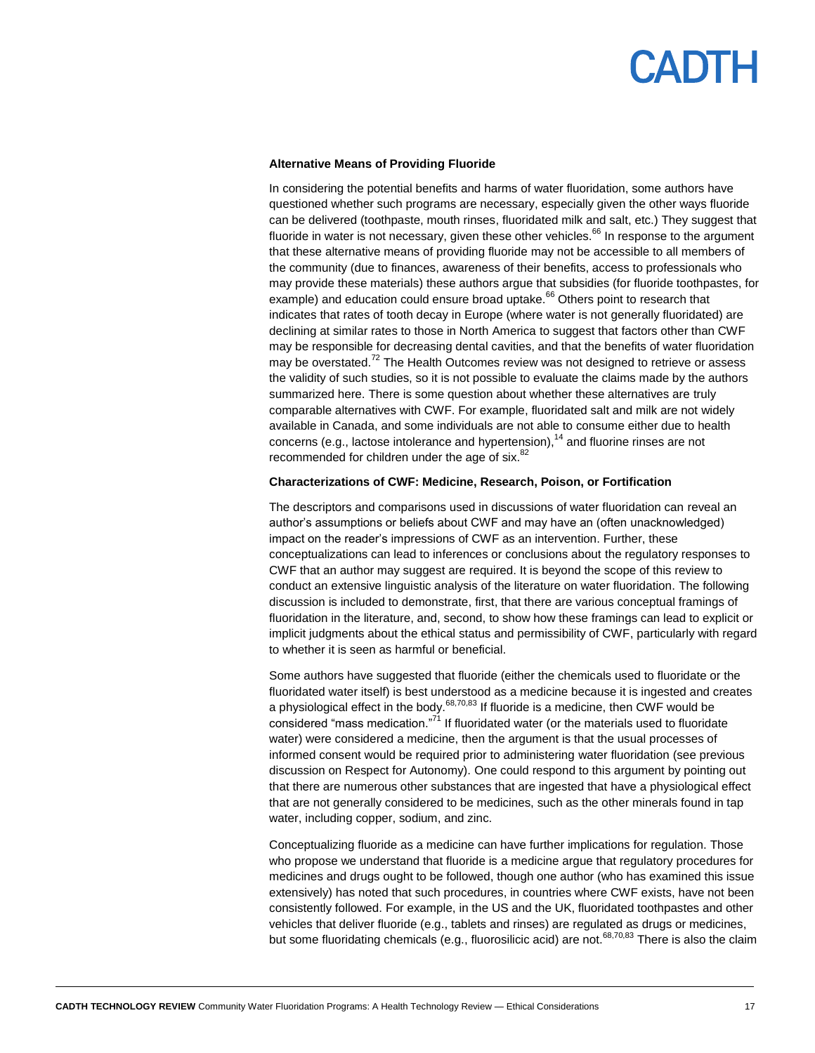### Alternative Means of Providing Fluoride

In considering the potential benefits and harms of water fluoridation, some authors have questioned whether such programs are necessary, especially given the other ways fluoride can be delivered (toothpaste, mouth rinses, fluoridated milk and salt, etc.) They suggest that fluoride in water is not necessary, given these other vehicles.[66] In response to the argument that these alternative means of providing fluoride may not be accessible to all members of the community (due to finances, awareness of their benefits, access to professionals who may provide these materials) these authors argue that subsidies (for fluoride toothpastes, for example) and education could ensure broad uptake.[66] Others point to research that indicates that rates of tooth decay in Europe (where water is not generally fluoridated) are declining at similar rates to those in North America to suggest that factors other than CWF may be responsible for decreasing dental cavities, and that the benefits of water fluoridation may be overstated.[72] The Health Outcomes review was not designed to retrieve or assess the validity of such studies, so it is not possible to evaluate the claims made by the authors summarized here. There is some question about whether these alternatives are truly comparable alternatives with CWF. For example, fluoridated salt and milk are not widely available in Canada, and some individuals are not able to consume either due to health concerns (e.g., lactose intolerance and hypertension),[14] and fluorine rinses are not recommended for children under the age of six.[82]

### Characterizations of CWF: Medicine, Research, Poison, or Fortification

The descriptors and comparisons used in discussions of water fluoridation can reveal an author's assumptions or beliefs about CWF and may have an (often unacknowledged) impact on the reader's impressions of CWF as an intervention. Further, these conceptualizations can lead to inferences or conclusions about the regulatory responses to CWF that an author may suggest are required. It is beyond the scope of this review to conduct an extensive linguistic analysis of the literature on water fluoridation. The following discussion is included to demonstrate, first, that there are various conceptual framings of fluoridation in the literature, and, second, to show how these framings can lead to explicit or implicit judgments about the ethical status and permissibility of CWF, particularly with regard to whether it is seen as harmful or beneficial.

Some authors have suggested that fluoride (either the chemicals used to fluoridate or the fluoridated water itself) is best understood as a medicine because it is ingested and creates a physiological effect in the body.[68,70,83] If fluoride is a medicine, then CWF would be considered "mass medication."[71] If fluoridated water (or the materials used to fluoridate water) were considered a medicine, then the argument is that the usual processes of informed consent would be required prior to administering water fluoridation (see previous discussion on Respect for Autonomy). One could respond to this argument by pointing out that there are numerous other substances that are ingested that have a physiological effect that are not generally considered to be medicines, such as the other minerals found in tap water, including copper, sodium, and zinc.

Conceptualizing fluoride as a medicine can have further implications for regulation. Those who propose we understand that fluoride is a medicine argue that regulatory procedures for medicines and drugs ought to be followed, though one author (who has examined this issue extensively) has noted that such procedures, in countries where CWF exists, have not been consistently followed. For example, in the US and the UK, fluoridated toothpastes and other vehicles that deliver fluoride (e.g., tablets and rinses) are regulated as drugs or medicines, but some fluoridating chemicals (e.g., fluorosilicic acid) are not.[68,70,83] There is also the claim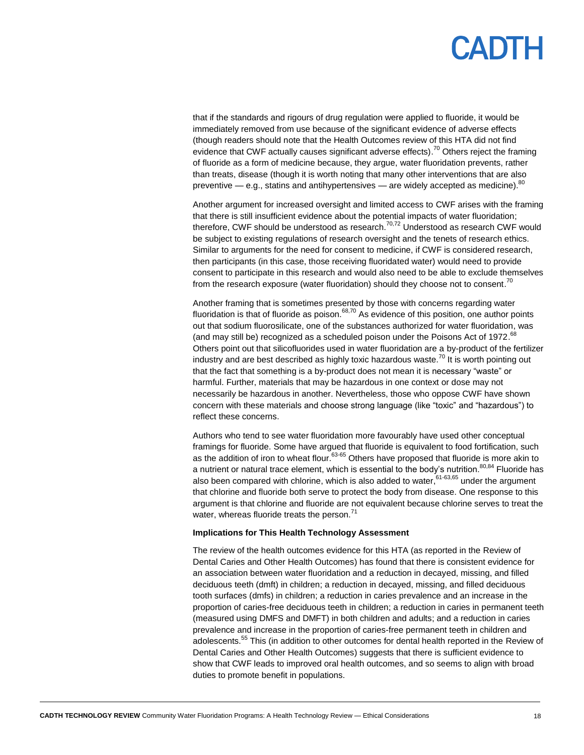that if the standards and rigours of drug regulation were applied to fluoride, it would be immediately removed from use because of the significant evidence of adverse effects (though readers should note that the Health Outcomes review of this HTA did not find evidence that CWF actually causes significant adverse effects).[70] Others reject the framing of fluoride as a form of medicine because, they argue, water fluoridation prevents, rather than treats, disease (though it is worth noting that many other interventions that are also preventive — e.g., statins and antihypertensives — are widely accepted as medicine).[80]

Another argument for increased oversight and limited access to CWF arises with the framing that there is still insufficient evidence about the potential impacts of water fluoridation; therefore, CWF should be understood as research.[70,72] Understood as research CWF would be subject to existing regulations of research oversight and the tenets of research ethics. Similar to arguments for the need for consent to medicine, if CWF is considered research, then participants (in this case, those receiving fluoridated water) would need to provide consent to participate in this research and would also need to be able to exclude themselves from the research exposure (water fluoridation) should they choose not to consent.[70]

Another framing that is sometimes presented by those with concerns regarding water fluoridation is that of fluoride as poison.[68,70] As evidence of this position, one author points out that sodium fluorosilicate, one of the substances authorized for water fluoridation, was (and may still be) recognized as a scheduled poison under the Poisons Act of 1972.[68] Others point out that silicofluorides used in water fluoridation are a by-product of the fertilizer industry and are best described as highly toxic hazardous waste.[70] It is worth pointing out that the fact that something is a by-product does not mean it is necessary "waste" or harmful. Further, materials that may be hazardous in one context or dose may not necessarily be hazardous in another. Nevertheless, those who oppose CWF have shown concern with these materials and choose strong language (like "toxic" and "hazardous") to reflect these concerns.

Authors who tend to see water fluoridation more favourably have used other conceptual framings for fluoride. Some have argued that fluoride is equivalent to food fortification, such as the addition of iron to wheat flour.[63-65] Others have proposed that fluoride is more akin to a nutrient or natural trace element, which is essential to the body's nutrition.[80,84] Fluoride has also been compared with chlorine, which is also added to water,[61-63,65] under the argument that chlorine and fluoride both serve to protect the body from disease. One response to this argument is that chlorine and fluoride are not equivalent because chlorine serves to treat the water, whereas fluoride treats the person.[71]

**Implications for This Health Technology Assessment**

The review of the health outcomes evidence for this HTA (as reported in the Review of Dental Caries and Other Health Outcomes) has found that there is consistent evidence for an association between water fluoridation and a reduction in decayed, missing, and filled deciduous teeth (dmft) in children; a reduction in decayed, missing, and filled deciduous tooth surfaces (dmfs) in children; a reduction in caries prevalence and an increase in the proportion of caries-free deciduous teeth in children; a reduction in caries in permanent teeth (measured using DMFS and DMFT) in both children and adults; and a reduction in caries prevalence and increase in the proportion of caries-free permanent teeth in children and adolescents.[55] This (in addition to other outcomes for dental health reported in the Review of Dental Caries and Other Health Outcomes) suggests that there is sufficient evidence to show that CWF leads to improved oral health outcomes, and so seems to align with broad duties to promote benefit in populations.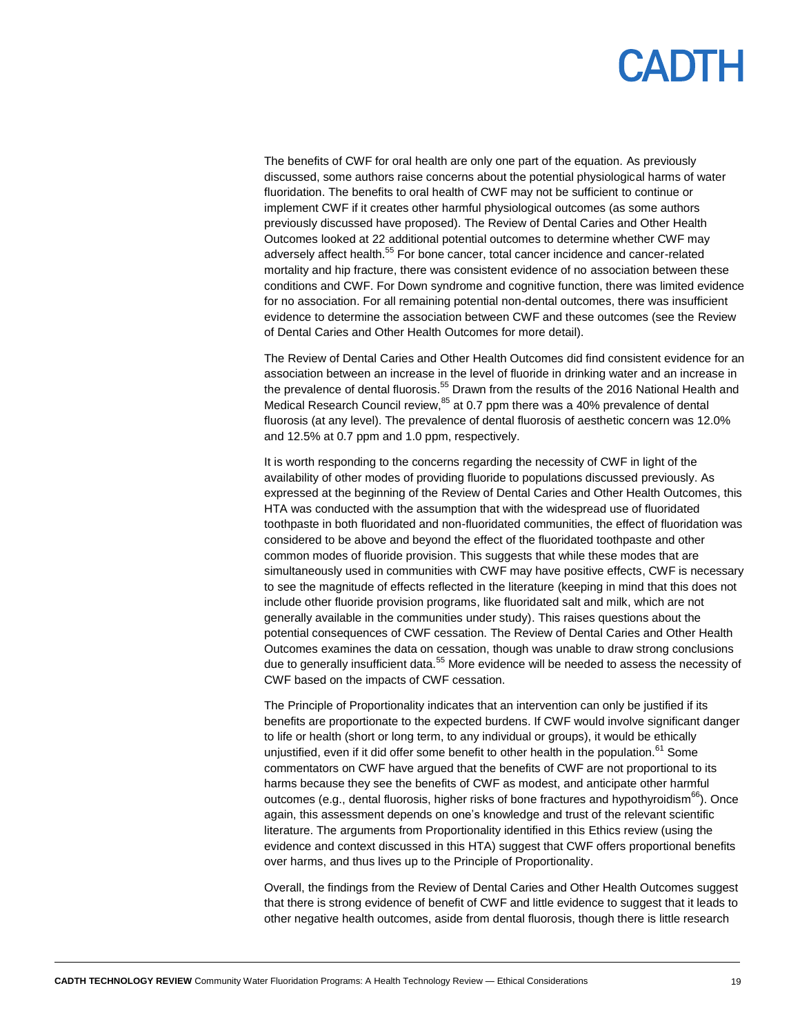The benefits of CWF for oral health are only one part of the equation. As previously discussed, some authors raise concerns about the potential physiological harms of water fluoridation. The benefits to oral health of CWF may not be sufficient to continue or implement CWF if it creates other harmful physiological outcomes (as some authors previously discussed have proposed). The Review of Dental Caries and Other Health Outcomes looked at 22 additional potential outcomes to determine whether CWF may adversely affect health.[55] For bone cancer, total cancer incidence and cancer-related mortality and hip fracture, there was consistent evidence of no association between these conditions and CWF. For Down syndrome and cognitive function, there was limited evidence for no association. For all remaining potential non-dental outcomes, there was insufficient evidence to determine the association between CWF and these outcomes (see the Review of Dental Caries and Other Health Outcomes for more detail).

The Review of Dental Caries and Other Health Outcomes did find consistent evidence for an association between an increase in the level of fluoride in drinking water and an increase in the prevalence of dental fluorosis.[55] Drawn from the results of the 2016 National Health and Medical Research Council review,[85] at 0.7 ppm there was a 40% prevalence of dental fluorosis (at any level). The prevalence of dental fluorosis of aesthetic concern was 12.0% and 12.5% at 0.7 ppm and 1.0 ppm, respectively.

It is worth responding to the concerns regarding the necessity of CWF in light of the availability of other modes of providing fluoride to populations discussed previously. As expressed at the beginning of the Review of Dental Caries and Other Health Outcomes, this HTA was conducted with the assumption that with the widespread use of fluoridated toothpaste in both fluoridated and non-fluoridated communities, the effect of fluoridation was considered to be above and beyond the effect of the fluoridated toothpaste and other common modes of fluoride provision. This suggests that while these modes that are simultaneously used in communities with CWF may have positive effects, CWF is necessary to see the magnitude of effects reflected in the literature (keeping in mind that this does not include other fluoride provision programs, like fluoridated salt and milk, which are not generally available in the communities under study). This raises questions about the potential consequences of CWF cessation. The Review of Dental Caries and Other Health Outcomes examines the data on cessation, though was unable to draw strong conclusions due to generally insufficient data.[55] More evidence will be needed to assess the necessity of CWF based on the impacts of CWF cessation.

The Principle of Proportionality indicates that an intervention can only be justified if its benefits are proportionate to the expected burdens. If CWF would involve significant danger to life or health (short or long term, to any individual or groups), it would be ethically unjustified, even if it did offer some benefit to other health in the population.[61] Some commentators on CWF have argued that the benefits of CWF are not proportional to its harms because they see the benefits of CWF as modest, and anticipate other harmful outcomes (e.g., dental fluorosis, higher risks of bone fractures and hypothyroidism[66]). Once again, this assessment depends on one's knowledge and trust of the relevant scientific literature. The arguments from Proportionality identified in this Ethics review (using the evidence and context discussed in this HTA) suggest that CWF offers proportional benefits over harms, and thus lives up to the Principle of Proportionality.

Overall, the findings from the Review of Dental Caries and Other Health Outcomes suggest that there is strong evidence of benefit of CWF and little evidence to suggest that it leads to other negative health outcomes, aside from dental fluorosis, though there is little research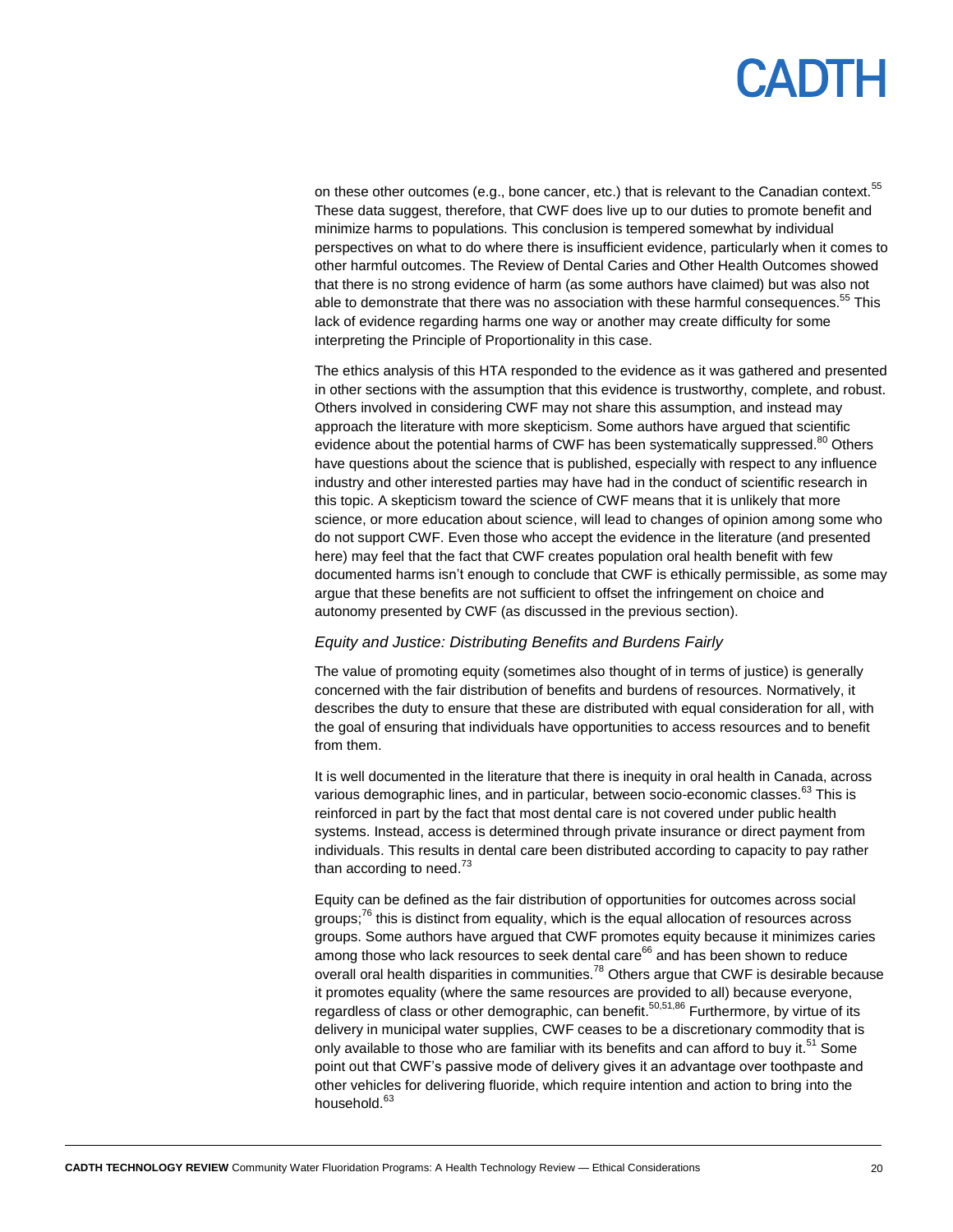on these other outcomes (e.g., bone cancer, etc.) that is relevant to the Canadian context.[55] These data suggest, therefore, that CWF does live up to our duties to promote benefit and minimize harms to populations. This conclusion is tempered somewhat by individual perspectives on what to do where there is insufficient evidence, particularly when it comes to other harmful outcomes. The Review of Dental Caries and Other Health Outcomes showed that there is no strong evidence of harm (as some authors have claimed) but was also not able to demonstrate that there was no association with these harmful consequences.[55] This lack of evidence regarding harms one way or another may create difficulty for some interpreting the Principle of Proportionality in this case.

The ethics analysis of this HTA responded to the evidence as it was gathered and presented in other sections with the assumption that this evidence is trustworthy, complete, and robust. Others involved in considering CWF may not share this assumption, and instead may approach the literature with more skepticism. Some authors have argued that scientific evidence about the potential harms of CWF has been systematically suppressed.[80] Others have questions about the science that is published, especially with respect to any influence industry and other interested parties may have had in the conduct of scientific research in this topic. A skepticism toward the science of CWF means that it is unlikely that more science, or more education about science, will lead to changes of opinion among some who do not support CWF. Even those who accept the evidence in the literature (and presented here) may feel that the fact that CWF creates population oral health benefit with few documented harms isn't enough to conclude that CWF is ethically permissible, as some may argue that these benefits are not sufficient to offset the infringement on choice and autonomy presented by CWF (as discussed in the previous section).

### *Equity and Justice: Distributing Benefits and Burdens Fairly*

The value of promoting equity (sometimes also thought of in terms of justice) is generally concerned with the fair distribution of benefits and burdens of resources. Normatively, it describes the duty to ensure that these are distributed with equal consideration for all, with the goal of ensuring that individuals have opportunities to access resources and to benefit from them.

It is well documented in the literature that there is inequity in oral health in Canada, across various demographic lines, and in particular, between socio-economic classes.[63] This is reinforced in part by the fact that most dental care is not covered under public health systems. Instead, access is determined through private insurance or direct payment from individuals. This results in dental care been distributed according to capacity to pay rather than according to need.[73]

Equity can be defined as the fair distribution of opportunities for outcomes across social groups;[76] this is distinct from equality, which is the equal allocation of resources across groups. Some authors have argued that CWF promotes equity because it minimizes caries among those who lack resources to seek dental care[66] and has been shown to reduce overall oral health disparities in communities.[78] Others argue that CWF is desirable because it promotes equality (where the same resources are provided to all) because everyone, regardless of class or other demographic, can benefit.[50,51,86] Furthermore, by virtue of its delivery in municipal water supplies, CWF ceases to be a discretionary commodity that is only available to those who are familiar with its benefits and can afford to buy it.[51] Some point out that CWF's passive mode of delivery gives it an advantage over toothpaste and other vehicles for delivering fluoride, which require intention and action to bring into the household.[63]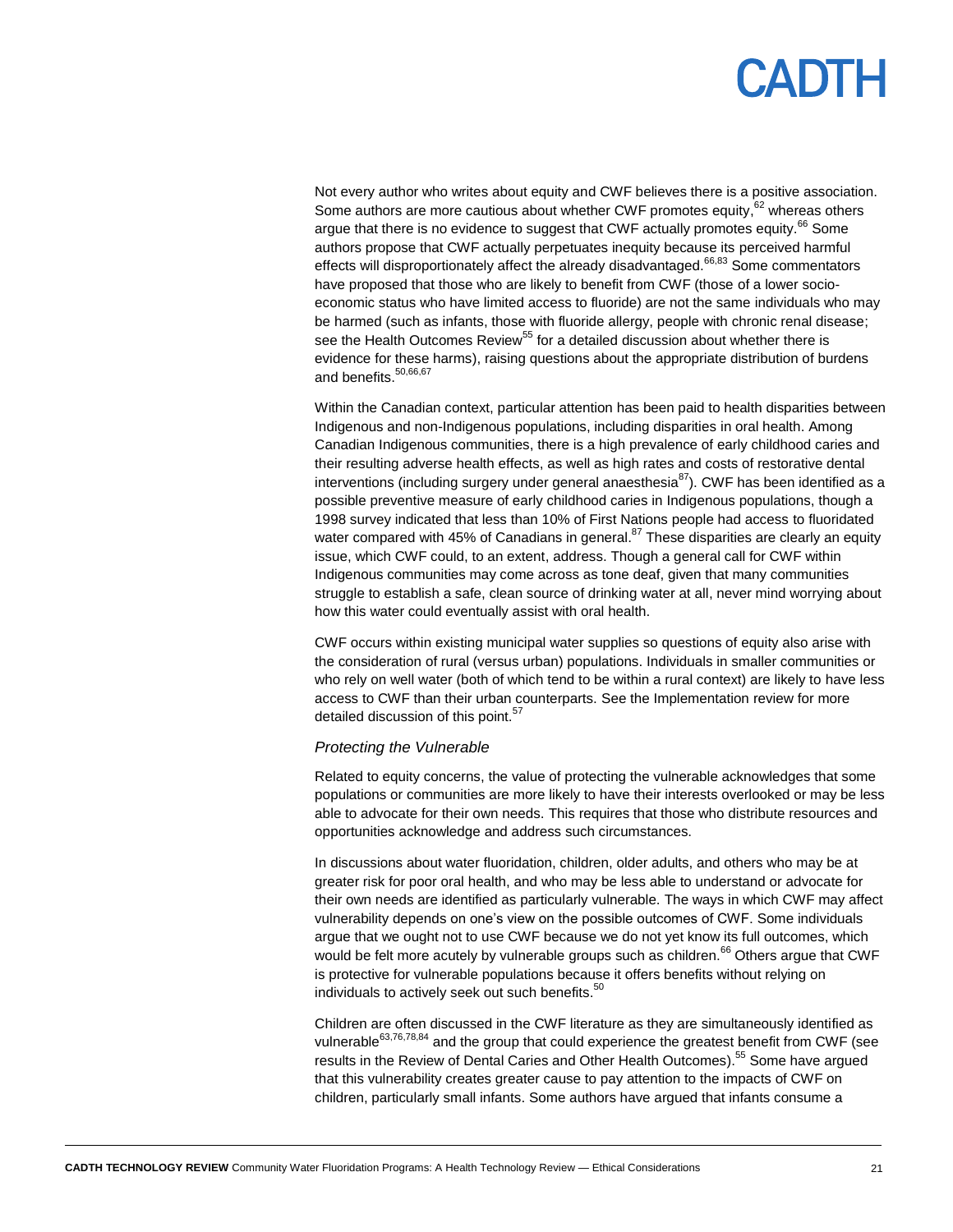Not every author who writes about equity and CWF believes there is a positive association. Some authors are more cautious about whether CWF promotes equity,[62] whereas others argue that there is no evidence to suggest that CWF actually promotes equity.[66] Some authors propose that CWF actually perpetuates inequity because its perceived harmful effects will disproportionately affect the already disadvantaged.[66,83] Some commentators have proposed that those who are likely to benefit from CWF (those of a lower socio-economic status who have limited access to fluoride) are not the same individuals who may be harmed (such as infants, those with fluoride allergy, people with chronic renal disease; see the Health Outcomes Review[55] for a detailed discussion about whether there is evidence for these harms), raising questions about the appropriate distribution of burdens and benefits.[50,66,67]

Within the Canadian context, particular attention has been paid to health disparities between Indigenous and non-Indigenous populations, including disparities in oral health. Among Canadian Indigenous communities, there is a high prevalence of early childhood caries and their resulting adverse health effects, as well as high rates and costs of restorative dental interventions (including surgery under general anaesthesia[87]). CWF has been identified as a possible preventive measure of early childhood caries in Indigenous populations, though a 1998 survey indicated that less than 10% of First Nations people had access to fluoridated water compared with 45% of Canadians in general.[87] These disparities are clearly an equity issue, which CWF could, to an extent, address. Though a general call for CWF within Indigenous communities may come across as tone deaf, given that many communities struggle to establish a safe, clean source of drinking water at all, never mind worrying about how this water could eventually assist with oral health.

CWF occurs within existing municipal water supplies so questions of equity also arise with the consideration of rural (versus urban) populations. Individuals in smaller communities or who rely on well water (both of which tend to be within a rural context) are likely to have less access to CWF than their urban counterparts. See the Implementation review for more detailed discussion of this point.[57]

### *Protecting the Vulnerable*

Related to equity concerns, the value of protecting the vulnerable acknowledges that some populations or communities are more likely to have their interests overlooked or may be less able to advocate for their own needs. This requires that those who distribute resources and opportunities acknowledge and address such circumstances.

In discussions about water fluoridation, children, older adults, and others who may be at greater risk for poor oral health, and who may be less able to understand or advocate for their own needs are identified as particularly vulnerable. The ways in which CWF may affect vulnerability depends on one's view on the possible outcomes of CWF. Some individuals argue that we ought not to use CWF because we do not yet know its full outcomes, which would be felt more acutely by vulnerable groups such as children.[66] Others argue that CWF is protective for vulnerable populations because it offers benefits without relying on individuals to actively seek out such benefits.[50]

Children are often discussed in the CWF literature as they are simultaneously identified as vulnerable[63,76,78,84] and the group that could experience the greatest benefit from CWF (see results in the Review of Dental Caries and Other Health Outcomes).[55] Some have argued that this vulnerability creates greater cause to pay attention to the impacts of CWF on children, particularly small infants. Some authors have argued that infants consume a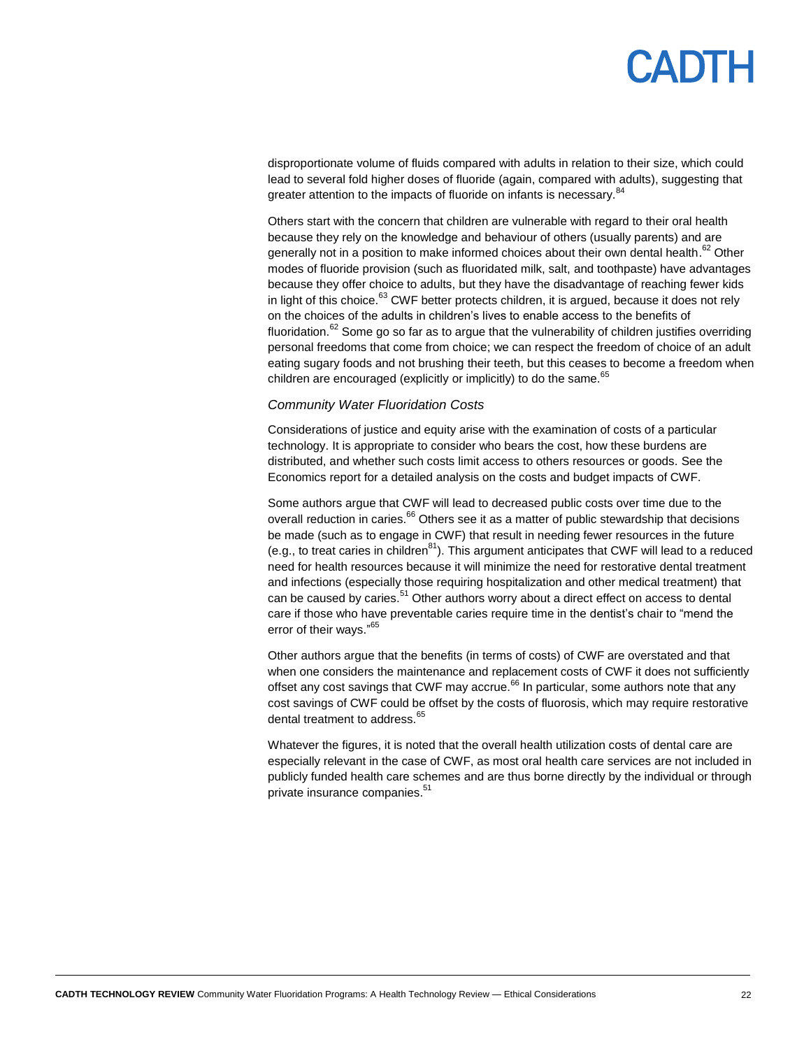disproportionate volume of fluids compared with adults in relation to their size, which could lead to several fold higher doses of fluoride (again, compared with adults), suggesting that greater attention to the impacts of fluoride on infants is necessary.[84]

Others start with the concern that children are vulnerable with regard to their oral health because they rely on the knowledge and behaviour of others (usually parents) and are generally not in a position to make informed choices about their own dental health.[62] Other modes of fluoride provision (such as fluoridated milk, salt, and toothpaste) have advantages because they offer choice to adults, but they have the disadvantage of reaching fewer kids in light of this choice.[63] CWF better protects children, it is argued, because it does not rely on the choices of the adults in children's lives to enable access to the benefits of fluoridation.[62] Some go so far as to argue that the vulnerability of children justifies overriding personal freedoms that come from choice; we can respect the freedom of choice of an adult eating sugary foods and not brushing their teeth, but this ceases to become a freedom when children are encouraged (explicitly or implicitly) to do the same.[65]

### *Community Water Fluoridation Costs*

Considerations of justice and equity arise with the examination of costs of a particular technology. It is appropriate to consider who bears the cost, how these burdens are distributed, and whether such costs limit access to others resources or goods. See the Economics report for a detailed analysis on the costs and budget impacts of CWF.

Some authors argue that CWF will lead to decreased public costs over time due to the overall reduction in caries.[66] Others see it as a matter of public stewardship that decisions be made (such as to engage in CWF) that result in needing fewer resources in the future (e.g., to treat caries in children[81]). This argument anticipates that CWF will lead to a reduced need for health resources because it will minimize the need for restorative dental treatment and infections (especially those requiring hospitalization and other medical treatment) that can be caused by caries.[51] Other authors worry about a direct effect on access to dental care if those who have preventable caries require time in the dentist's chair to "mend the error of their ways."[65]

Other authors argue that the benefits (in terms of costs) of CWF are overstated and that when one considers the maintenance and replacement costs of CWF it does not sufficiently offset any cost savings that CWF may accrue.[66] In particular, some authors note that any cost savings of CWF could be offset by the costs of fluorosis, which may require restorative dental treatment to address.[65]

Whatever the figures, it is noted that the overall health utilization costs of dental care are especially relevant in the case of CWF, as most oral health care services are not included in publicly funded health care schemes and are thus borne directly by the individual or through private insurance companies.[51]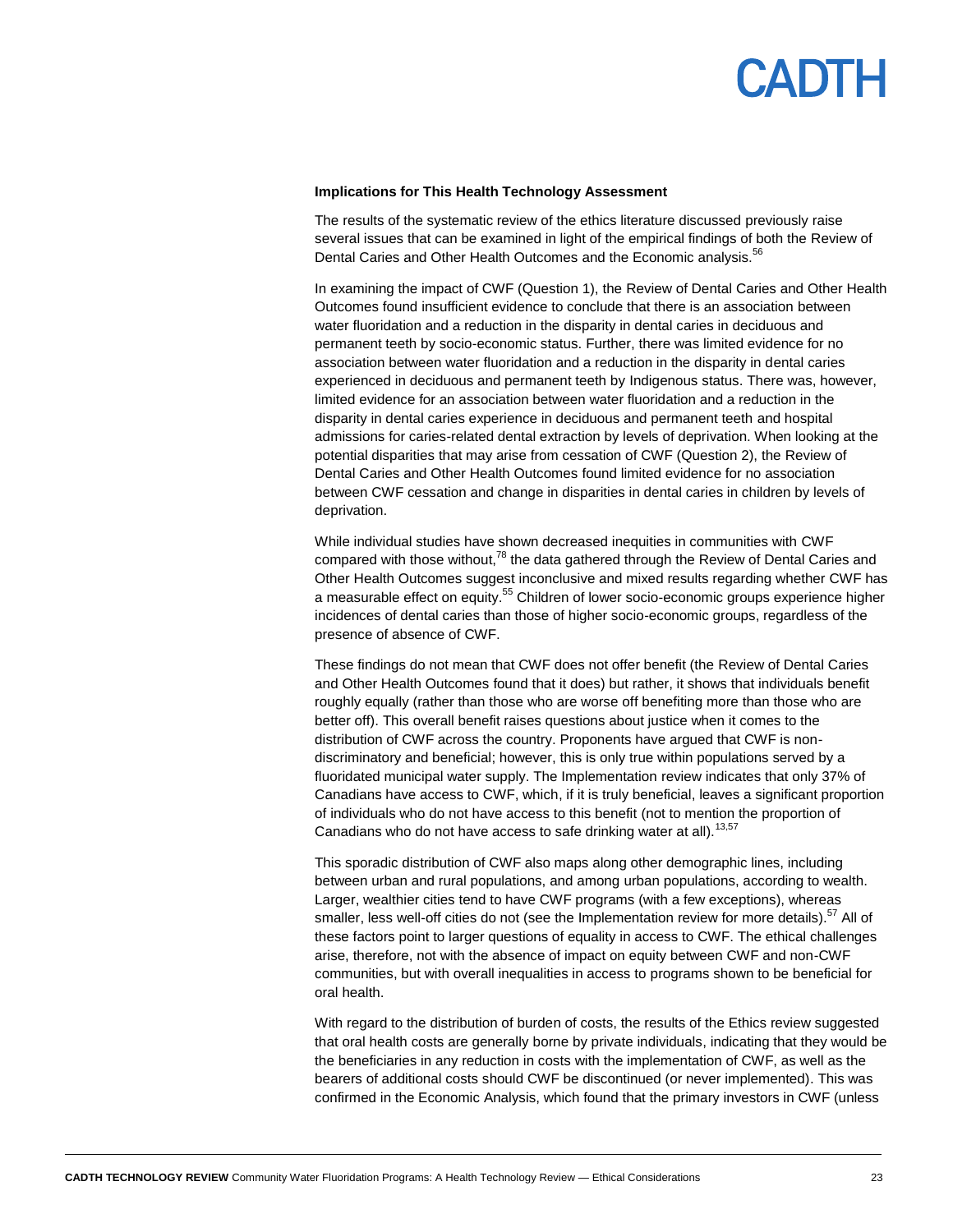**Implications for This Health Technology Assessment**

The results of the systematic review of the ethics literature discussed previously raise several issues that can be examined in light of the empirical findings of both the Review of Dental Caries and Other Health Outcomes and the Economic analysis.[56]

In examining the impact of CWF (Question 1), the Review of Dental Caries and Other Health Outcomes found insufficient evidence to conclude that there is an association between water fluoridation and a reduction in the disparity in dental caries in deciduous and permanent teeth by socio-economic status. Further, there was limited evidence for no association between water fluoridation and a reduction in the disparity in dental caries experienced in deciduous and permanent teeth by Indigenous status. There was, however, limited evidence for an association between water fluoridation and a reduction in the disparity in dental caries experience in deciduous and permanent teeth and hospital admissions for caries-related dental extraction by levels of deprivation. When looking at the potential disparities that may arise from cessation of CWF (Question 2), the Review of Dental Caries and Other Health Outcomes found limited evidence for no association between CWF cessation and change in disparities in dental caries in children by levels of deprivation.

While individual studies have shown decreased inequities in communities with CWF compared with those without,[78] the data gathered through the Review of Dental Caries and Other Health Outcomes suggest inconclusive and mixed results regarding whether CWF has a measurable effect on equity.[55] Children of lower socio-economic groups experience higher incidences of dental caries than those of higher socio-economic groups, regardless of the presence of absence of CWF.

These findings do not mean that CWF does not offer benefit (the Review of Dental Caries and Other Health Outcomes found that it does) but rather, it shows that individuals benefit roughly equally (rather than those who are worse off benefiting more than those who are better off). This overall benefit raises questions about justice when it comes to the distribution of CWF across the country. Proponents have argued that CWF is non-discriminatory and beneficial; however, this is only true within populations served by a fluoridated municipal water supply. The Implementation review indicates that only 37% of Canadians have access to CWF, which, if it is truly beneficial, leaves a significant proportion of individuals who do not have access to this benefit (not to mention the proportion of Canadians who do not have access to safe drinking water at all).[13,57]

This sporadic distribution of CWF also maps along other demographic lines, including between urban and rural populations, and among urban populations, according to wealth. Larger, wealthier cities tend to have CWF programs (with a few exceptions), whereas smaller, less well-off cities do not (see the Implementation review for more details).[57] All of these factors point to larger questions of equality in access to CWF. The ethical challenges arise, therefore, not with the absence of impact on equity between CWF and non-CWF communities, but with overall inequalities in access to programs shown to be beneficial for oral health.

With regard to the distribution of burden of costs, the results of the Ethics review suggested that oral health costs are generally borne by private individuals, indicating that they would be the beneficiaries in any reduction in costs with the implementation of CWF, as well as the bearers of additional costs should CWF be discontinued (or never implemented). This was confirmed in the Economic Analysis, which found that the primary investors in CWF (unless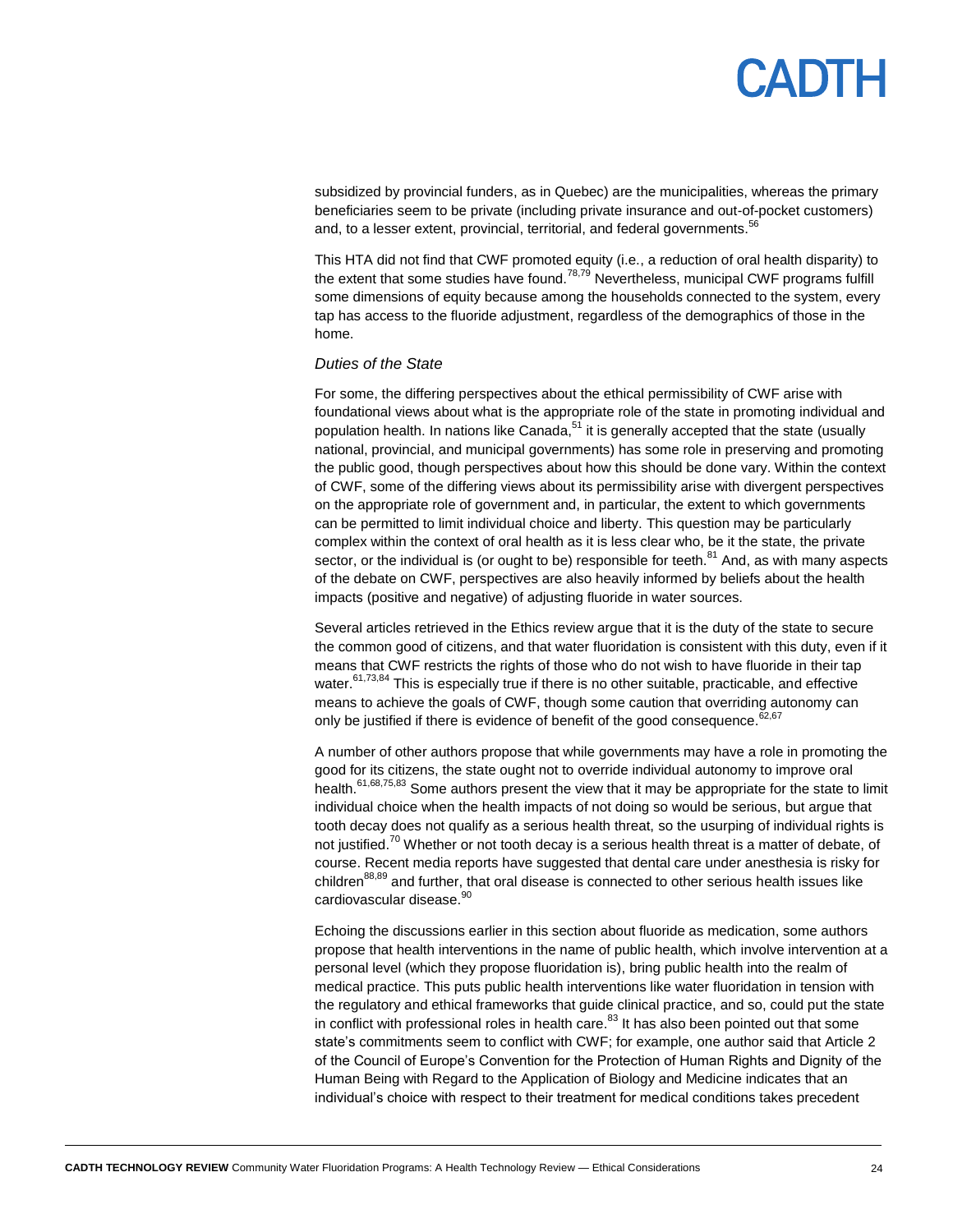subsidized by provincial funders, as in Quebec) are the municipalities, whereas the primary beneficiaries seem to be private (including private insurance and out-of-pocket customers) and, to a lesser extent, provincial, territorial, and federal governments.[56]

This HTA did not find that CWF promoted equity (i.e., a reduction of oral health disparity) to the extent that some studies have found.[78,79] Nevertheless, municipal CWF programs fulfill some dimensions of equity because among the households connected to the system, every tap has access to the fluoride adjustment, regardless of the demographics of those in the home.

*Duties of the State*

For some, the differing perspectives about the ethical permissibility of CWF arise with foundational views about what is the appropriate role of the state in promoting individual and population health. In nations like Canada,[51] it is generally accepted that the state (usually national, provincial, and municipal governments) has some role in preserving and promoting the public good, though perspectives about how this should be done vary. Within the context of CWF, some of the differing views about its permissibility arise with divergent perspectives on the appropriate role of government and, in particular, the extent to which governments can be permitted to limit individual choice and liberty. This question may be particularly complex within the context of oral health as it is less clear who, be it the state, the private sector, or the individual is (or ought to be) responsible for teeth.[81] And, as with many aspects of the debate on CWF, perspectives are also heavily informed by beliefs about the health impacts (positive and negative) of adjusting fluoride in water sources.

Several articles retrieved in the Ethics review argue that it is the duty of the state to secure the common good of citizens, and that water fluoridation is consistent with this duty, even if it means that CWF restricts the rights of those who do not wish to have fluoride in their tap water.[61,73,84] This is especially true if there is no other suitable, practicable, and effective means to achieve the goals of CWF, though some caution that overriding autonomy can only be justified if there is evidence of benefit of the good consequence.[62,67]

A number of other authors propose that while governments may have a role in promoting the good for its citizens, the state ought not to override individual autonomy to improve oral health.[61,68,75,83] Some authors present the view that it may be appropriate for the state to limit individual choice when the health impacts of not doing so would be serious, but argue that tooth decay does not qualify as a serious health threat, so the usurping of individual rights is not justified.[70] Whether or not tooth decay is a serious health threat is a matter of debate, of course. Recent media reports have suggested that dental care under anesthesia is risky for children[88,89] and further, that oral disease is connected to other serious health issues like cardiovascular disease.[90]

Echoing the discussions earlier in this section about fluoride as medication, some authors propose that health interventions in the name of public health, which involve intervention at a personal level (which they propose fluoridation is), bring public health into the realm of medical practice. This puts public health interventions like water fluoridation in tension with the regulatory and ethical frameworks that guide clinical practice, and so, could put the state in conflict with professional roles in health care.[83] It has also been pointed out that some state's commitments seem to conflict with CWF; for example, one author said that Article 2 of the Council of Europe's Convention for the Protection of Human Rights and Dignity of the Human Being with Regard to the Application of Biology and Medicine indicates that an individual's choice with respect to their treatment for medical conditions takes precedent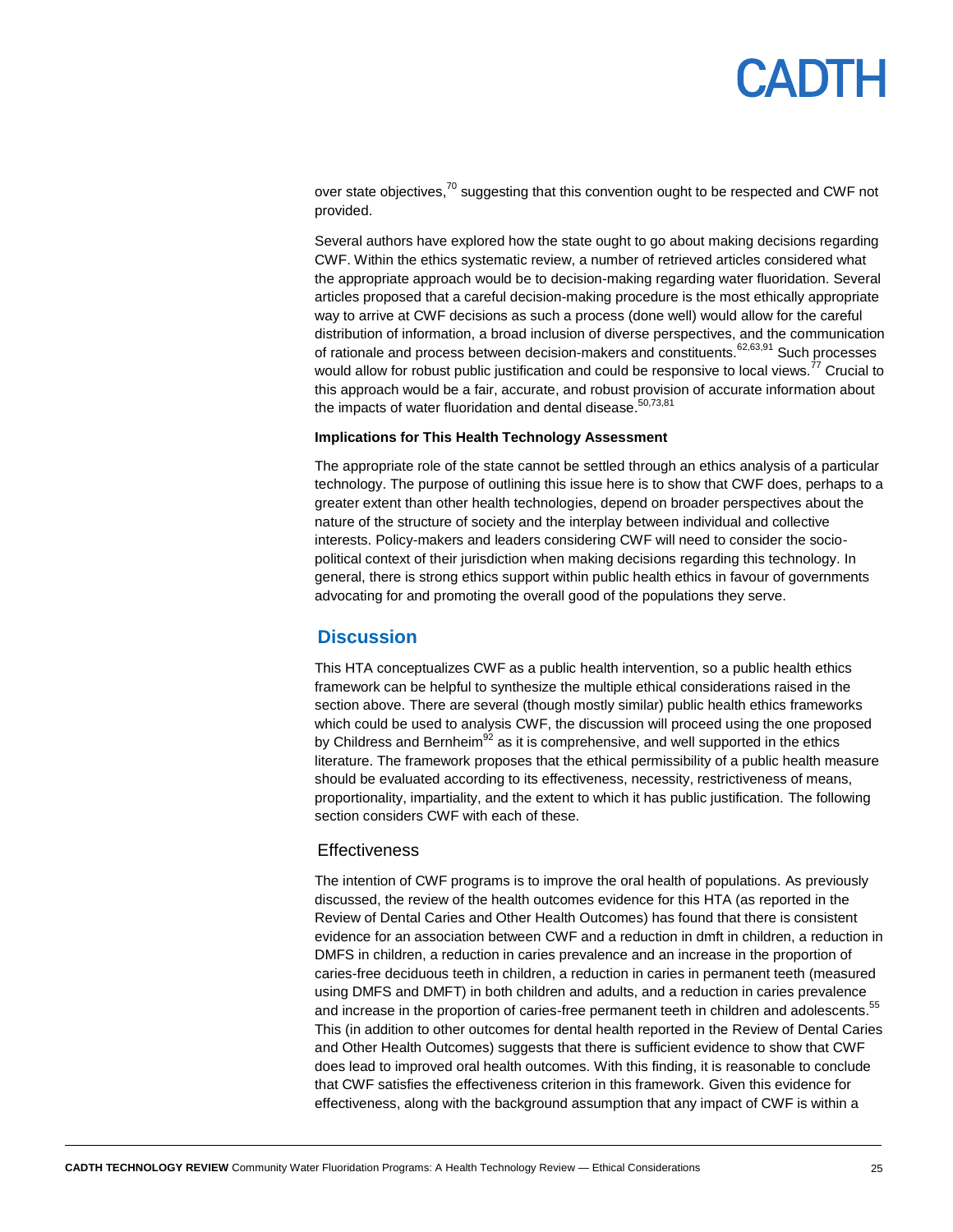over state objectives,[70] suggesting that this convention ought to be respected and CWF not provided.

Several authors have explored how the state ought to go about making decisions regarding CWF. Within the ethics systematic review, a number of retrieved articles considered what the appropriate approach would be to decision-making regarding water fluoridation. Several articles proposed that a careful decision-making procedure is the most ethically appropriate way to arrive at CWF decisions as such a process (done well) would allow for the careful distribution of information, a broad inclusion of diverse perspectives, and the communication of rationale and process between decision-makers and constituents.[62,63,91] Such processes would allow for robust public justification and could be responsive to local views.[77] Crucial to this approach would be a fair, accurate, and robust provision of accurate information about the impacts of water fluoridation and dental disease.[50,73,81]

**Implications for This Health Technology Assessment**

The appropriate role of the state cannot be settled through an ethics analysis of a particular technology. The purpose of outlining this issue here is to show that CWF does, perhaps to a greater extent than other health technologies, depend on broader perspectives about the nature of the structure of society and the interplay between individual and collective interests. Policy-makers and leaders considering CWF will need to consider the socio-political context of their jurisdiction when making decisions regarding this technology. In general, there is strong ethics support within public health ethics in favour of governments advocating for and promoting the overall good of the populations they serve.

## Discussion

This HTA conceptualizes CWF as a public health intervention, so a public health ethics framework can be helpful to synthesize the multiple ethical considerations raised in the section above. There are several (though mostly similar) public health ethics frameworks which could be used to analysis CWF, the discussion will proceed using the one proposed by Childress and Bernheim[92] as it is comprehensive, and well supported in the ethics literature. The framework proposes that the ethical permissibility of a public health measure should be evaluated according to its effectiveness, necessity, restrictiveness of means, proportionality, impartiality, and the extent to which it has public justification. The following section considers CWF with each of these.

### Effectiveness

The intention of CWF programs is to improve the oral health of populations. As previously discussed, the review of the health outcomes evidence for this HTA (as reported in the Review of Dental Caries and Other Health Outcomes) has found that there is consistent evidence for an association between CWF and a reduction in dmft in children, a reduction in DMFS in children, a reduction in caries prevalence and an increase in the proportion of caries-free deciduous teeth in children, a reduction in caries in permanent teeth (measured using DMFS and DMFT) in both children and adults, and a reduction in caries prevalence and increase in the proportion of caries-free permanent teeth in children and adolescents.[55] This (in addition to other outcomes for dental health reported in the Review of Dental Caries and Other Health Outcomes) suggests that there is sufficient evidence to show that CWF does lead to improved oral health outcomes. With this finding, it is reasonable to conclude that CWF satisfies the effectiveness criterion in this framework. Given this evidence for effectiveness, along with the background assumption that any impact of CWF is within a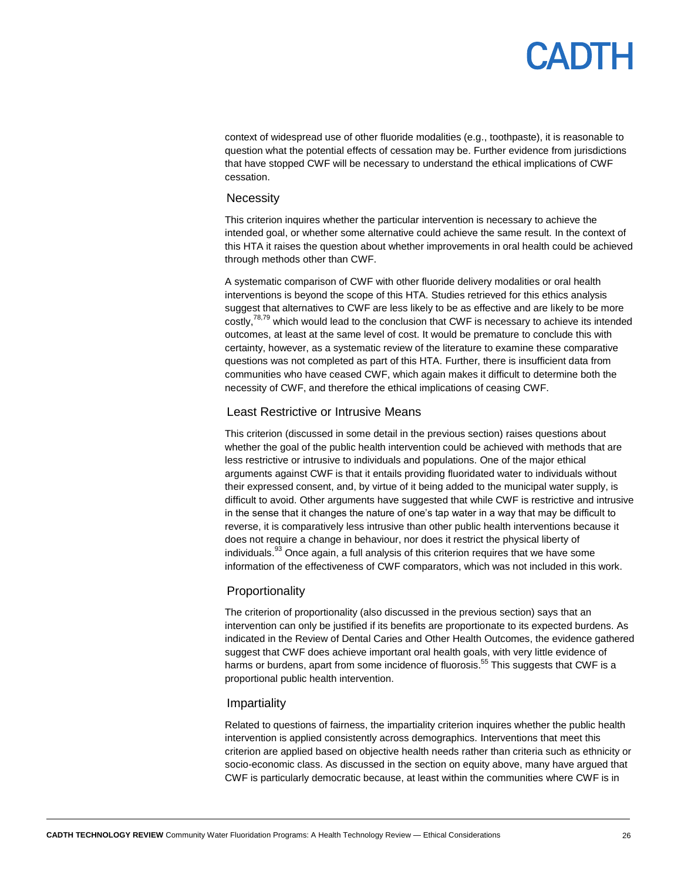context of widespread use of other fluoride modalities (e.g., toothpaste), it is reasonable to question what the potential effects of cessation may be. Further evidence from jurisdictions that have stopped CWF will be necessary to understand the ethical implications of CWF cessation.

### Necessity

This criterion inquires whether the particular intervention is necessary to achieve the intended goal, or whether some alternative could achieve the same result. In the context of this HTA it raises the question about whether improvements in oral health could be achieved through methods other than CWF.

A systematic comparison of CWF with other fluoride delivery modalities or oral health interventions is beyond the scope of this HTA. Studies retrieved for this ethics analysis suggest that alternatives to CWF are less likely to be as effective and are likely to be more costly,[78,79] which would lead to the conclusion that CWF is necessary to achieve its intended outcomes, at least at the same level of cost. It would be premature to conclude this with certainty, however, as a systematic review of the literature to examine these comparative questions was not completed as part of this HTA. Further, there is insufficient data from communities who have ceased CWF, which again makes it difficult to determine both the necessity of CWF, and therefore the ethical implications of ceasing CWF.

### Least Restrictive or Intrusive Means

This criterion (discussed in some detail in the previous section) raises questions about whether the goal of the public health intervention could be achieved with methods that are less restrictive or intrusive to individuals and populations. One of the major ethical arguments against CWF is that it entails providing fluoridated water to individuals without their expressed consent, and, by virtue of it being added to the municipal water supply, is difficult to avoid. Other arguments have suggested that while CWF is restrictive and intrusive in the sense that it changes the nature of one's tap water in a way that may be difficult to reverse, it is comparatively less intrusive than other public health interventions because it does not require a change in behaviour, nor does it restrict the physical liberty of individuals.[93] Once again, a full analysis of this criterion requires that we have some information of the effectiveness of CWF comparators, which was not included in this work.

### Proportionality

The criterion of proportionality (also discussed in the previous section) says that an intervention can only be justified if its benefits are proportionate to its expected burdens. As indicated in the Review of Dental Caries and Other Health Outcomes, the evidence gathered suggest that CWF does achieve important oral health goals, with very little evidence of harms or burdens, apart from some incidence of fluorosis.[55] This suggests that CWF is a proportional public health intervention.

### Impartiality

Related to questions of fairness, the impartiality criterion inquires whether the public health intervention is applied consistently across demographics. Interventions that meet this criterion are applied based on objective health needs rather than criteria such as ethnicity or socio-economic class. As discussed in the section on equity above, many have argued that CWF is particularly democratic because, at least within the communities where CWF is in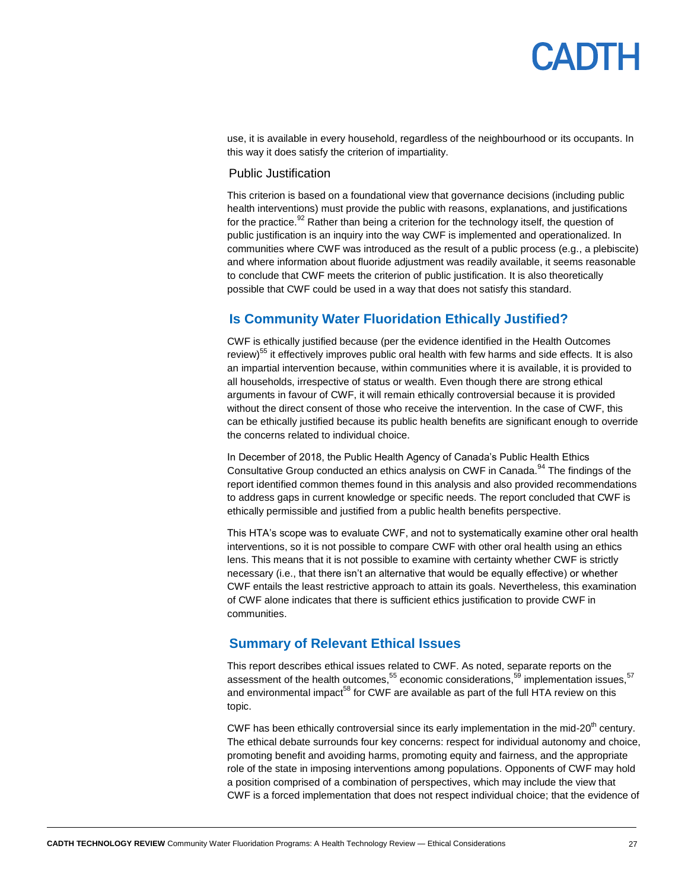use, it is available in every household, regardless of the neighbourhood or its occupants. In this way it does satisfy the criterion of impartiality.

### Public Justification

This criterion is based on a foundational view that governance decisions (including public health interventions) must provide the public with reasons, explanations, and justifications for the practice.[92] Rather than being a criterion for the technology itself, the question of public justification is an inquiry into the way CWF is implemented and operationalized. In communities where CWF was introduced as the result of a public process (e.g., a plebiscite) and where information about fluoride adjustment was readily available, it seems reasonable to conclude that CWF meets the criterion of public justification. It is also theoretically possible that CWF could be used in a way that does not satisfy this standard.

## Is Community Water Fluoridation Ethically Justified?

CWF is ethically justified because (per the evidence identified in the Health Outcomes review)[55] it effectively improves public oral health with few harms and side effects. It is also an impartial intervention because, within communities where it is available, it is provided to all households, irrespective of status or wealth. Even though there are strong ethical arguments in favour of CWF, it will remain ethically controversial because it is provided without the direct consent of those who receive the intervention. In the case of CWF, this can be ethically justified because its public health benefits are significant enough to override the concerns related to individual choice.

In December of 2018, the Public Health Agency of Canada's Public Health Ethics Consultative Group conducted an ethics analysis on CWF in Canada.[94] The findings of the report identified common themes found in this analysis and also provided recommendations to address gaps in current knowledge or specific needs. The report concluded that CWF is ethically permissible and justified from a public health benefits perspective.

This HTA's scope was to evaluate CWF, and not to systematically examine other oral health interventions, so it is not possible to compare CWF with other oral health using an ethics lens. This means that it is not possible to examine with certainty whether CWF is strictly necessary (i.e., that there isn't an alternative that would be equally effective) or whether CWF entails the least restrictive approach to attain its goals. Nevertheless, this examination of CWF alone indicates that there is sufficient ethics justification to provide CWF in communities.

## Summary of Relevant Ethical Issues

This report describes ethical issues related to CWF. As noted, separate reports on the assessment of the health outcomes,[55] economic considerations,[59] implementation issues,[57] and environmental impact[58] for CWF are available as part of the full HTA review on this topic.

CWF has been ethically controversial since its early implementation in the mid-20th century. The ethical debate surrounds four key concerns: respect for individual autonomy and choice, promoting benefit and avoiding harms, promoting equity and fairness, and the appropriate role of the state in imposing interventions among populations. Opponents of CWF may hold a position comprised of a combination of perspectives, which may include the view that CWF is a forced implementation that does not respect individual choice; that the evidence of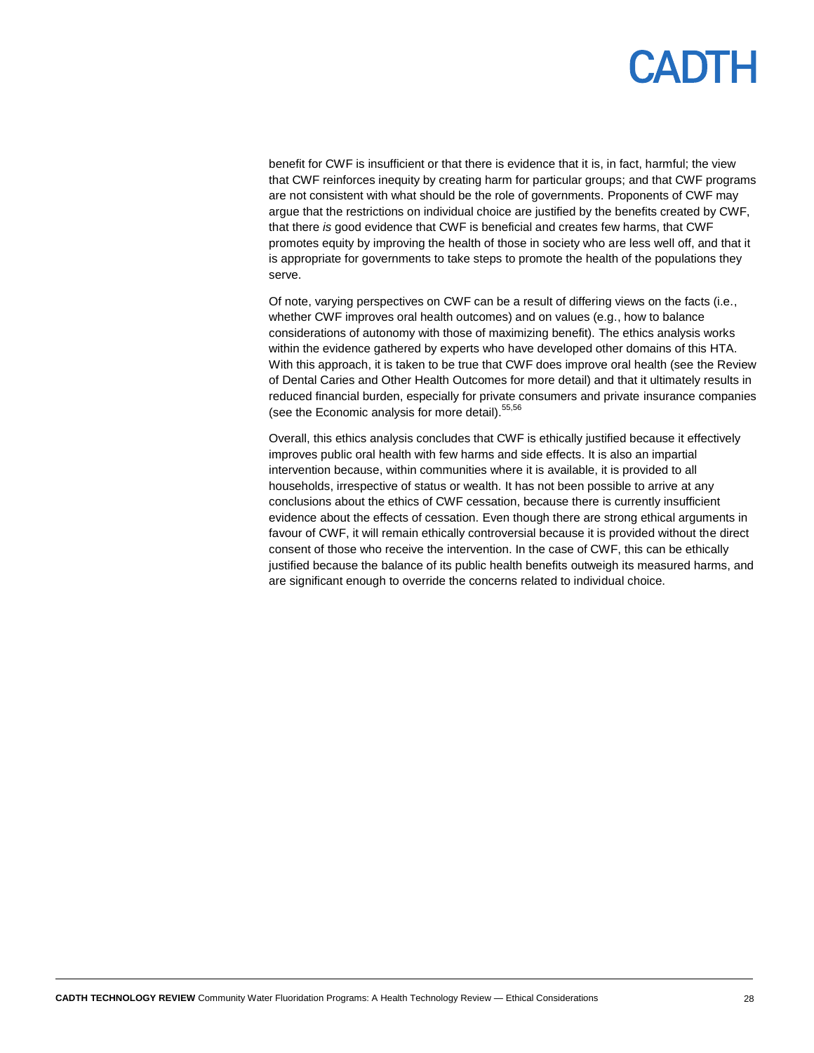benefit for CWF is insufficient or that there is evidence that it is, in fact, harmful; the view that CWF reinforces inequity by creating harm for particular groups; and that CWF programs are not consistent with what should be the role of governments. Proponents of CWF may argue that the restrictions on individual choice are justified by the benefits created by CWF, that there *is* good evidence that CWF is beneficial and creates few harms, that CWF promotes equity by improving the health of those in society who are less well off, and that it is appropriate for governments to take steps to promote the health of the populations they serve.

Of note, varying perspectives on CWF can be a result of differing views on the facts (i.e., whether CWF improves oral health outcomes) and on values (e.g., how to balance considerations of autonomy with those of maximizing benefit). The ethics analysis works within the evidence gathered by experts who have developed other domains of this HTA. With this approach, it is taken to be true that CWF does improve oral health (see the Review of Dental Caries and Other Health Outcomes for more detail) and that it ultimately results in reduced financial burden, especially for private consumers and private insurance companies (see the Economic analysis for more detail).[55,56]

Overall, this ethics analysis concludes that CWF is ethically justified because it effectively improves public oral health with few harms and side effects. It is also an impartial intervention because, within communities where it is available, it is provided to all households, irrespective of status or wealth. It has not been possible to arrive at any conclusions about the ethics of CWF cessation, because there is currently insufficient evidence about the effects of cessation. Even though there are strong ethical arguments in favour of CWF, it will remain ethically controversial because it is provided without the direct consent of those who receive the intervention. In the case of CWF, this can be ethically justified because the balance of its public health benefits outweigh its measured harms, and are significant enough to override the concerns related to individual choice.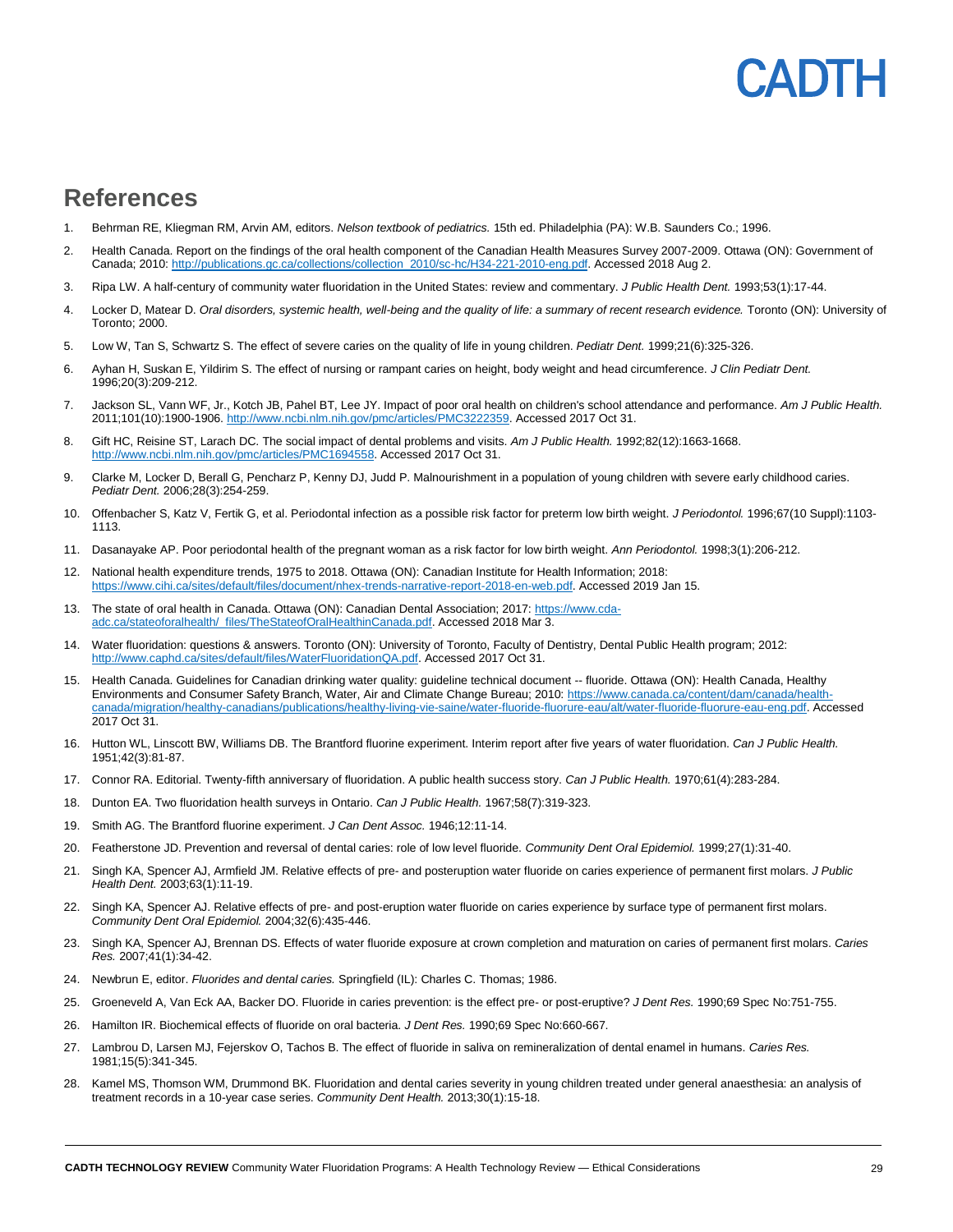## References

1. Behrman RE, Kliegman RM, Arvin AM, editors. *Nelson textbook of pediatrics.* 15th ed. Philadelphia (PA): W.B. Saunders Co.; 1996.
2. Health Canada. Report on the findings of the oral health component of the Canadian Health Measures Survey 2007-2009. Ottawa (ON): Government of Canada; 2010: http://publications.gc.ca/collections/collection_2010/sc-hc/H34-221-2010-eng.pdf. Accessed 2018 Aug 2.
3. Ripa LW. A half-century of community water fluoridation in the United States: review and commentary. *J Public Health Dent.* 1993;53(1):17-44.
4. Locker D, Matear D. *Oral disorders, systemic health, well-being and the quality of life: a summary of recent research evidence.* Toronto (ON): University of Toronto; 2000.
5. Low W, Tan S, Schwartz S. The effect of severe caries on the quality of life in young children. *Pediatr Dent.* 1999;21(6):325-326.
6. Ayhan H, Suskan E, Yildirim S. The effect of nursing or rampant caries on height, body weight and head circumference. *J Clin Pediatr Dent.* 1996;20(3):209-212.
7. Jackson SL, Vann WF, Jr., Kotch JB, Pahel BT, Lee JY. Impact of poor oral health on children's school attendance and performance. *Am J Public Health.* 2011;101(10):1900-1906. http://www.ncbi.nlm.nih.gov/pmc/articles/PMC3222359. Accessed 2017 Oct 31.
8. Gift HC, Reisine ST, Larach DC. The social impact of dental problems and visits. *Am J Public Health.* 1992;82(12):1663-1668. http://www.ncbi.nlm.nih.gov/pmc/articles/PMC1694558. Accessed 2017 Oct 31.
9. Clarke M, Locker D, Berall G, Pencharz P, Kenny DJ, Judd P. Malnourishment in a population of young children with severe early childhood caries. *Pediatr Dent.* 2006;28(3):254-259.
10. Offenbacher S, Katz V, Fertik G, et al. Periodontal infection as a possible risk factor for preterm low birth weight. *J Periodontol.* 1996;67(10 Suppl):1103-1113.
11. Dasanayake AP. Poor periodontal health of the pregnant woman as a risk factor for low birth weight. *Ann Periodontol.* 1998;3(1):206-212.
12. National health expenditure trends, 1975 to 2018. Ottawa (ON): Canadian Institute for Health Information; 2018: https://www.cihi.ca/sites/default/files/document/nhex-trends-narrative-report-2018-en-web.pdf. Accessed 2019 Jan 15.
13. The state of oral health in Canada. Ottawa (ON): Canadian Dental Association; 2017: https://www.cda-adc.ca/stateoforalhealth/_files/TheStateofOralHealthinCanada.pdf. Accessed 2018 Mar 3.
14. Water fluoridation: questions & answers. Toronto (ON): University of Toronto, Faculty of Dentistry, Dental Public Health program; 2012: http://www.caphd.ca/sites/default/files/WaterFluoridationQA.pdf. Accessed 2017 Oct 31.
15. Health Canada. Guidelines for Canadian drinking water quality: guideline technical document -- fluoride. Ottawa (ON): Health Canada, Healthy Environments and Consumer Safety Branch, Water, Air and Climate Change Bureau; 2010: https://www.canada.ca/content/dam/canada/health-canada/migration/healthy-canadians/publications/healthy-living-vie-saine/water-fluoride-fluorure-eau/alt/water-fluoride-fluorure-eau-eng.pdf. Accessed 2017 Oct 31.
16. Hutton WL, Linscott BW, Williams DB. The Brantford fluorine experiment. Interim report after five years of water fluoridation. *Can J Public Health.* 1951;42(3):81-87.
17. Connor RA. Editorial. Twenty-fifth anniversary of fluoridation. A public health success story. *Can J Public Health.* 1970;61(4):283-284.
18. Dunton EA. Two fluoridation health surveys in Ontario. *Can J Public Health.* 1967;58(7):319-323.
19. Smith AG. The Brantford fluorine experiment. *J Can Dent Assoc.* 1946;12:11-14.
20. Featherstone JD. Prevention and reversal of dental caries: role of low level fluoride. *Community Dent Oral Epidemiol.* 1999;27(1):31-40.
21. Singh KA, Spencer AJ, Armfield JM. Relative effects of pre- and posteruption water fluoride on caries experience of permanent first molars. *J Public Health Dent.* 2003;63(1):11-19.
22. Singh KA, Spencer AJ. Relative effects of pre- and post-eruption water fluoride on caries experience by surface type of permanent first molars. *Community Dent Oral Epidemiol.* 2004;32(6):435-446.
23. Singh KA, Spencer AJ, Brennan DS. Effects of water fluoride exposure at crown completion and maturation on caries of permanent first molars. *Caries Res.* 2007;41(1):34-42.
24. Newbrun E, editor. *Fluorides and dental caries.* Springfield (IL): Charles C. Thomas; 1986.
25. Groeneveld A, Van Eck AA, Backer DO. Fluoride in caries prevention: is the effect pre- or post-eruptive? *J Dent Res.* 1990;69 Spec No:751-755.
26. Hamilton IR. Biochemical effects of fluoride on oral bacteria. *J Dent Res.* 1990;69 Spec No:660-667.
27. Lambrou D, Larsen MJ, Fejerskov O, Tachos B. The effect of fluoride in saliva on remineralization of dental enamel in humans. *Caries Res.* 1981;15(5):341-345.
28. Kamel MS, Thomson WM, Drummond BK. Fluoridation and dental caries severity in young children treated under general anaesthesia: an analysis of treatment records in a 10-year case series. *Community Dent Health.* 2013;30(1):15-18.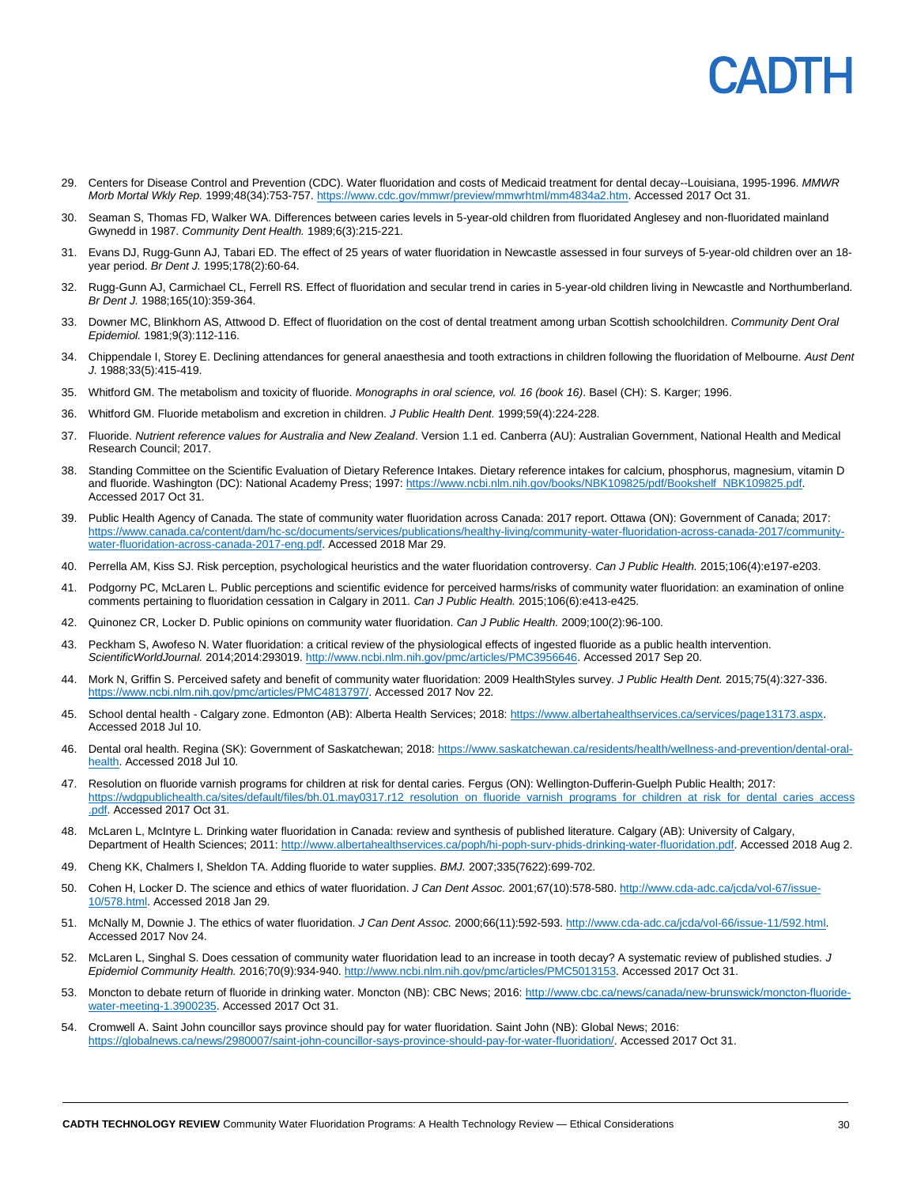29. Centers for Disease Control and Prevention (CDC). Water fluoridation and costs of Medicaid treatment for dental decay--Louisiana, 1995-1996. *MMWR Morb Mortal Wkly Rep.* 1999;48(34):753-757. https://www.cdc.gov/mmwr/preview/mmwrhtml/mm4834a2.htm. Accessed 2017 Oct 31.
30. Seaman S, Thomas FD, Walker WA. Differences between caries levels in 5-year-old children from fluoridated Anglesey and non-fluoridated mainland Gwynedd in 1987. *Community Dent Health.* 1989;6(3):215-221.
31. Evans DJ, Rugg-Gunn AJ, Tabari ED. The effect of 25 years of water fluoridation in Newcastle assessed in four surveys of 5-year-old children over an 18-year period. *Br Dent J.* 1995;178(2):60-64.
32. Rugg-Gunn AJ, Carmichael CL, Ferrell RS. Effect of fluoridation and secular trend in caries in 5-year-old children living in Newcastle and Northumberland. *Br Dent J.* 1988;165(10):359-364.
33. Downer MC, Blinkhorn AS, Attwood D. Effect of fluoridation on the cost of dental treatment among urban Scottish schoolchildren. *Community Dent Oral Epidemiol.* 1981;9(3):112-116.
34. Chippendale I, Storey E. Declining attendances for general anaesthesia and tooth extractions in children following the fluoridation of Melbourne. *Aust Dent J.* 1988;33(5):415-419.
35. Whitford GM. The metabolism and toxicity of fluoride. *Monographs in oral science, vol. 16 (book 16)*. Basel (CH): S. Karger; 1996.
36. Whitford GM. Fluoride metabolism and excretion in children. *J Public Health Dent.* 1999;59(4):224-228.
37. Fluoride. *Nutrient reference values for Australia and New Zealand*. Version 1.1 ed. Canberra (AU): Australian Government, National Health and Medical Research Council; 2017.
38. Standing Committee on the Scientific Evaluation of Dietary Reference Intakes. Dietary reference intakes for calcium, phosphorus, magnesium, vitamin D and fluoride. Washington (DC): National Academy Press; 1997: https://www.ncbi.nlm.nih.gov/books/NBK109825/pdf/Bookshelf_NBK109825.pdf. Accessed 2017 Oct 31.
39. Public Health Agency of Canada. The state of community water fluoridation across Canada: 2017 report. Ottawa (ON): Government of Canada; 2017: https://www.canada.ca/content/dam/hc-sc/documents/services/publications/healthy-living/community-water-fluoridation-across-canada-2017/community-water-fluoridation-across-canada-2017-eng.pdf. Accessed 2018 Mar 29.
40. Perrella AM, Kiss SJ. Risk perception, psychological heuristics and the water fluoridation controversy. *Can J Public Health.* 2015;106(4):e197-e203.
41. Podgorny PC, McLaren L. Public perceptions and scientific evidence for perceived harms/risks of community water fluoridation: an examination of online comments pertaining to fluoridation cessation in Calgary in 2011. *Can J Public Health.* 2015;106(6):e413-e425.
42. Quinonez CR, Locker D. Public opinions on community water fluoridation. *Can J Public Health.* 2009;100(2):96-100.
43. Peckham S, Awofeso N. Water fluoridation: a critical review of the physiological effects of ingested fluoride as a public health intervention. *ScientificWorldJournal.* 2014;2014:293019. http://www.ncbi.nlm.nih.gov/pmc/articles/PMC3956646. Accessed 2017 Sep 20.
44. Mork N, Griffin S. Perceived safety and benefit of community water fluoridation: 2009 HealthStyles survey. *J Public Health Dent.* 2015;75(4):327-336. https://www.ncbi.nlm.nih.gov/pmc/articles/PMC4813797/. Accessed 2017 Nov 22.
45. School dental health - Calgary zone. Edmonton (AB): Alberta Health Services; 2018: https://www.albertahealthservices.ca/services/page13173.aspx. Accessed 2018 Jul 10.
46. Dental oral health. Regina (SK): Government of Saskatchewan; 2018: https://www.saskatchewan.ca/residents/health/wellness-and-prevention/dental-oral-health. Accessed 2018 Jul 10.
47. Resolution on fluoride varnish programs for children at risk for dental caries. Fergus (ON): Wellington-Dufferin-Guelph Public Health; 2017: https://wdgpublichealth.ca/sites/default/files/bh.01.may0317.r12_resolution_on_fluoride_varnish_programs_for_children_at_risk_for_dental_caries_access.pdf. Accessed 2017 Oct 31.
48. McLaren L, McIntyre L. Drinking water fluoridation in Canada: review and synthesis of published literature. Calgary (AB): University of Calgary, Department of Health Sciences; 2011: http://www.albertahealthservices.ca/poph/hi-poph-surv-phids-drinking-water-fluoridation.pdf. Accessed 2018 Aug 2.
49. Cheng KK, Chalmers I, Sheldon TA. Adding fluoride to water supplies. *BMJ.* 2007;335(7622):699-702.
50. Cohen H, Locker D. The science and ethics of water fluoridation. *J Can Dent Assoc.* 2001;67(10):578-580. http://www.cda-adc.ca/jcda/vol-67/issue-10/578.html. Accessed 2018 Jan 29.
51. McNally M, Downie J. The ethics of water fluoridation. *J Can Dent Assoc.* 2000;66(11):592-593. http://www.cda-adc.ca/jcda/vol-66/issue-11/592.html. Accessed 2017 Nov 24.
52. McLaren L, Singhal S. Does cessation of community water fluoridation lead to an increase in tooth decay? A systematic review of published studies. *J Epidemiol Community Health.* 2016;70(9):934-940. http://www.ncbi.nlm.nih.gov/pmc/articles/PMC5013153. Accessed 2017 Oct 31.
53. Moncton to debate return of fluoride in drinking water. Moncton (NB): CBC News; 2016: http://www.cbc.ca/news/canada/new-brunswick/moncton-fluoride-water-meeting-1.3900235. Accessed 2017 Oct 31.
54. Cromwell A. Saint John councillor says province should pay for water fluoridation. Saint John (NB): Global News; 2016: https://globalnews.ca/news/2980007/saint-john-councillor-says-province-should-pay-for-water-fluoridation/. Accessed 2017 Oct 31.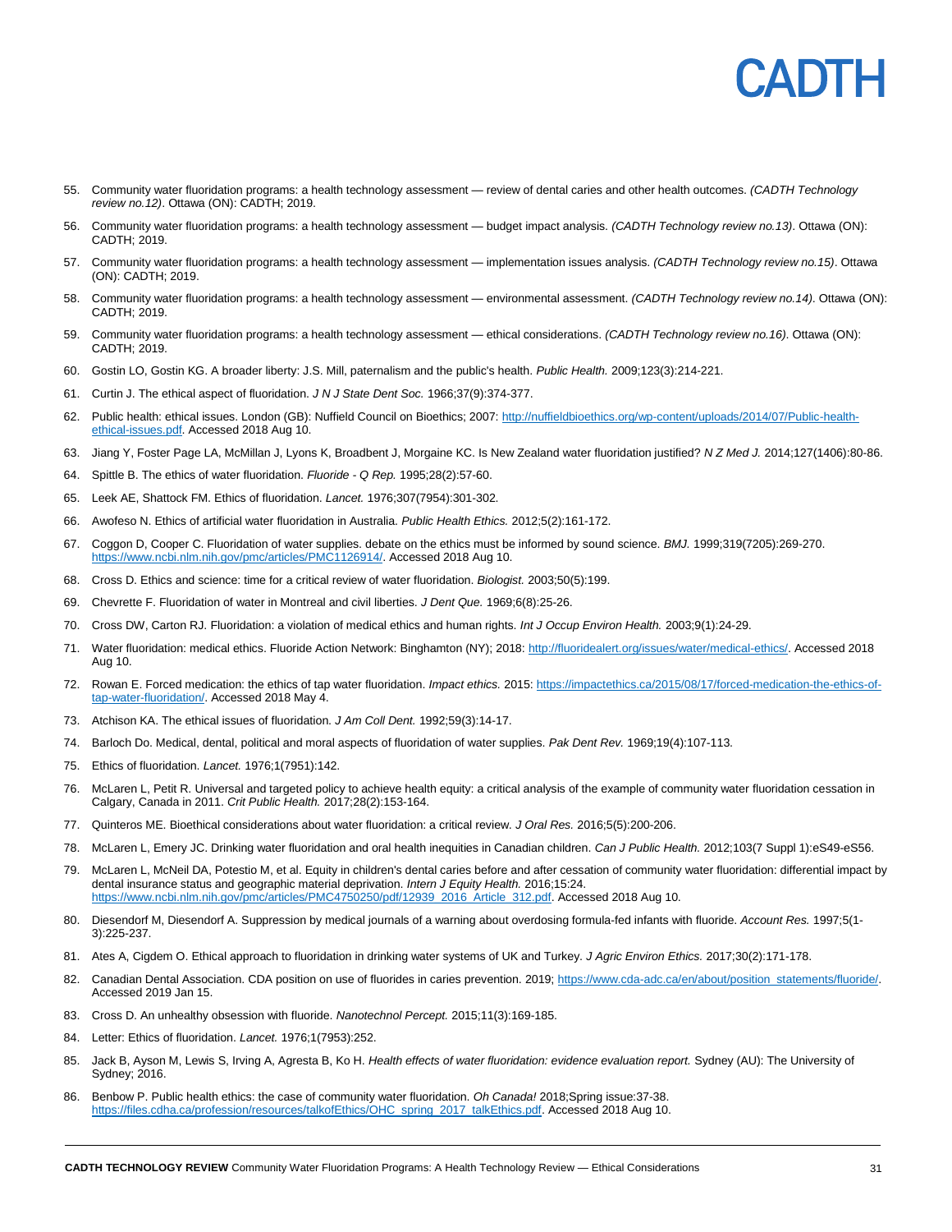55. Community water fluoridation programs: a health technology assessment — review of dental caries and other health outcomes. *(CADTH Technology review no.12)*. Ottawa (ON): CADTH; 2019.

56. Community water fluoridation programs: a health technology assessment — budget impact analysis. *(CADTH Technology review no.13)*. Ottawa (ON): CADTH; 2019.

57. Community water fluoridation programs: a health technology assessment — implementation issues analysis. *(CADTH Technology review no.15)*. Ottawa (ON): CADTH; 2019.

58. Community water fluoridation programs: a health technology assessment — environmental assessment. *(CADTH Technology review no.14)*. Ottawa (ON): CADTH; 2019.

59. Community water fluoridation programs: a health technology assessment — ethical considerations. *(CADTH Technology review no.16)*. Ottawa (ON): CADTH; 2019.

60. Gostin LO, Gostin KG. A broader liberty: J.S. Mill, paternalism and the public's health. *Public Health.* 2009;123(3):214-221.

61. Curtin J. The ethical aspect of fluoridation. *J N J State Dent Soc.* 1966;37(9):374-377.

62. Public health: ethical issues. London (GB): Nuffield Council on Bioethics; 2007: http://nuffieldbioethics.org/wp-content/uploads/2014/07/Public-health-ethical-issues.pdf. Accessed 2018 Aug 10.

63. Jiang Y, Foster Page LA, McMillan J, Lyons K, Broadbent J, Morgaine KC. Is New Zealand water fluoridation justified? *N Z Med J.* 2014;127(1406):80-86.

64. Spittle B. The ethics of water fluoridation. *Fluoride - Q Rep.* 1995;28(2):57-60.

65. Leek AE, Shattock FM. Ethics of fluoridation. *Lancet.* 1976;307(7954):301-302.

66. Awofeso N. Ethics of artificial water fluoridation in Australia. *Public Health Ethics.* 2012;5(2):161-172.

67. Coggon D, Cooper C. Fluoridation of water supplies. debate on the ethics must be informed by sound science. *BMJ.* 1999;319(7205):269-270. https://www.ncbi.nlm.nih.gov/pmc/articles/PMC1126914/. Accessed 2018 Aug 10.

68. Cross D. Ethics and science: time for a critical review of water fluoridation. *Biologist.* 2003;50(5):199.

69. Chevrette F. Fluoridation of water in Montreal and civil liberties. *J Dent Que.* 1969;6(8):25-26.

70. Cross DW, Carton RJ. Fluoridation: a violation of medical ethics and human rights. *Int J Occup Environ Health.* 2003;9(1):24-29.

71. Water fluoridation: medical ethics. Fluoride Action Network: Binghamton (NY); 2018: http://fluoridealert.org/issues/water/medical-ethics/. Accessed 2018 Aug 10.

72. Rowan E. Forced medication: the ethics of tap water fluoridation. *Impact ethics.* 2015: https://impactethics.ca/2015/08/17/forced-medication-the-ethics-of-tap-water-fluoridation/. Accessed 2018 May 4.

73. Atchison KA. The ethical issues of fluoridation. *J Am Coll Dent.* 1992;59(3):14-17.

74. Barloch Do. Medical, dental, political and moral aspects of fluoridation of water supplies. *Pak Dent Rev.* 1969;19(4):107-113.

75. Ethics of fluoridation. *Lancet.* 1976;1(7951):142.

76. McLaren L, Petit R. Universal and targeted policy to achieve health equity: a critical analysis of the example of community water fluoridation cessation in Calgary, Canada in 2011. *Crit Public Health.* 2017;28(2):153-164.

77. Quinteros ME. Bioethical considerations about water fluoridation: a critical review. *J Oral Res.* 2016;5(5):200-206.

78. McLaren L, Emery JC. Drinking water fluoridation and oral health inequities in Canadian children. *Can J Public Health.* 2012;103(7 Suppl 1):eS49-eS56.

79. McLaren L, McNeil DA, Potestio M, et al. Equity in children's dental caries before and after cessation of community water fluoridation: differential impact by dental insurance status and geographic material deprivation. *Intern J Equity Health.* 2016;15:24. https://www.ncbi.nlm.nih.gov/pmc/articles/PMC4750250/pdf/12939_2016_Article_312.pdf. Accessed 2018 Aug 10.

80. Diesendorf M, Diesendorf A. Suppression by medical journals of a warning about overdosing formula-fed infants with fluoride. *Account Res.* 1997;5(1-3):225-237.

81. Ates A, Cigdem O. Ethical approach to fluoridation in drinking water systems of UK and Turkey. *J Agric Environ Ethics.* 2017;30(2):171-178.

82. Canadian Dental Association. CDA position on use of fluorides in caries prevention. 2019; https://www.cda-adc.ca/en/about/position_statements/fluoride/. Accessed 2019 Jan 15.

83. Cross D. An unhealthy obsession with fluoride. *Nanotechnol Percept.* 2015;11(3):169-185.

84. Letter: Ethics of fluoridation. *Lancet.* 1976;1(7953):252.

85. Jack B, Ayson M, Lewis S, Irving A, Agresta B, Ko H. *Health effects of water fluoridation: evidence evaluation report.* Sydney (AU): The University of Sydney; 2016.

86. Benbow P. Public health ethics: the case of community water fluoridation. *Oh Canada!* 2018;Spring issue:37-38. https://files.cdha.ca/profession/resources/talkofEthics/OHC_spring_2017_talkEthics.pdf. Accessed 2018 Aug 10.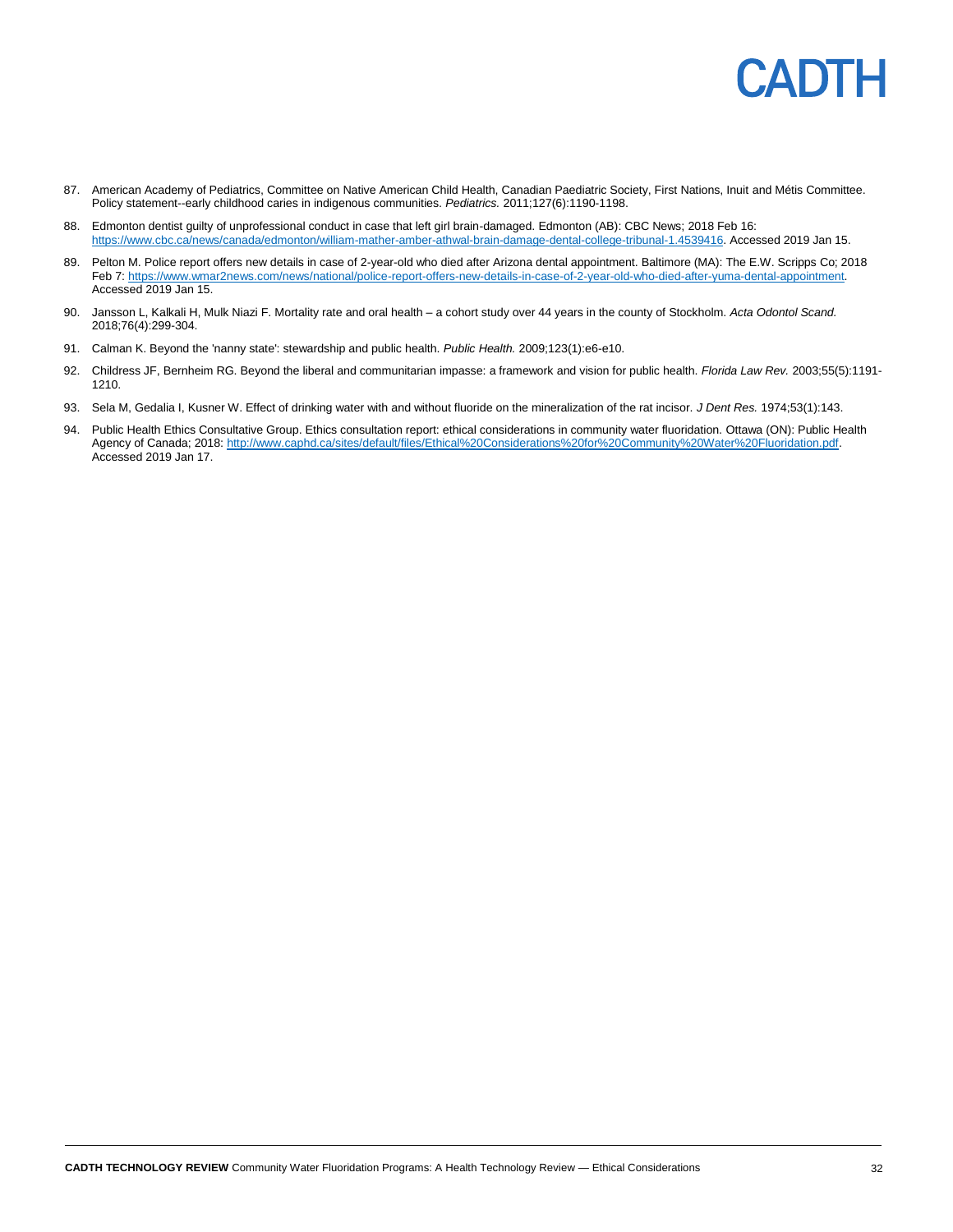87. American Academy of Pediatrics, Committee on Native American Child Health, Canadian Paediatric Society, First Nations, Inuit and Métis Committee. Policy statement--early childhood caries in indigenous communities. *Pediatrics.* 2011;127(6):1190-1198.

88. Edmonton dentist guilty of unprofessional conduct in case that left girl brain-damaged. Edmonton (AB): CBC News; 2018 Feb 16: https://www.cbc.ca/news/canada/edmonton/william-mather-amber-athwal-brain-damage-dental-college-tribunal-1.4539416. Accessed 2019 Jan 15.

89. Pelton M. Police report offers new details in case of 2-year-old who died after Arizona dental appointment. Baltimore (MA): The E.W. Scripps Co; 2018 Feb 7: https://www.wmar2news.com/news/national/police-report-offers-new-details-in-case-of-2-year-old-who-died-after-yuma-dental-appointment. Accessed 2019 Jan 15.

90. Jansson L, Kalkali H, Mulk Niazi F. Mortality rate and oral health – a cohort study over 44 years in the county of Stockholm. *Acta Odontol Scand.* 2018;76(4):299-304.

91. Calman K. Beyond the 'nanny state': stewardship and public health. *Public Health.* 2009;123(1):e6-e10.

92. Childress JF, Bernheim RG. Beyond the liberal and communitarian impasse: a framework and vision for public health. *Florida Law Rev.* 2003;55(5):1191-1210.

93. Sela M, Gedalia I, Kusner W. Effect of drinking water with and without fluoride on the mineralization of the rat incisor. *J Dent Res.* 1974;53(1):143.

94. Public Health Ethics Consultative Group. Ethics consultation report: ethical considerations in community water fluoridation. Ottawa (ON): Public Health Agency of Canada; 2018: http://www.caphd.ca/sites/default/files/Ethical%20Considerations%20for%20Community%20Water%20Fluoridation.pdf. Accessed 2019 Jan 17.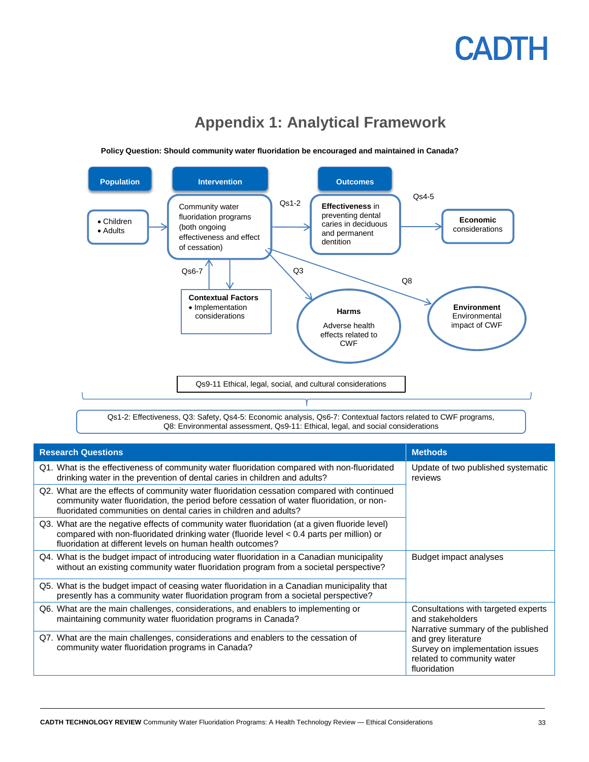# Appendix 1: Analytical Framework

**Policy Question: Should community water fluoridation be encouraged and maintained in Canada?**

**Population**
- Children
- Adults

**Intervention**

Community water fluoridation programs (both ongoing effectiveness and effect of cessation)

**Outcomes**

**Effectiveness** in preventing dental caries in deciduous and permanent dentition

Qs1-2

Qs4-5

**Economic** considerations

Qs6-7

**Contextual Factors**
- Implementation considerations

Q3

**Harms**

Adverse health effects related to CWF

Q8

**Environment**
Environmental impact of CWF

Qs9-11 Ethical, legal, social, and cultural considerations

Qs1-2: Effectiveness, Q3: Safety, Qs4-5: Economic analysis, Qs6-7: Contextual factors related to CWF programs, Q8: Environmental assessment, Qs9-11: Ethical, legal, and social considerations

| Research Questions | Methods |
|---|---|
| Q1. What is the effectiveness of community water fluoridation compared with non-fluoridated drinking water in the prevention of dental caries in children and adults? | Update of two published systematic reviews |
| Q2. What are the effects of community water fluoridation cessation compared with continued community water fluoridation, the period before cessation of water fluoridation, or non-fluoridated communities on dental caries in children and adults? | |
| Q3. What are the negative effects of community water fluoridation (at a given fluoride level) compared with non-fluoridated drinking water (fluoride level < 0.4 parts per million) or fluoridation at different levels on human health outcomes? | |
| Q4. What is the budget impact of introducing water fluoridation in a Canadian municipality without an existing community water fluoridation program from a societal perspective? | Budget impact analyses |
| Q5. What is the budget impact of ceasing water fluoridation in a Canadian municipality that presently has a community water fluoridation program from a societal perspective? | |
| Q6. What are the main challenges, considerations, and enablers to implementing or maintaining community water fluoridation programs in Canada? | Consultations with targeted experts and stakeholders<br>Narrative summary of the published and grey literature<br>Survey on implementation issues related to community water fluoridation |
| Q7. What are the main challenges, considerations and enablers to the cessation of community water fluoridation programs in Canada? | |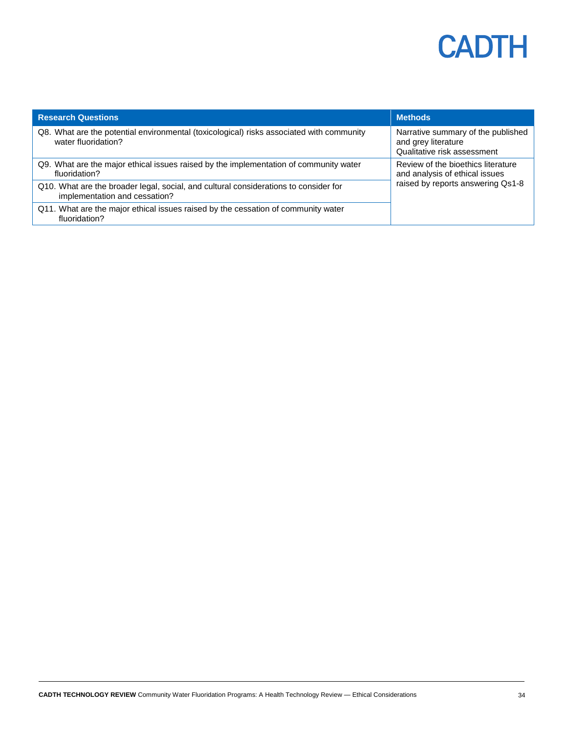| Research Questions | Methods |
| --- | --- |
| Q8. What are the potential environmental (toxicological) risks associated with community water fluoridation? | Narrative summary of the published and grey literature<br>Qualitative risk assessment |
| Q9. What are the major ethical issues raised by the implementation of community water fluoridation? | Review of the bioethics literature and analysis of ethical issues raised by reports answering Qs1-8 |
| Q10. What are the broader legal, social, and cultural considerations to consider for implementation and cessation? | |
| Q11. What are the major ethical issues raised by the cessation of community water fluoridation? | |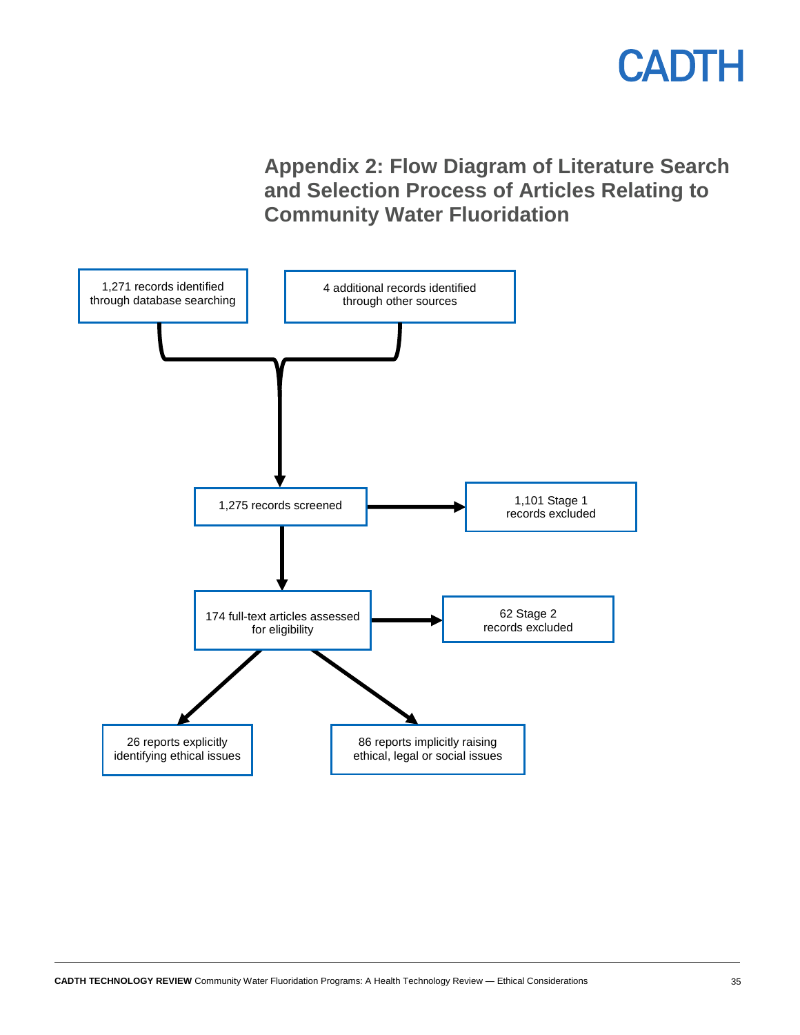## Appendix 2: Flow Diagram of Literature Search and Selection Process of Articles Relating to Community Water Fluoridation

1,271 records identified through database searching

4 additional records identified through other sources

1,275 records screened

1,101 Stage 1 records excluded

174 full-text articles assessed for eligibility

62 Stage 2 records excluded

26 reports explicitly identifying ethical issues

86 reports implicitly raising ethical, legal or social issues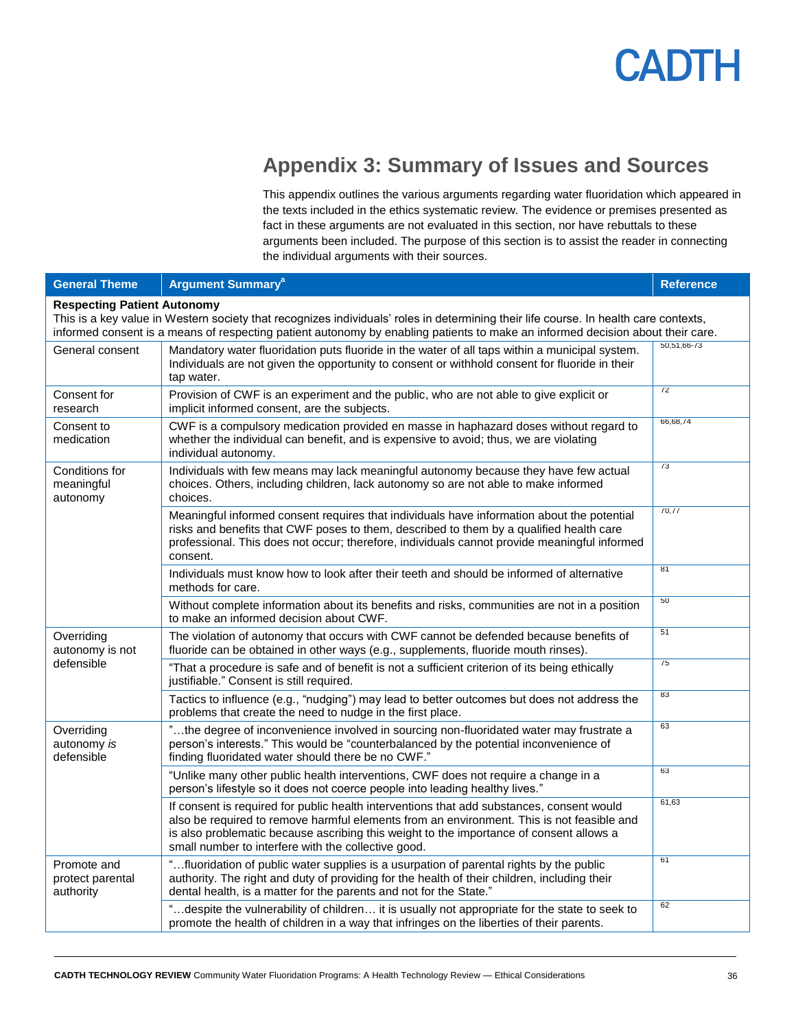## Appendix 3: Summary of Issues and Sources

This appendix outlines the various arguments regarding water fluoridation which appeared in the texts included in the ethics systematic review. The evidence or premises presented as fact in these arguments are not evaluated in this section, nor have rebuttals to these arguments been included. The purpose of this section is to assist the reader in connecting the individual arguments with their sources.

| General Theme | Argument Summary[a] | Reference |
|---|---|---|
| **Respecting Patient Autonomy** This is a key value in Western society that recognizes individuals' roles in determining their life course. In health care contexts, informed consent is a means of respecting patient autonomy by enabling patients to make an informed decision about their care. | | |
| General consent | Mandatory water fluoridation puts fluoride in the water of all taps within a municipal system. Individuals are not given the opportunity to consent or withhold consent for fluoride in their tap water. | 50,51,66-73 |
| Consent for research | Provision of CWF is an experiment and the public, who are not able to give explicit or implicit informed consent, are the subjects. | 72 |
| Consent to medication | CWF is a compulsory medication provided en masse in haphazard doses without regard to whether the individual can benefit, and is expensive to avoid; thus, we are violating individual autonomy. | 66,68,74 |
| Conditions for meaningful autonomy | Individuals with few means may lack meaningful autonomy because they have few actual choices. Others, including children, lack autonomy so are not able to make informed choices. | 73 |
| | Meaningful informed consent requires that individuals have information about the potential risks and benefits that CWF poses to them, described to them by a qualified health care professional. This does not occur; therefore, individuals cannot provide meaningful informed consent. | 70,77 |
| | Individuals must know how to look after their teeth and should be informed of alternative methods for care. | 81 |
| | Without complete information about its benefits and risks, communities are not in a position to make an informed decision about CWF. | 50 |
| Overriding autonomy is not defensible | The violation of autonomy that occurs with CWF cannot be defended because benefits of fluoride can be obtained in other ways (e.g., supplements, fluoride mouth rinses). | 51 |
| | "That a procedure is safe and of benefit is not a sufficient criterion of its being ethically justifiable." Consent is still required. | 75 |
| | Tactics to influence (e.g., "nudging") may lead to better outcomes but does not address the problems that create the need to nudge in the first place. | 83 |
| Overriding autonomy *is* defensible | "…the degree of inconvenience involved in sourcing non-fluoridated water may frustrate a person's interests." This would be "counterbalanced by the potential inconvenience of finding fluoridated water should there be no CWF." | 63 |
| | "Unlike many other public health interventions, CWF does not require a change in a person's lifestyle so it does not coerce people into leading healthy lives." | 63 |
| | If consent is required for public health interventions that add substances, consent would also be required to remove harmful elements from an environment. This is not feasible and is also problematic because ascribing this weight to the importance of consent allows a small number to interfere with the collective good. | 61,63 |
| Promote and protect parental authority | "…fluoridation of public water supplies is a usurpation of parental rights by the public authority. The right and duty of providing for the health of their children, including their dental health, is a matter for the parents and not for the State." | 61 |
| | "…despite the vulnerability of children… it is usually not appropriate for the state to seek to promote the health of children in a way that infringes on the liberties of their parents. | 62 |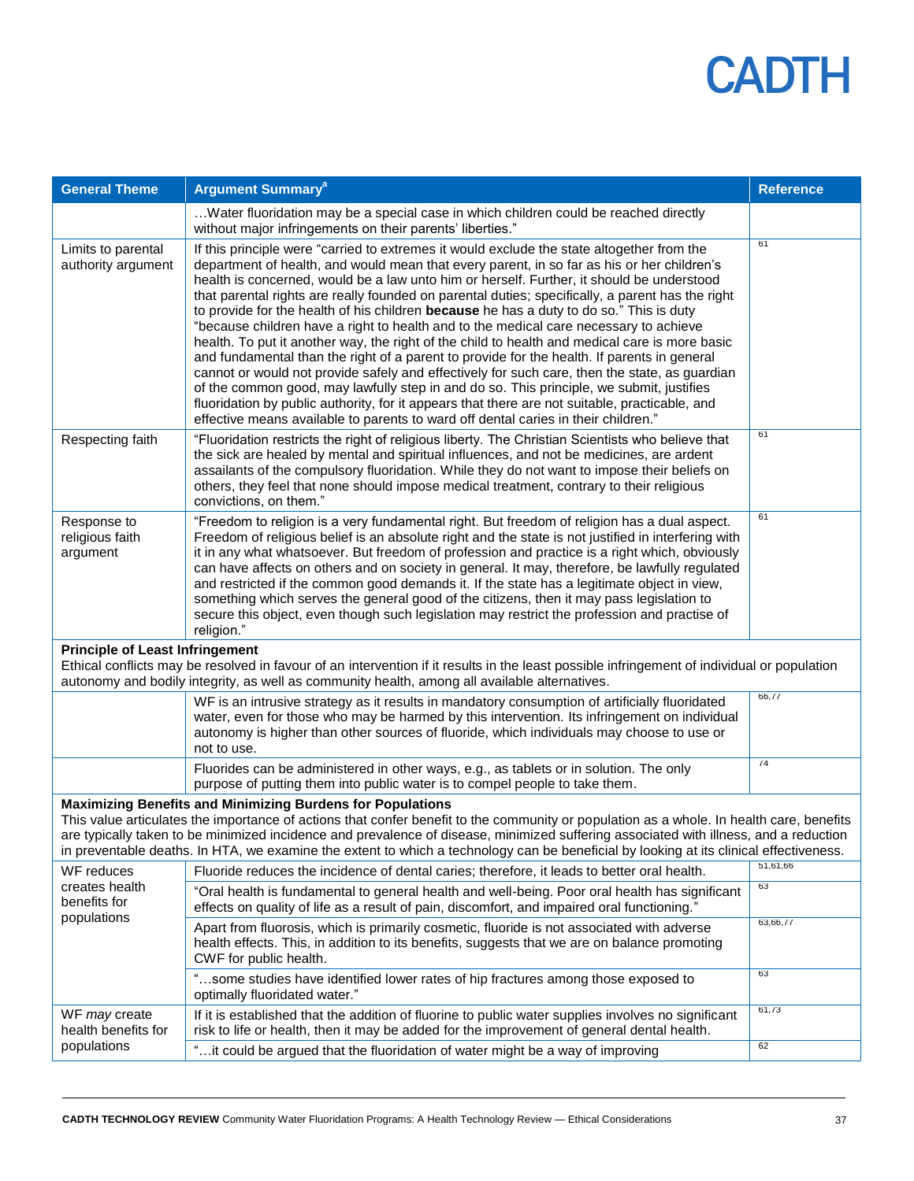| General Theme | Argument Summary[a] | Reference |
|---|---|---|
| | …Water fluoridation may be a special case in which children could be reached directly without major infringements on their parents' liberties." | |
| Limits to parental authority argument | If this principle were "carried to extremes it would exclude the state altogether from the department of health, and would mean that every parent, in so far as his or her children's health is concerned, would be a law unto him or herself. Further, it should be understood that parental rights are really founded on parental duties; specifically, a parent has the right to provide for the health of his children **because** he has a duty to do so." This is duty "because children have a right to health and to the medical care necessary to achieve health. To put it another way, the right of the child to health and medical care is more basic and fundamental than the right of a parent to provide for the health. If parents in general cannot or would not provide safely and effectively for such care, then the state, as guardian of the common good, may lawfully step in and do so. This principle, we submit, justifies fluoridation by public authority, for it appears that there are not suitable, practicable, and effective means available to parents to ward off dental caries in their children." | 61 |
| Respecting faith | "Fluoridation restricts the right of religious liberty. The Christian Scientists who believe that the sick are healed by mental and spiritual influences, and not be medicines, are ardent assailants of the compulsory fluoridation. While they do not want to impose their beliefs on others, they feel that none should impose medical treatment, contrary to their religious convictions, on them." | 61 |
| Response to religious faith argument | "Freedom to religion is a very fundamental right. But freedom of religion has a dual aspect. Freedom of religious belief is an absolute right and the state is not justified in interfering with it in any what whatsoever. But freedom of profession and practice is a right which, obviously can have affects on others and on society in general. It may, therefore, be lawfully regulated and restricted if the common good demands it. If the state has a legitimate object in view, something which serves the general good of the citizens, then it may pass legislation to secure this object, even though such legislation may restrict the profession and practise of religion." | 61 |
| **Principle of Least Infringement**<br>Ethical conflicts may be resolved in favour of an intervention if it results in the least possible infringement of individual or population autonomy and bodily integrity, as well as community health, among all available alternatives. | | |
| | WF is an intrusive strategy as it results in mandatory consumption of artificially fluoridated water, even for those who may be harmed by this intervention. Its infringement on individual autonomy is higher than other sources of fluoride, which individuals may choose to use or not to use. | 66,77 |
| | Fluorides can be administered in other ways, e.g., as tablets or in solution. The only purpose of putting them into public water is to compel people to take them. | 74 |
| **Maximizing Benefits and Minimizing Burdens for Populations**<br>This value articulates the importance of actions that confer benefit to the community or population as a whole. In health care, benefits are typically taken to be minimized incidence and prevalence of disease, minimized suffering associated with illness, and a reduction in preventable deaths. In HTA, we examine the extent to which a technology can be beneficial by looking at its clinical effectiveness. | | |
| WF reduces creates health benefits for populations | Fluoride reduces the incidence of dental caries; therefore, it leads to better oral health. | 51,61,66 |
| | "Oral health is fundamental to general health and well-being. Poor oral health has significant effects on quality of life as a result of pain, discomfort, and impaired oral functioning." | 63 |
| | Apart from fluorosis, which is primarily cosmetic, fluoride is not associated with adverse health effects. This, in addition to its benefits, suggests that we are on balance promoting CWF for public health. | 63,66,77 |
| | "…some studies have identified lower rates of hip fractures among those exposed to optimally fluoridated water." | 63 |
| WF *may* create health benefits for populations | If it is established that the addition of fluorine to public water supplies involves no significant risk to life or health, then it may be added for the improvement of general dental health. | 61,73 |
| | "…it could be argued that the fluoridation of water might be a way of improving | 62 |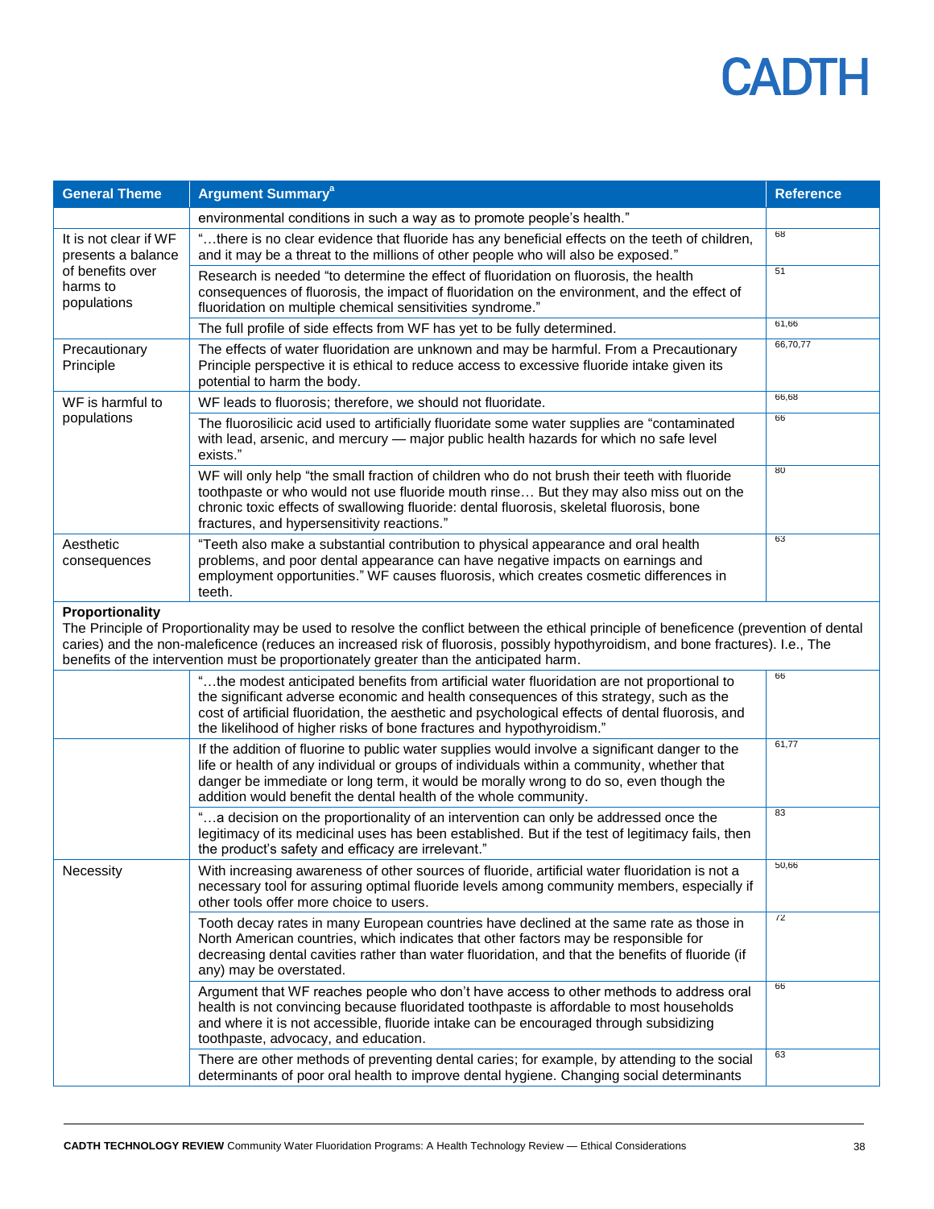| General Theme | Argument Summary[a] | Reference |
|---|---|---|
| | environmental conditions in such a way as to promote people's health." | |
| It is not clear if WF presents a balance of benefits over harms to populations | "…there is no clear evidence that fluoride has any beneficial effects on the teeth of children, and it may be a threat to the millions of other people who will also be exposed." | 68 |
| | Research is needed "to determine the effect of fluoridation on fluorosis, the health consequences of fluorosis, the impact of fluoridation on the environment, and the effect of fluoridation on multiple chemical sensitivities syndrome." | 51 |
| | The full profile of side effects from WF has yet to be fully determined. | 61,66 |
| Precautionary Principle | The effects of water fluoridation are unknown and may be harmful. From a Precautionary Principle perspective it is ethical to reduce access to excessive fluoride intake given its potential to harm the body. | 66,70,77 |
| WF is harmful to populations | WF leads to fluorosis; therefore, we should not fluoridate. | 66,68 |
| | The fluorosilicic acid used to artificially fluoridate some water supplies are "contaminated with lead, arsenic, and mercury — major public health hazards for which no safe level exists." | 66 |
| | WF will only help "the small fraction of children who do not brush their teeth with fluoride toothpaste or who would not use fluoride mouth rinse… But they may also miss out on the chronic toxic effects of swallowing fluoride: dental fluorosis, skeletal fluorosis, bone fractures, and hypersensitivity reactions." | 80 |
| Aesthetic consequences | "Teeth also make a substantial contribution to physical appearance and oral health problems, and poor dental appearance can have negative impacts on earnings and employment opportunities." WF causes fluorosis, which creates cosmetic differences in teeth. | 63 |
| **Proportionality** The Principle of Proportionality may be used to resolve the conflict between the ethical principle of beneficence (prevention of dental caries) and the non-maleficence (reduces an increased risk of fluorosis, possibly hypothyroidism, and bone fractures). I.e., The benefits of the intervention must be proportionately greater than the anticipated harm. | | |
| | "…the modest anticipated benefits from artificial water fluoridation are not proportional to the significant adverse economic and health consequences of this strategy, such as the cost of artificial fluoridation, the aesthetic and psychological effects of dental fluorosis, and the likelihood of higher risks of bone fractures and hypothyroidism." | 66 |
| | If the addition of fluorine to public water supplies would involve a significant danger to the life or health of any individual or groups of individuals within a community, whether that danger be immediate or long term, it would be morally wrong to do so, even though the addition would benefit the dental health of the whole community. | 61,77 |
| | "…a decision on the proportionality of an intervention can only be addressed once the legitimacy of its medicinal uses has been established. But if the test of legitimacy fails, then the product's safety and efficacy are irrelevant." | 83 |
| Necessity | With increasing awareness of other sources of fluoride, artificial water fluoridation is not a necessary tool for assuring optimal fluoride levels among community members, especially if other tools offer more choice to users. | 50,66 |
| | Tooth decay rates in many European countries have declined at the same rate as those in North American countries, which indicates that other factors may be responsible for decreasing dental cavities rather than water fluoridation, and that the benefits of fluoride (if any) may be overstated. | 72 |
| | Argument that WF reaches people who don't have access to other methods to address oral health is not convincing because fluoridated toothpaste is affordable to most households and where it is not accessible, fluoride intake can be encouraged through subsidizing toothpaste, advocacy, and education. | 66 |
| | There are other methods of preventing dental caries; for example, by attending to the social determinants of poor oral health to improve dental hygiene. Changing social determinants | 63 |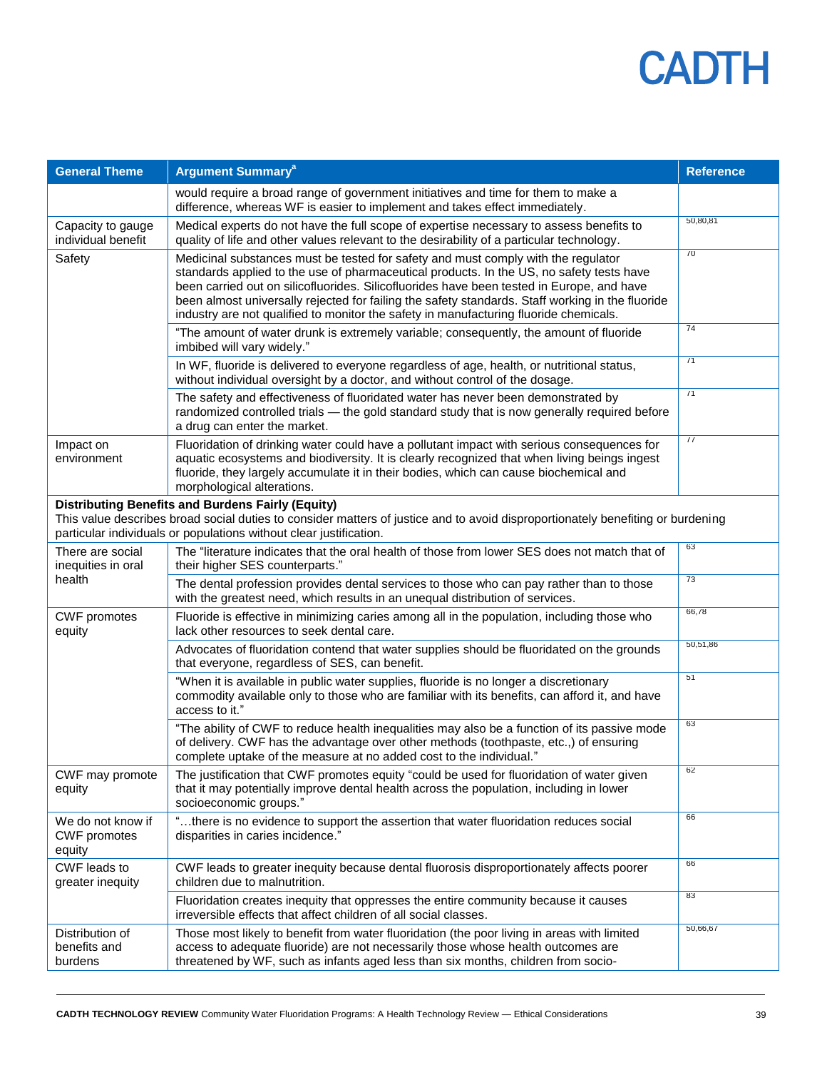| General Theme | Argument Summary[a] | Reference |
|---|---|---|
| | would require a broad range of government initiatives and time for them to make a difference, whereas WF is easier to implement and takes effect immediately. | |
| Capacity to gauge individual benefit | Medical experts do not have the full scope of expertise necessary to assess benefits to quality of life and other values relevant to the desirability of a particular technology. | 50,80,81 |
| Safety | Medicinal substances must be tested for safety and must comply with the regulator standards applied to the use of pharmaceutical products. In the US, no safety tests have been carried out on silicofluorides. Silicofluorides have been tested in Europe, and have been almost universally rejected for failing the safety standards. Staff working in the fluoride industry are not qualified to monitor the safety in manufacturing fluoride chemicals. | 70 |
| | "The amount of water drunk is extremely variable; consequently, the amount of fluoride imbibed will vary widely." | 74 |
| | In WF, fluoride is delivered to everyone regardless of age, health, or nutritional status, without individual oversight by a doctor, and without control of the dosage. | 71 |
| | The safety and effectiveness of fluoridated water has never been demonstrated by randomized controlled trials — the gold standard study that is now generally required before a drug can enter the market. | 71 |
| Impact on environment | Fluoridation of drinking water could have a pollutant impact with serious consequences for aquatic ecosystems and biodiversity. It is clearly recognized that when living beings ingest fluoride, they largely accumulate it in their bodies, which can cause biochemical and morphological alterations. | 77 |
| **Distributing Benefits and Burdens Fairly (Equity)** This value describes broad social duties to consider matters of justice and to avoid disproportionately benefiting or burdening particular individuals or populations without clear justification. | | |
| There are social inequities in oral health | The "literature indicates that the oral health of those from lower SES does not match that of their higher SES counterparts." | 63 |
| | The dental profession provides dental services to those who can pay rather than to those with the greatest need, which results in an unequal distribution of services. | 73 |
| CWF promotes equity | Fluoride is effective in minimizing caries among all in the population, including those who lack other resources to seek dental care. | 66,78 |
| | Advocates of fluoridation contend that water supplies should be fluoridated on the grounds that everyone, regardless of SES, can benefit. | 50,51,86 |
| | "When it is available in public water supplies, fluoride is no longer a discretionary commodity available only to those who are familiar with its benefits, can afford it, and have access to it." | 51 |
| | "The ability of CWF to reduce health inequalities may also be a function of its passive mode of delivery. CWF has the advantage over other methods (toothpaste, etc.,) of ensuring complete uptake of the measure at no added cost to the individual." | 63 |
| CWF may promote equity | The justification that CWF promotes equity "could be used for fluoridation of water given that it may potentially improve dental health across the population, including in lower socioeconomic groups." | 62 |
| We do not know if CWF promotes equity | "…there is no evidence to support the assertion that water fluoridation reduces social disparities in caries incidence." | 66 |
| CWF leads to greater inequity | CWF leads to greater inequity because dental fluorosis disproportionately affects poorer children due to malnutrition. | 66 |
| | Fluoridation creates inequity that oppresses the entire community because it causes irreversible effects that affect children of all social classes. | 83 |
| Distribution of benefits and burdens | Those most likely to benefit from water fluoridation (the poor living in areas with limited access to adequate fluoride) are not necessarily those whose health outcomes are threatened by WF, such as infants aged less than six months, children from socio- | 50,66,67 |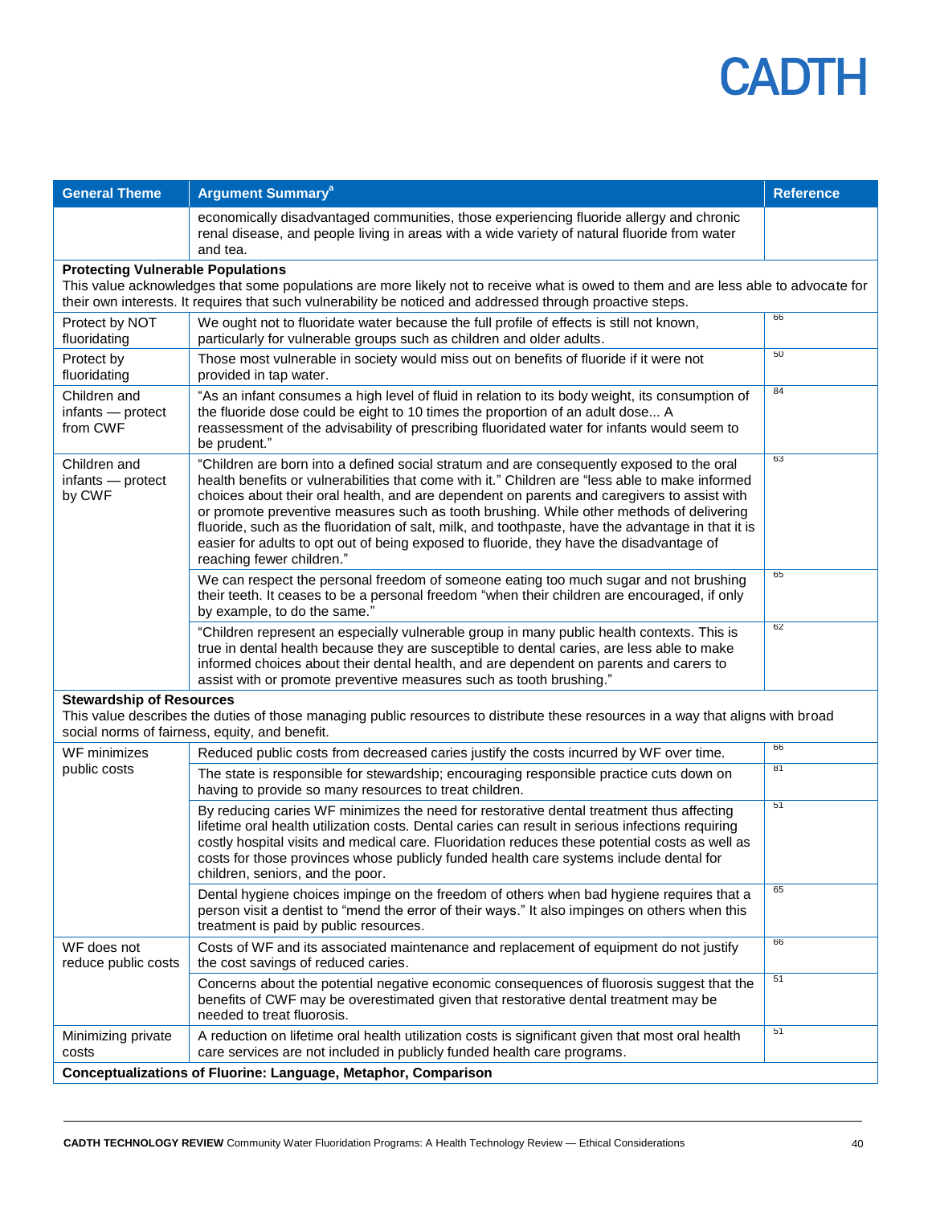| General Theme | Argument Summary[a] | Reference |
|---|---|---|
| | economically disadvantaged communities, those experiencing fluoride allergy and chronic renal disease, and people living in areas with a wide variety of natural fluoride from water and tea. | |
| **Protecting Vulnerable Populations** This value acknowledges that some populations are more likely not to receive what is owed to them and are less able to advocate for their own interests. It requires that such vulnerability be noticed and addressed through proactive steps. | | |
| Protect by NOT fluoridating | We ought not to fluoridate water because the full profile of effects is still not known, particularly for vulnerable groups such as children and older adults. | 66 |
| Protect by fluoridating | Those most vulnerable in society would miss out on benefits of fluoride if it were not provided in tap water. | 50 |
| Children and infants — protect from CWF | "As an infant consumes a high level of fluid in relation to its body weight, its consumption of the fluoride dose could be eight to 10 times the proportion of an adult dose... A reassessment of the advisability of prescribing fluoridated water for infants would seem to be prudent." | 84 |
| Children and infants — protect by CWF | "Children are born into a defined social stratum and are consequently exposed to the oral health benefits or vulnerabilities that come with it." Children are "less able to make informed choices about their oral health, and are dependent on parents and caregivers to assist with or promote preventive measures such as tooth brushing. While other methods of delivering fluoride, such as the fluoridation of salt, milk, and toothpaste, have the advantage in that it is easier for adults to opt out of being exposed to fluoride, they have the disadvantage of reaching fewer children." | 63 |
| | We can respect the personal freedom of someone eating too much sugar and not brushing their teeth. It ceases to be a personal freedom "when their children are encouraged, if only by example, to do the same." | 65 |
| | "Children represent an especially vulnerable group in many public health contexts. This is true in dental health because they are susceptible to dental caries, are less able to make informed choices about their dental health, and are dependent on parents and carers to assist with or promote preventive measures such as tooth brushing." | 62 |
| **Stewardship of Resources** This value describes the duties of those managing public resources to distribute these resources in a way that aligns with broad social norms of fairness, equity, and benefit. | | |
| WF minimizes public costs | Reduced public costs from decreased caries justify the costs incurred by WF over time. | 66 |
| | The state is responsible for stewardship; encouraging responsible practice cuts down on having to provide so many resources to treat children. | 81 |
| | By reducing caries WF minimizes the need for restorative dental treatment thus affecting lifetime oral health utilization costs. Dental caries can result in serious infections requiring costly hospital visits and medical care. Fluoridation reduces these potential costs as well as costs for those provinces whose publicly funded health care systems include dental for children, seniors, and the poor. | 51 |
| | Dental hygiene choices impinge on the freedom of others when bad hygiene requires that a person visit a dentist to "mend the error of their ways." It also impinges on others when this treatment is paid by public resources. | 65 |
| WF does not reduce public costs | Costs of WF and its associated maintenance and replacement of equipment do not justify the cost savings of reduced caries. | 66 |
| | Concerns about the potential negative economic consequences of fluorosis suggest that the benefits of CWF may be overestimated given that restorative dental treatment may be needed to treat fluorosis. | 51 |
| Minimizing private costs | A reduction on lifetime oral health utilization costs is significant given that most oral health care services are not included in publicly funded health care programs. | 51 |
| **Conceptualizations of Fluorine: Language, Metaphor, Comparison** | | |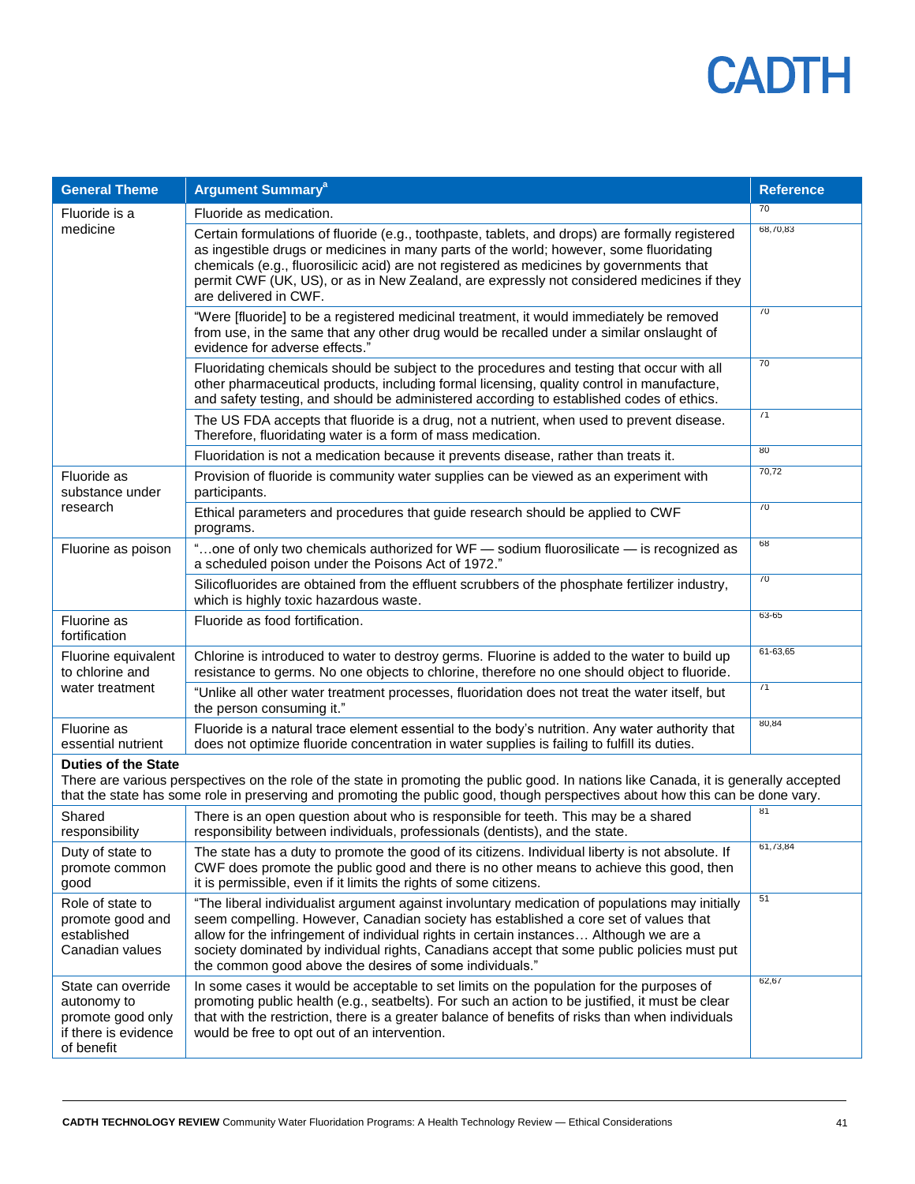| General Theme | Argument Summary[a] | Reference |
|---|---|---|
| Fluoride is a medicine | Fluoride as medication. | 70 |
| | Certain formulations of fluoride (e.g., toothpaste, tablets, and drops) are formally registered as ingestible drugs or medicines in many parts of the world; however, some fluoridating chemicals (e.g., fluorosilicic acid) are not registered as medicines by governments that permit CWF (UK, US), or as in New Zealand, are expressly not considered medicines if they are delivered in CWF. | 68,70,83 |
| | "Were [fluoride] to be a registered medicinal treatment, it would immediately be removed from use, in the same that any other drug would be recalled under a similar onslaught of evidence for adverse effects." | 70 |
| | Fluoridating chemicals should be subject to the procedures and testing that occur with all other pharmaceutical products, including formal licensing, quality control in manufacture, and safety testing, and should be administered according to established codes of ethics. | 70 |
| | The US FDA accepts that fluoride is a drug, not a nutrient, when used to prevent disease. Therefore, fluoridating water is a form of mass medication. | 71 |
| | Fluoridation is not a medication because it prevents disease, rather than treats it. | 80 |
| Fluoride as substance under research | Provision of fluoride is community water supplies can be viewed as an experiment with participants. | 70,72 |
| | Ethical parameters and procedures that guide research should be applied to CWF programs. | 70 |
| Fluorine as poison | "…one of only two chemicals authorized for WF — sodium fluorosilicate — is recognized as a scheduled poison under the Poisons Act of 1972." | 68 |
| | Silicofluorides are obtained from the effluent scrubbers of the phosphate fertilizer industry, which is highly toxic hazardous waste. | 70 |
| Fluorine as fortification | Fluoride as food fortification. | 63-65 |
| Fluorine equivalent to chlorine and water treatment | Chlorine is introduced to water to destroy germs. Fluorine is added to the water to build up resistance to germs. No one objects to chlorine, therefore no one should object to fluoride. | 61-63,65 |
| | "Unlike all other water treatment processes, fluoridation does not treat the water itself, but the person consuming it." | 71 |
| Fluorine as essential nutrient | Fluoride is a natural trace element essential to the body's nutrition. Any water authority that does not optimize fluoride concentration in water supplies is failing to fulfill its duties. | 80,84 |
| **Duties of the State** There are various perspectives on the role of the state in promoting the public good. In nations like Canada, it is generally accepted that the state has some role in preserving and promoting the public good, though perspectives about how this can be done vary. | | |
| Shared responsibility | There is an open question about who is responsible for teeth. This may be a shared responsibility between individuals, professionals (dentists), and the state. | 81 |
| Duty of state to promote common good | The state has a duty to promote the good of its citizens. Individual liberty is not absolute. If CWF does promote the public good and there is no other means to achieve this good, then it is permissible, even if it limits the rights of some citizens. | 61,73,84 |
| Role of state to promote good and established Canadian values | "The liberal individualist argument against involuntary medication of populations may initially seem compelling. However, Canadian society has established a core set of values that allow for the infringement of individual rights in certain instances… Although we are a society dominated by individual rights, Canadians accept that some public policies must put the common good above the desires of some individuals." | 51 |
| State can override autonomy to promote good only if there is evidence of benefit | In some cases it would be acceptable to set limits on the population for the purposes of promoting public health (e.g., seatbelts). For such an action to be justified, it must be clear that with the restriction, there is a greater balance of benefits of risks than when individuals would be free to opt out of an intervention. | 62,67 |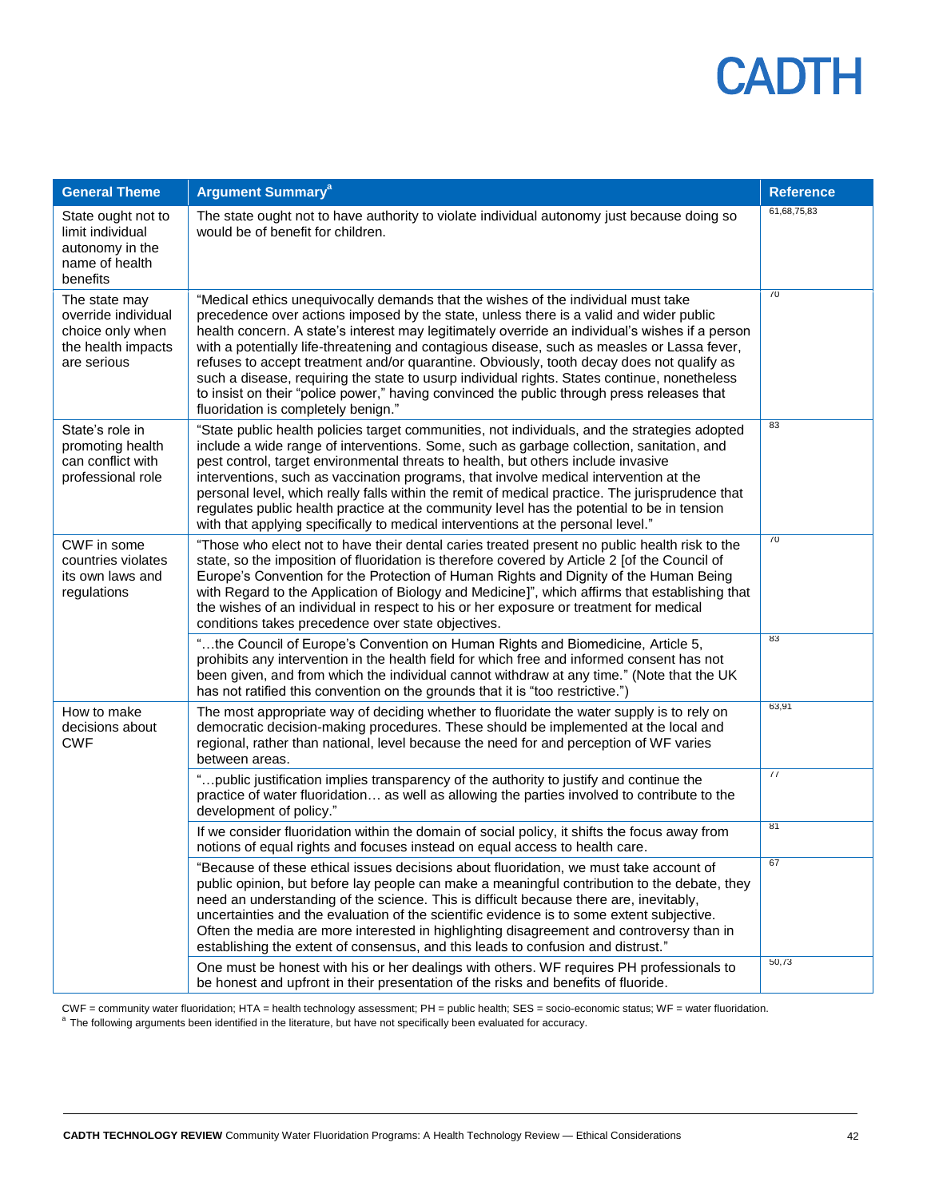| General Theme | Argument Summary[a] | Reference |
|---|---|---|
| State ought not to limit individual autonomy in the name of health benefits | The state ought not to have authority to violate individual autonomy just because doing so would be of benefit for children. | 61,68,75,83 |
| The state may override individual choice only when the health impacts are serious | "Medical ethics unequivocally demands that the wishes of the individual must take precedence over actions imposed by the state, unless there is a valid and wider public health concern. A state's interest may legitimately override an individual's wishes if a person with a potentially life-threatening and contagious disease, such as measles or Lassa fever, refuses to accept treatment and/or quarantine. Obviously, tooth decay does not qualify as such a disease, requiring the state to usurp individual rights. States continue, nonetheless to insist on their "police power," having convinced the public through press releases that fluoridation is completely benign." | 70 |
| State's role in promoting health can conflict with professional role | "State public health policies target communities, not individuals, and the strategies adopted include a wide range of interventions. Some, such as garbage collection, sanitation, and pest control, target environmental threats to health, but others include invasive interventions, such as vaccination programs, that involve medical intervention at the personal level, which really falls within the remit of medical practice. The jurisprudence that regulates public health practice at the community level has the potential to be in tension with that applying specifically to medical interventions at the personal level." | 83 |
| CWF in some countries violates its own laws and regulations | "Those who elect not to have their dental caries treated present no public health risk to the state, so the imposition of fluoridation is therefore covered by Article 2 [of the Council of Europe's Convention for the Protection of Human Rights and Dignity of the Human Being with Regard to the Application of Biology and Medicine]", which affirms that establishing that the wishes of an individual in respect to his or her exposure or treatment for medical conditions takes precedence over state objectives. | 70 |
| | "…the Council of Europe's Convention on Human Rights and Biomedicine, Article 5, prohibits any intervention in the health field for which free and informed consent has not been given, and from which the individual cannot withdraw at any time." (Note that the UK has not ratified this convention on the grounds that it is "too restrictive.") | 83 |
| How to make decisions about CWF | The most appropriate way of deciding whether to fluoridate the water supply is to rely on democratic decision-making procedures. These should be implemented at the local and regional, rather than national, level because the need for and perception of WF varies between areas. | 63,91 |
| | "…public justification implies transparency of the authority to justify and continue the practice of water fluoridation… as well as allowing the parties involved to contribute to the development of policy." | 77 |
| | If we consider fluoridation within the domain of social policy, it shifts the focus away from notions of equal rights and focuses instead on equal access to health care. | 81 |
| | "Because of these ethical issues decisions about fluoridation, we must take account of public opinion, but before lay people can make a meaningful contribution to the debate, they need an understanding of the science. This is difficult because there are, inevitably, uncertainties and the evaluation of the scientific evidence is to some extent subjective. Often the media are more interested in highlighting disagreement and controversy than in establishing the extent of consensus, and this leads to confusion and distrust." | 67 |
| | One must be honest with his or her dealings with others. WF requires PH professionals to be honest and upfront in their presentation of the risks and benefits of fluoride. | 50,73 |

CWF = community water fluoridation; HTA = health technology assessment; PH = public health; SES = socio-economic status; WF = water fluoridation.

[a] The following arguments been identified in the literature, but have not specifically been evaluated for accuracy.